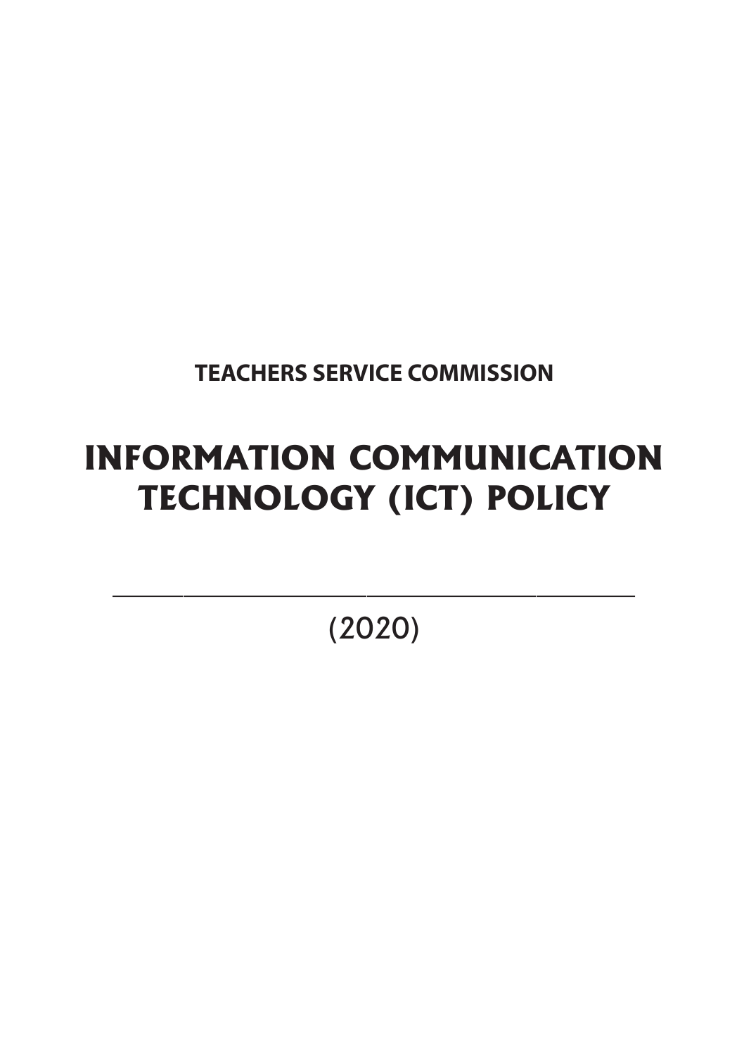**TEACHERS SERVICE COMMISSION**

# INFORMATION COMMUNICATION TECHNOLOGY (ICT) POLICY

---

(2020)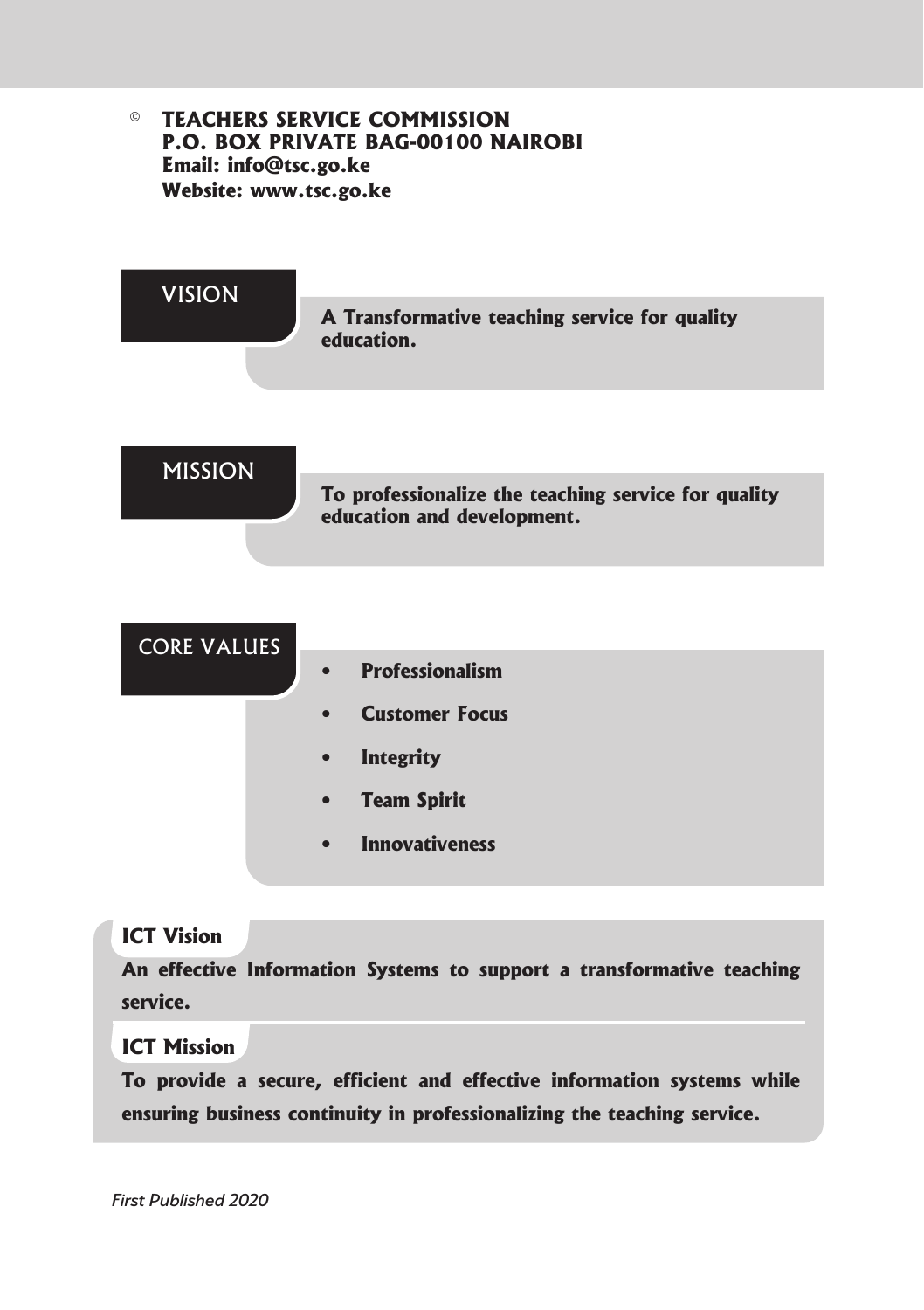© **TEACHERS SERVICE COMMISSION**
**P.O. BOX PRIVATE BAG-00100 NAIROBI**
**Email: info@tsc.go.ke**
**Website: www.tsc.go.ke**

## VISION

**A Transformative teaching service for quality education.**

## MISSION

**To professionalize the teaching service for quality education and development.**

## CORE VALUES

- **Professionalism**
- **Customer Focus**
- **Integrity**
- **Team Spirit**
- **Innovativeness**

### ICT Vision

**An effective Information Systems to support a transformative teaching service.**

### ICT Mission

**To provide a secure, efficient and effective information systems while ensuring business continuity in professionalizing the teaching service.**

*First Published 2020*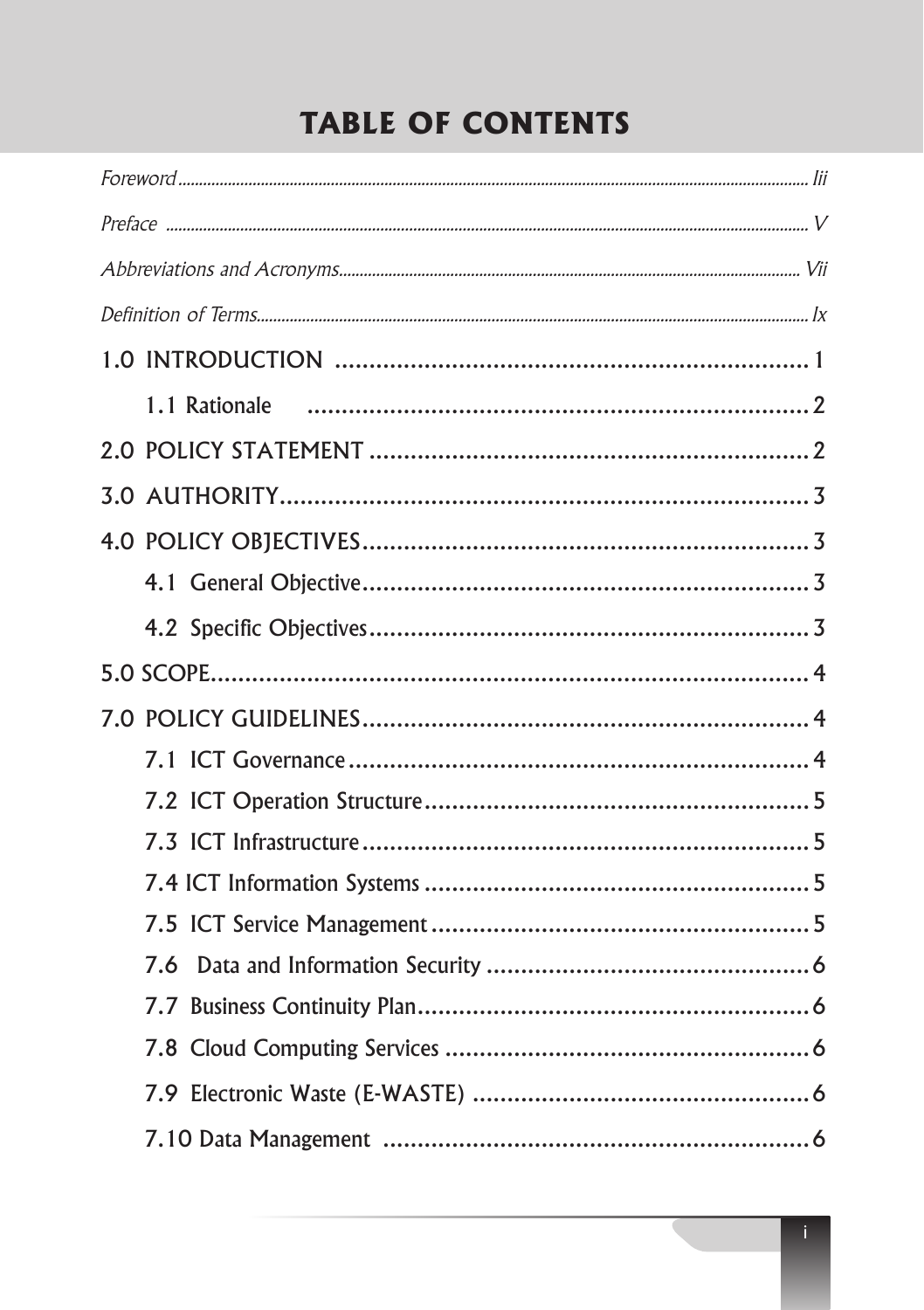# TABLE OF CONTENTS

*Foreword* ........................................................................................................ *Iii*

*Preface* ........................................................................................................ *V*

*Abbreviations and Acronyms* ........................................................................................................ *Vii*

*Definition of Terms* ........................................................................................................ *Ix*

1.0 INTRODUCTION ........................................................................ 1

- 1.1 Rationale ........................................................................ 2

2.0 POLICY STATEMENT ........................................................................ 2

3.0 AUTHORITY ........................................................................ 3

4.0 POLICY OBJECTIVES ........................................................................ 3

- 4.1 General Objective ........................................................................ 3
- 4.2 Specific Objectives ........................................................................ 3

5.0 SCOPE ........................................................................ 4

7.0 POLICY GUIDELINES ........................................................................ 4

- 7.1 ICT Governance ........................................................................ 4
- 7.2 ICT Operation Structure ........................................................................ 5
- 7.3 ICT Infrastructure ........................................................................ 5
- 7.4 ICT Information Systems ........................................................................ 5
- 7.5 ICT Service Management ........................................................................ 5
- 7.6 Data and Information Security ........................................................................ 6
- 7.7 Business Continuity Plan ........................................................................ 6
- 7.8 Cloud Computing Services ........................................................................ 6
- 7.9 Electronic Waste (E-WASTE) ........................................................................ 6
- 7.10 Data Management ........................................................................ 6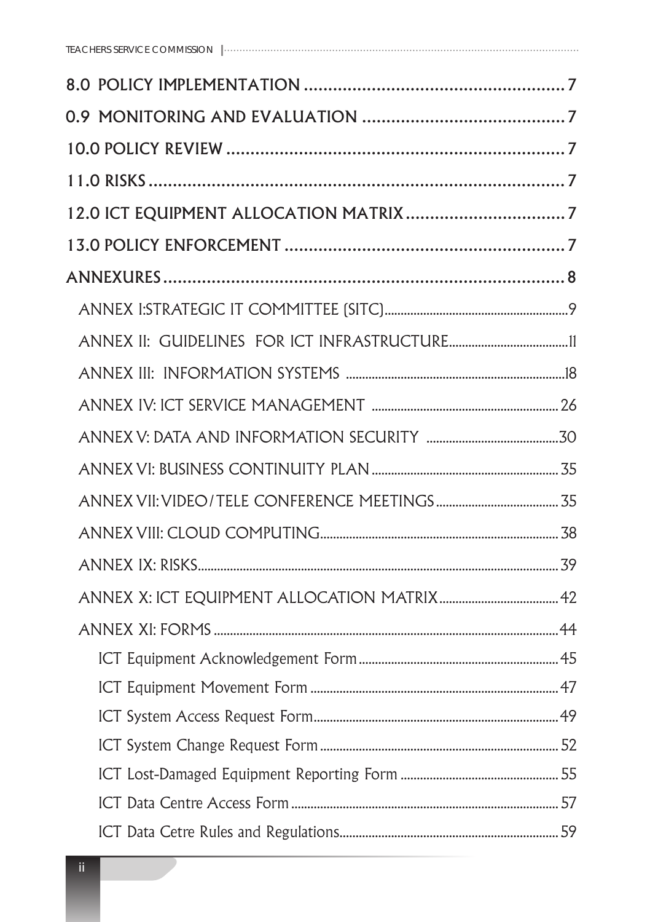8.0 POLICY IMPLEMENTATION ..................................................... 7

0.9 MONITORING AND EVALUATION ............................................ 7

10.0 POLICY REVIEW ........................................................................ 7

11.0 RISKS .......................................................................................... 7

12.0 ICT EQUIPMENT ALLOCATION MATRIX ................................. 7

13.0 POLICY ENFORCEMENT ........................................................... 7

ANNEXURES ......................................................................................... 8

- ANNEX I:STRATEGIC IT COMMITTEE (SITC)........................................................9
- ANNEX II: GUIDELINES FOR ICT INFRASTRUCTURE....................................11
- ANNEX III: INFORMATION SYSTEMS ....................................................................18
- ANNEX IV: ICT SERVICE MANAGEMENT .........................................................26
- ANNEX V: DATA AND INFORMATION SECURITY .........................................30
- ANNEX VI: BUSINESS CONTINUITY PLAN.........................................................35
- ANNEX VII: VIDEO/TELE CONFERENCE MEETINGS.......................................35
- ANNEX VIII: CLOUD COMPUTING.........................................................................38
- ANNEX IX: RISKS...............................................................................................................39
- ANNEX X: ICT EQUIPMENT ALLOCATION MATRIX.......................................42
- ANNEX XI: FORMS .........................................................................................................44
  - ICT Equipment Acknowledgement Form ........................................................45
  - ICT Equipment Movement Form ...........................................................................47
  - ICT System Access Request Form..........................................................................49
  - ICT System Change Request Form ........................................................................52
  - ICT Lost-Damaged Equipment Reporting Form ...............................................55
  - ICT Data Centre Access Form .................................................................................57
  - ICT Data Cetre Rules and Regulations..................................................................59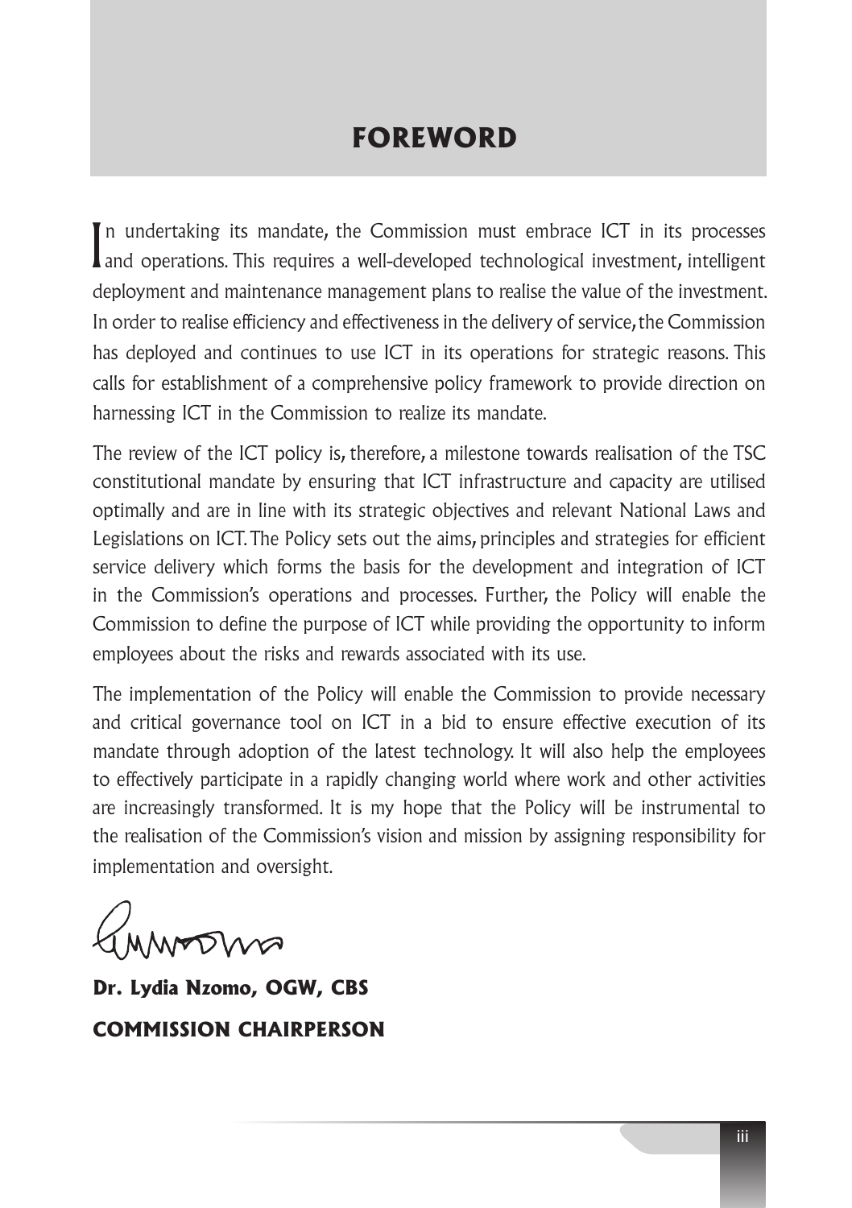# FOREWORD

In undertaking its mandate, the Commission must embrace ICT in its processes and operations. This requires a well-developed technological investment, intelligent deployment and maintenance management plans to realise the value of the investment. In order to realise efficiency and effectiveness in the delivery of service, the Commission has deployed and continues to use ICT in its operations for strategic reasons. This calls for establishment of a comprehensive policy framework to provide direction on harnessing ICT in the Commission to realize its mandate.

The review of the ICT policy is, therefore, a milestone towards realisation of the TSC constitutional mandate by ensuring that ICT infrastructure and capacity are utilised optimally and are in line with its strategic objectives and relevant National Laws and Legislations on ICT. The Policy sets out the aims, principles and strategies for efficient service delivery which forms the basis for the development and integration of ICT in the Commission's operations and processes. Further, the Policy will enable the Commission to define the purpose of ICT while providing the opportunity to inform employees about the risks and rewards associated with its use.

The implementation of the Policy will enable the Commission to provide necessary and critical governance tool on ICT in a bid to ensure effective execution of its mandate through adoption of the latest technology. It will also help the employees to effectively participate in a rapidly changing world where work and other activities are increasingly transformed. It is my hope that the Policy will be instrumental to the realisation of the Commission's vision and mission by assigning responsibility for implementation and oversight.

**Dr. Lydia Nzomo, OGW, CBS**

**COMMISSION CHAIRPERSON**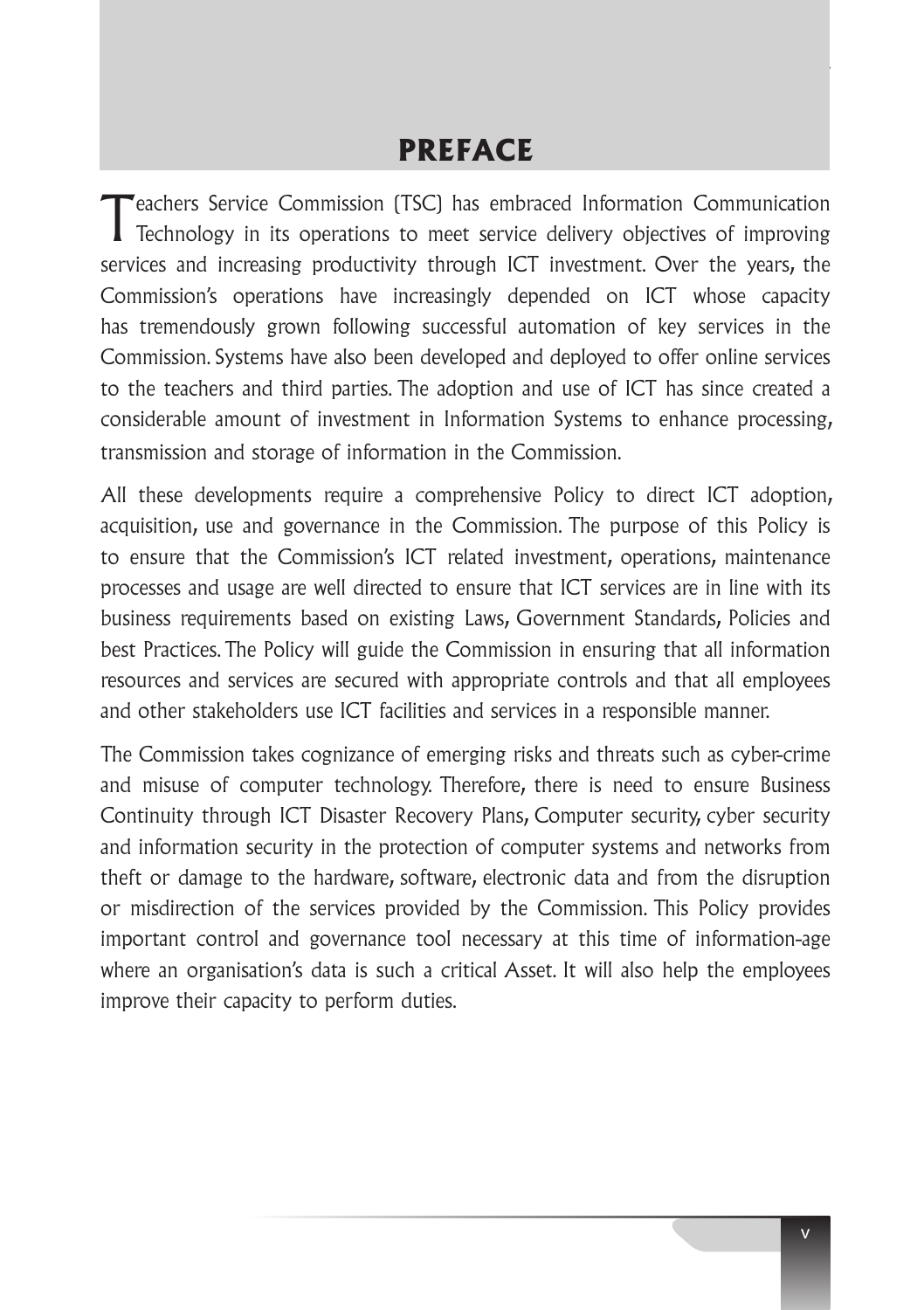# PREFACE

Teachers Service Commission (TSC) has embraced Information Communication Technology in its operations to meet service delivery objectives of improving services and increasing productivity through ICT investment. Over the years, the Commission's operations have increasingly depended on ICT whose capacity has tremendously grown following successful automation of key services in the Commission. Systems have also been developed and deployed to offer online services to the teachers and third parties. The adoption and use of ICT has since created a considerable amount of investment in Information Systems to enhance processing, transmission and storage of information in the Commission.

All these developments require a comprehensive Policy to direct ICT adoption, acquisition, use and governance in the Commission. The purpose of this Policy is to ensure that the Commission's ICT related investment, operations, maintenance processes and usage are well directed to ensure that ICT services are in line with its business requirements based on existing Laws, Government Standards, Policies and best Practices. The Policy will guide the Commission in ensuring that all information resources and services are secured with appropriate controls and that all employees and other stakeholders use ICT facilities and services in a responsible manner.

The Commission takes cognizance of emerging risks and threats such as cyber-crime and misuse of computer technology. Therefore, there is need to ensure Business Continuity through ICT Disaster Recovery Plans, Computer security, cyber security and information security in the protection of computer systems and networks from theft or damage to the hardware, software, electronic data and from the disruption or misdirection of the services provided by the Commission. This Policy provides important control and governance tool necessary at this time of information-age where an organisation's data is such a critical Asset. It will also help the employees improve their capacity to perform duties.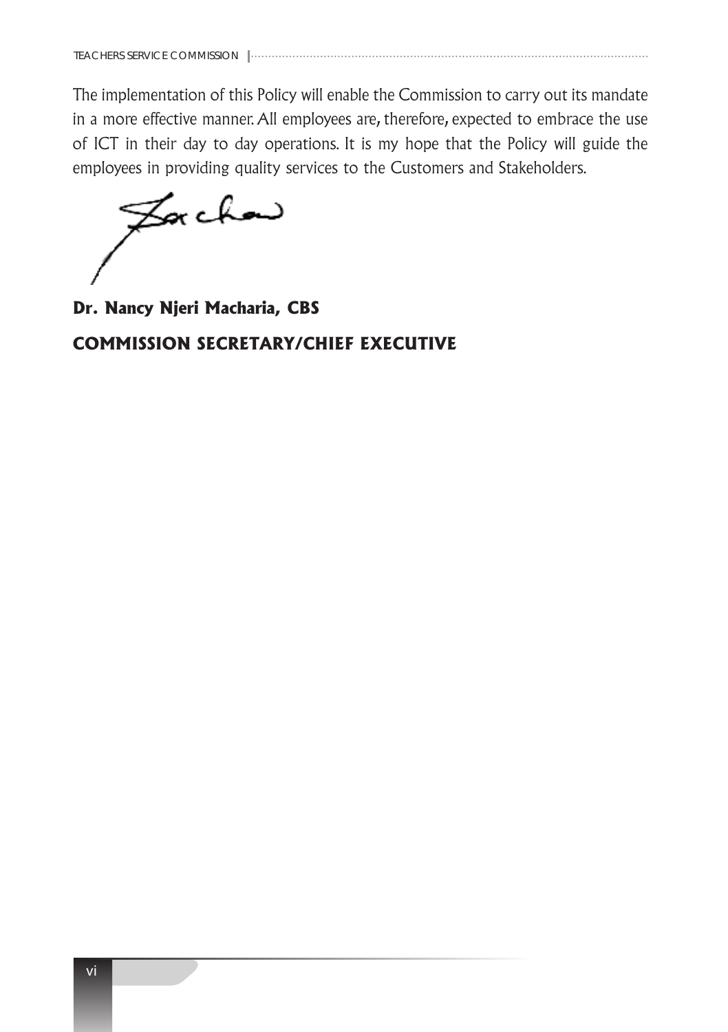The implementation of this Policy will enable the Commission to carry out its mandate in a more effective manner. All employees are, therefore, expected to embrace the use of ICT in their day to day operations. It is my hope that the Policy will guide the employees in providing quality services to the Customers and Stakeholders.

**Dr. Nancy Njeri Macharia, CBS**

**COMMISSION SECRETARY/CHIEF EXECUTIVE**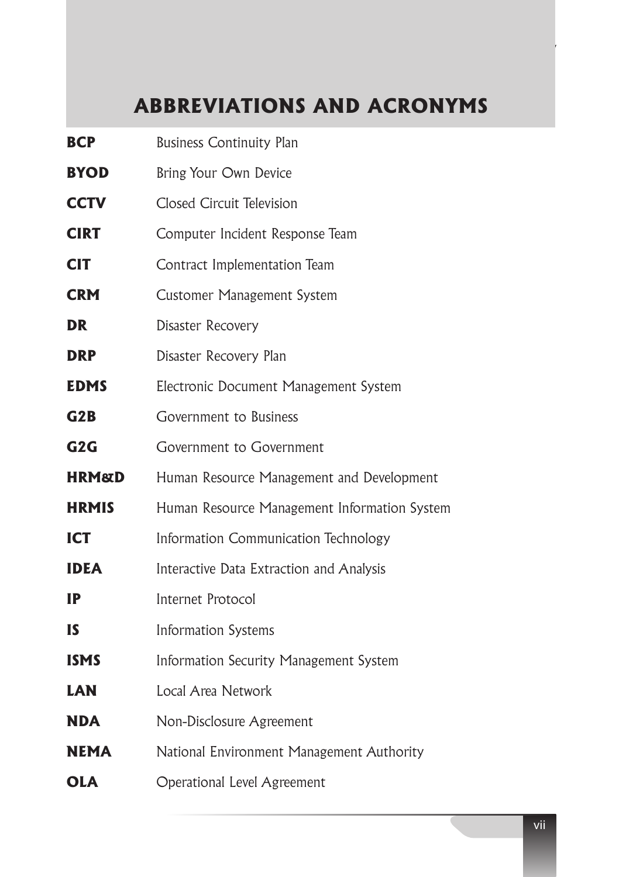# ABBREVIATIONS AND ACRONYMS

| | |
|---|---|
| **BCP** | Business Continuity Plan |
| **BYOD** | Bring Your Own Device |
| **CCTV** | Closed Circuit Television |
| **CIRT** | Computer Incident Response Team |
| **CIT** | Contract Implementation Team |
| **CRM** | Customer Management System |
| **DR** | Disaster Recovery |
| **DRP** | Disaster Recovery Plan |
| **EDMS** | Electronic Document Management System |
| **G2B** | Government to Business |
| **G2G** | Government to Government |
| **HRM&D** | Human Resource Management and Development |
| **HRMIS** | Human Resource Management Information System |
| **ICT** | Information Communication Technology |
| **IDEA** | Interactive Data Extraction and Analysis |
| **IP** | Internet Protocol |
| **IS** | Information Systems |
| **ISMS** | Information Security Management System |
| **LAN** | Local Area Network |
| **NDA** | Non-Disclosure Agreement |
| **NEMA** | National Environment Management Authority |
| **OLA** | Operational Level Agreement |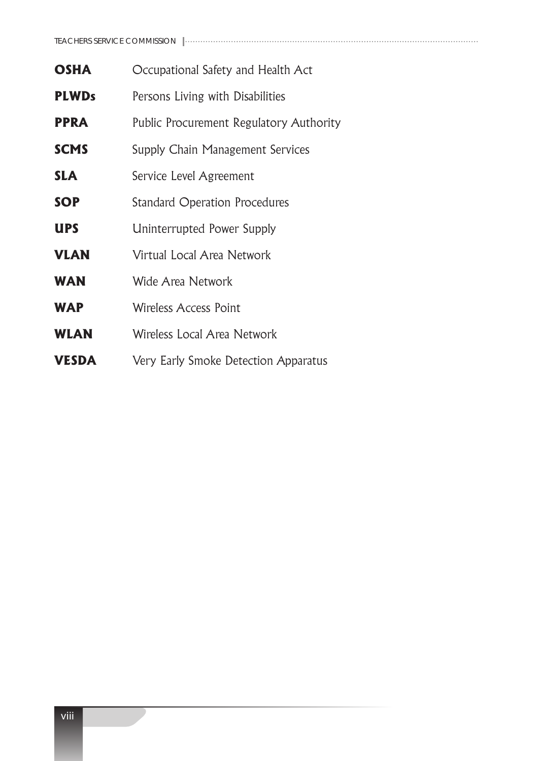| | |
|---|---|
| **OSHA** | Occupational Safety and Health Act |
| **PLWDs** | Persons Living with Disabilities |
| **PPRA** | Public Procurement Regulatory Authority |
| **SCMS** | Supply Chain Management Services |
| **SLA** | Service Level Agreement |
| **SOP** | Standard Operation Procedures |
| **UPS** | Uninterrupted Power Supply |
| **VLAN** | Virtual Local Area Network |
| **WAN** | Wide Area Network |
| **WAP** | Wireless Access Point |
| **WLAN** | Wireless Local Area Network |
| **VESDA** | Very Early Smoke Detection Apparatus |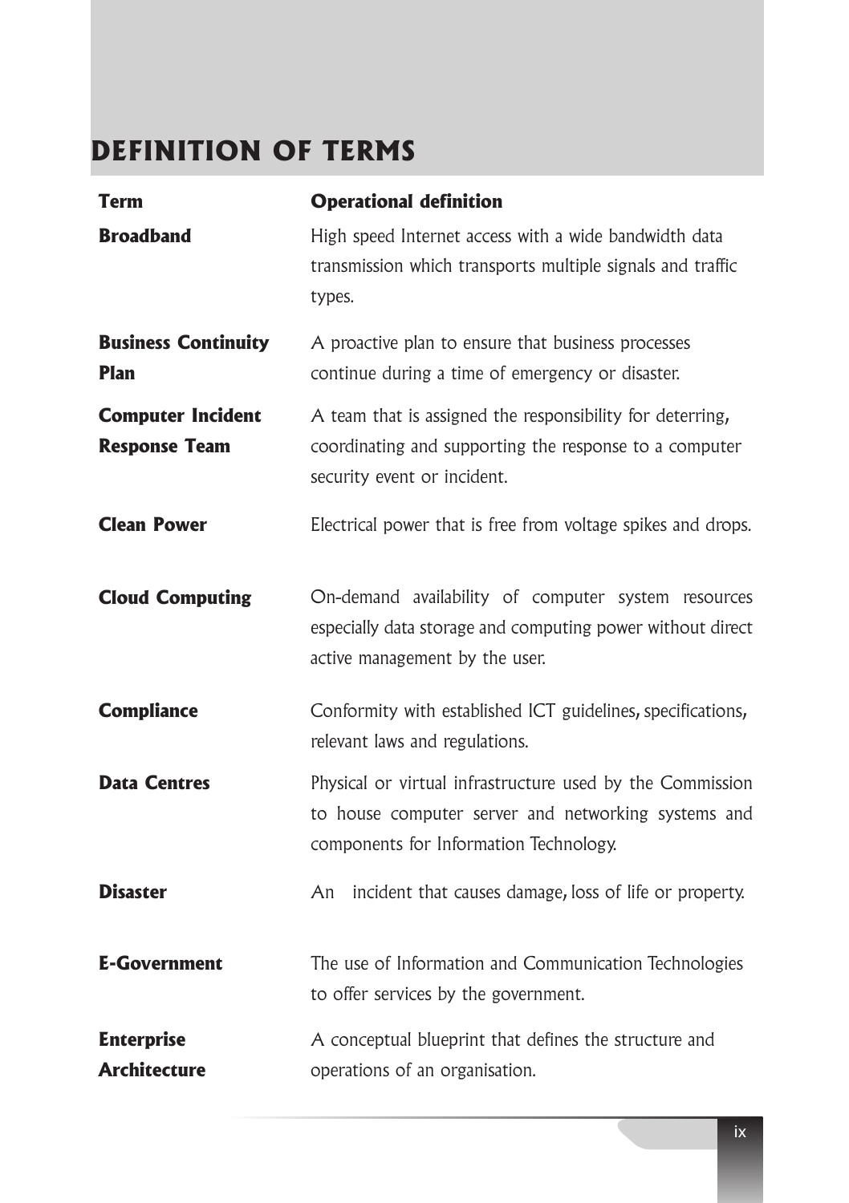# DEFINITION OF TERMS

| Term | Operational definition |
|---|---|
| **Broadband** | High speed Internet access with a wide bandwidth data transmission which transports multiple signals and traffic types. |
| **Business Continuity Plan** | A proactive plan to ensure that business processes continue during a time of emergency or disaster. |
| **Computer Incident Response Team** | A team that is assigned the responsibility for deterring, coordinating and supporting the response to a computer security event or incident. |
| **Clean Power** | Electrical power that is free from voltage spikes and drops. |
| **Cloud Computing** | On-demand availability of computer system resources especially data storage and computing power without direct active management by the user. |
| **Compliance** | Conformity with established ICT guidelines, specifications, relevant laws and regulations. |
| **Data Centres** | Physical or virtual infrastructure used by the Commission to house computer server and networking systems and components for Information Technology. |
| **Disaster** | An incident that causes damage, loss of life or property. |
| **E-Government** | The use of Information and Communication Technologies to offer services by the government. |
| **Enterprise Architecture** | A conceptual blueprint that defines the structure and operations of an organisation. |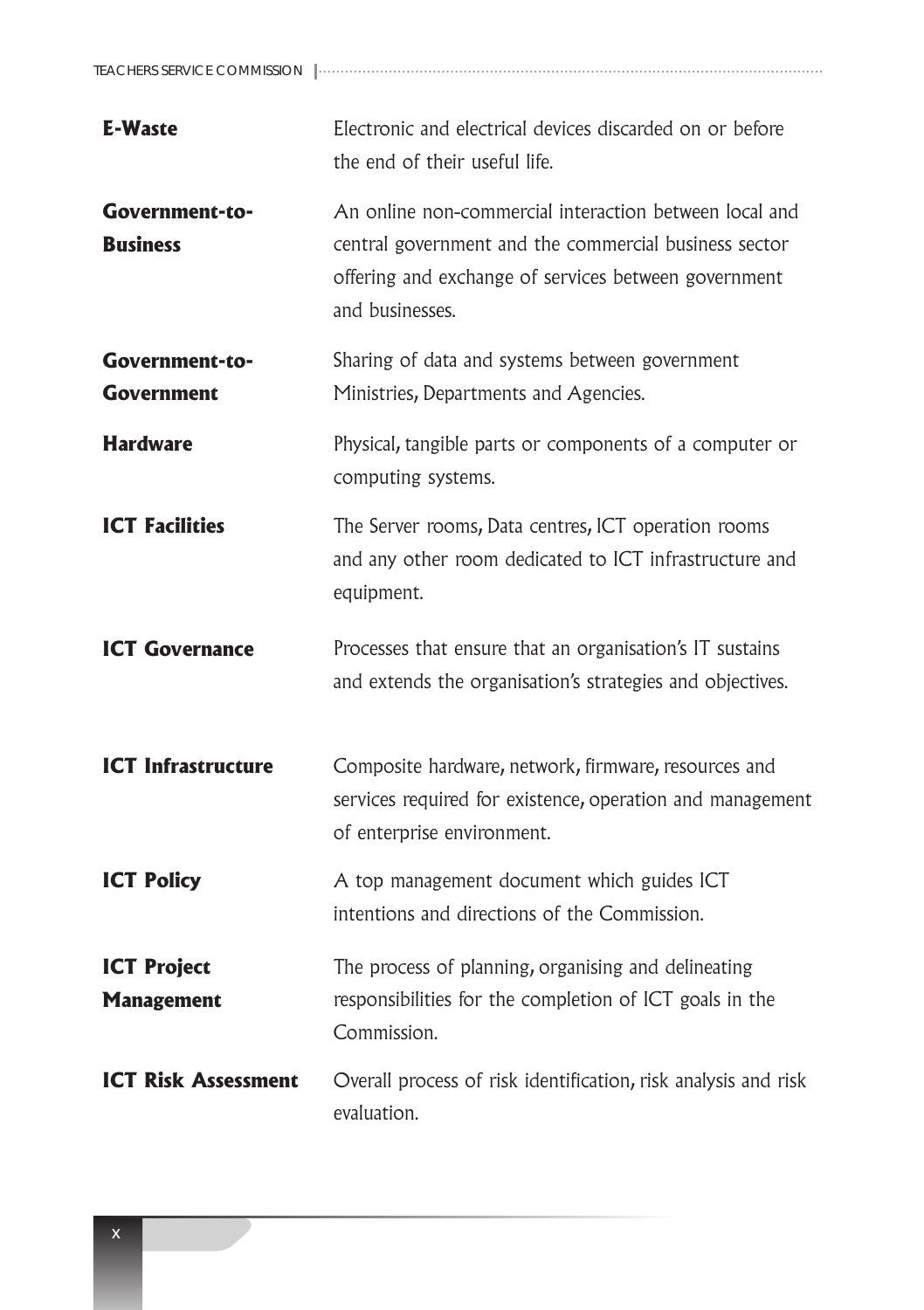| | |
|---|---|
| **E-Waste** | Electronic and electrical devices discarded on or before the end of their useful life. |
| **Government-to-Business** | An online non-commercial interaction between local and central government and the commercial business sector offering and exchange of services between government and businesses. |
| **Government-to-Government** | Sharing of data and systems between government Ministries, Departments and Agencies. |
| **Hardware** | Physical, tangible parts or components of a computer or computing systems. |
| **ICT Facilities** | The Server rooms, Data centres, ICT operation rooms and any other room dedicated to ICT infrastructure and equipment. |
| **ICT Governance** | Processes that ensure that an organisation's IT sustains and extends the organisation's strategies and objectives. |
| **ICT Infrastructure** | Composite hardware, network, firmware, resources and services required for existence, operation and management of enterprise environment. |
| **ICT Policy** | A top management document which guides ICT intentions and directions of the Commission. |
| **ICT Project Management** | The process of planning, organising and delineating responsibilities for the completion of ICT goals in the Commission. |
| **ICT Risk Assessment** | Overall process of risk identification, risk analysis and risk evaluation. |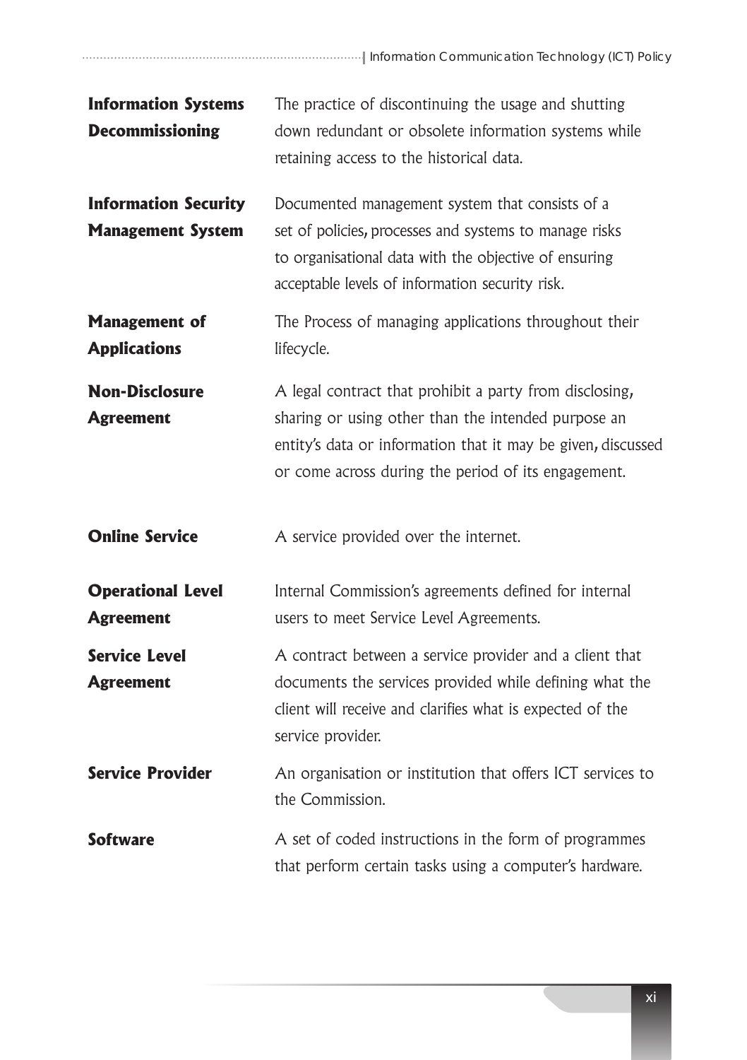| | |
|---|---|
| **Information Systems Decommissioning** | The practice of discontinuing the usage and shutting down redundant or obsolete information systems while retaining access to the historical data. |
| **Information Security Management System** | Documented management system that consists of a set of policies, processes and systems to manage risks to organisational data with the objective of ensuring acceptable levels of information security risk. |
| **Management of Applications** | The Process of managing applications throughout their lifecycle. |
| **Non-Disclosure Agreement** | A legal contract that prohibit a party from disclosing, sharing or using other than the intended purpose an entity's data or information that it may be given, discussed or come across during the period of its engagement. |
| **Online Service** | A service provided over the internet. |
| **Operational Level Agreement** | Internal Commission's agreements defined for internal users to meet Service Level Agreements. |
| **Service Level Agreement** | A contract between a service provider and a client that documents the services provided while defining what the client will receive and clarifies what is expected of the service provider. |
| **Service Provider** | An organisation or institution that offers ICT services to the Commission. |
| **Software** | A set of coded instructions in the form of programmes that perform certain tasks using a computer's hardware. |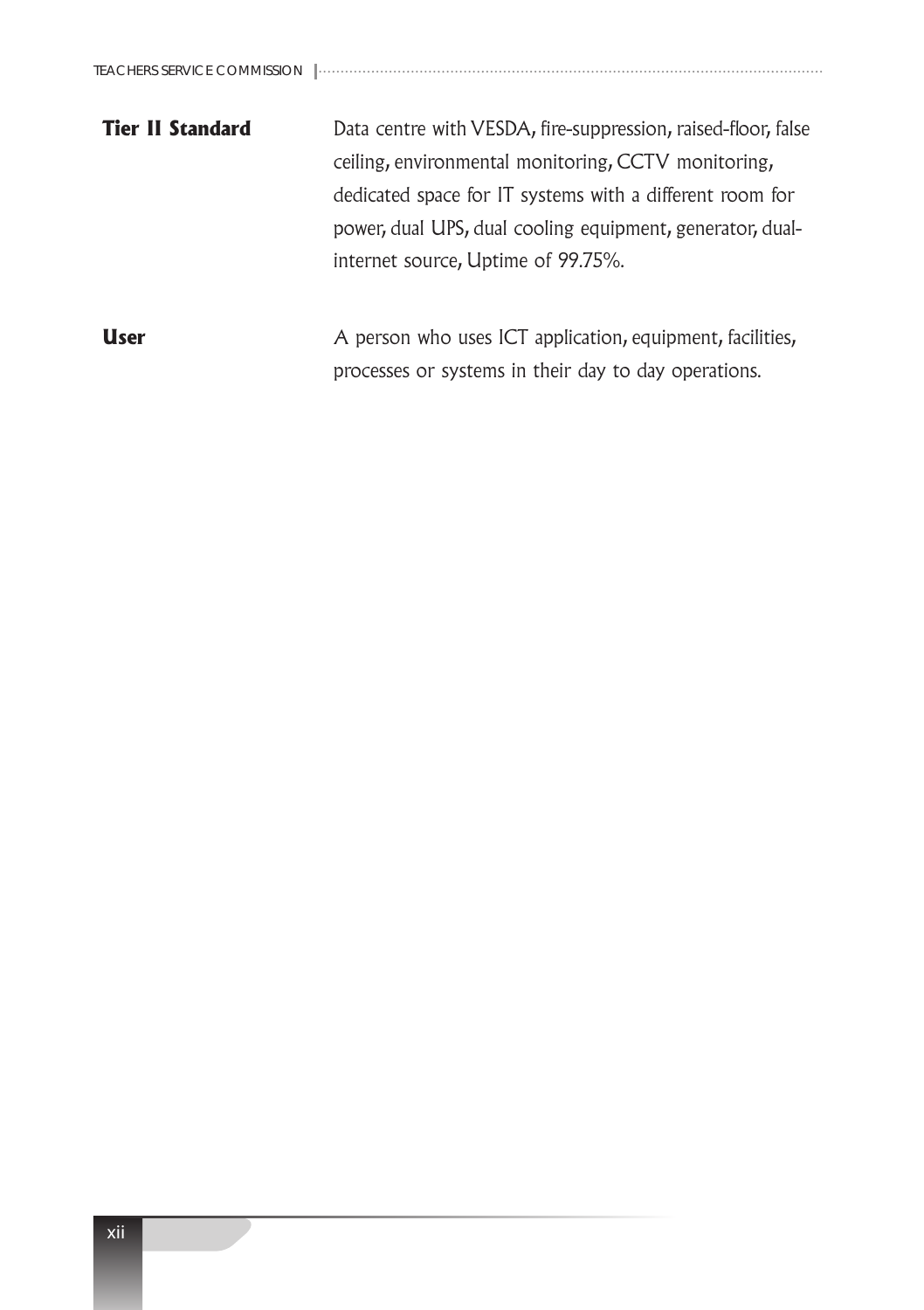**Tier II Standard**
Data centre with VESDA, fire-suppression, raised-floor, false ceiling, environmental monitoring, CCTV monitoring, dedicated space for IT systems with a different room for power, dual UPS, dual cooling equipment, generator, dual-internet source, Uptime of 99.75%.

**User**
A person who uses ICT application, equipment, facilities, processes or systems in their day to day operations.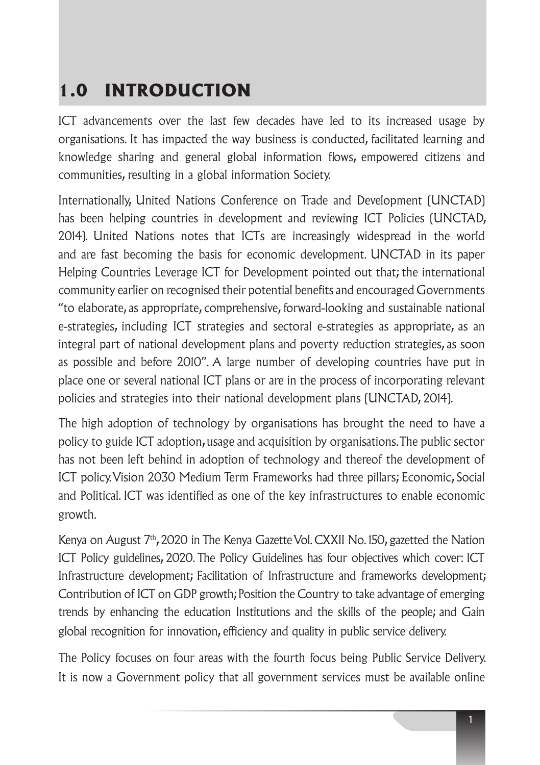# 1.0 INTRODUCTION

ICT advancements over the last few decades have led to its increased usage by organisations. It has impacted the way business is conducted, facilitated learning and knowledge sharing and general global information flows, empowered citizens and communities, resulting in a global information Society.

Internationally, United Nations Conference on Trade and Development (UNCTAD) has been helping countries in development and reviewing ICT Policies (UNCTAD, 2014). United Nations notes that ICTs are increasingly widespread in the world and are fast becoming the basis for economic development. UNCTAD in its paper Helping Countries Leverage ICT for Development pointed out that; the international community earlier on recognised their potential benefits and encouraged Governments "to elaborate, as appropriate, comprehensive, forward-looking and sustainable national e-strategies, including ICT strategies and sectoral e-strategies as appropriate, as an integral part of national development plans and poverty reduction strategies, as soon as possible and before 2010". A large number of developing countries have put in place one or several national ICT plans or are in the process of incorporating relevant policies and strategies into their national development plans (UNCTAD, 2014).

The high adoption of technology by organisations has brought the need to have a policy to guide ICT adoption, usage and acquisition by organisations. The public sector has not been left behind in adoption of technology and thereof the development of ICT policy. Vision 2030 Medium Term Frameworks had three pillars; Economic, Social and Political. ICT was identified as one of the key infrastructures to enable economic growth.

Kenya on August 7th, 2020 in The Kenya Gazette Vol. CXXII No. 150, gazetted the Nation ICT Policy guidelines, 2020. The Policy Guidelines has four objectives which cover: ICT Infrastructure development; Facilitation of Infrastructure and frameworks development; Contribution of ICT on GDP growth; Position the Country to take advantage of emerging trends by enhancing the education Institutions and the skills of the people; and Gain global recognition for innovation, efficiency and quality in public service delivery.

The Policy focuses on four areas with the fourth focus being Public Service Delivery. It is now a Government policy that all government services must be available online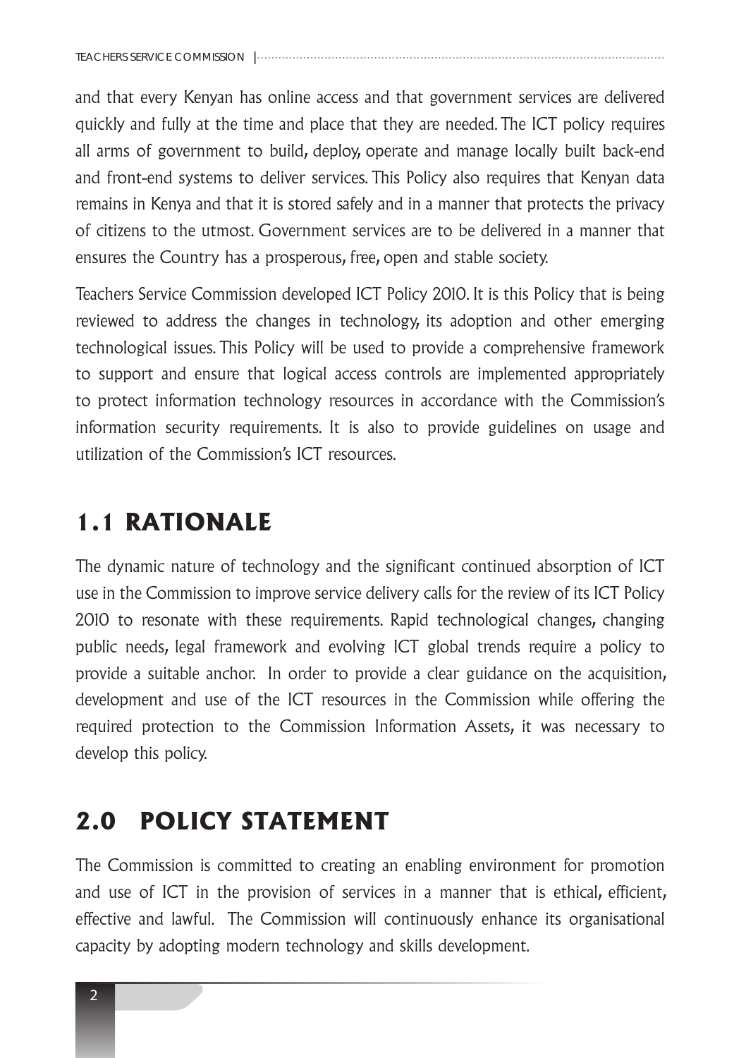and that every Kenyan has online access and that government services are delivered quickly and fully at the time and place that they are needed. The ICT policy requires all arms of government to build, deploy, operate and manage locally built back-end and front-end systems to deliver services. This Policy also requires that Kenyan data remains in Kenya and that it is stored safely and in a manner that protects the privacy of citizens to the utmost. Government services are to be delivered in a manner that ensures the Country has a prosperous, free, open and stable society.

Teachers Service Commission developed ICT Policy 2010. It is this Policy that is being reviewed to address the changes in technology, its adoption and other emerging technological issues. This Policy will be used to provide a comprehensive framework to support and ensure that logical access controls are implemented appropriately to protect information technology resources in accordance with the Commission's information security requirements. It is also to provide guidelines on usage and utilization of the Commission's ICT resources.

## 1.1 RATIONALE

The dynamic nature of technology and the significant continued absorption of ICT use in the Commission to improve service delivery calls for the review of its ICT Policy 2010 to resonate with these requirements. Rapid technological changes, changing public needs, legal framework and evolving ICT global trends require a policy to provide a suitable anchor. In order to provide a clear guidance on the acquisition, development and use of the ICT resources in the Commission while offering the required protection to the Commission Information Assets, it was necessary to develop this policy.

# 2.0 POLICY STATEMENT

The Commission is committed to creating an enabling environment for promotion and use of ICT in the provision of services in a manner that is ethical, efficient, effective and lawful. The Commission will continuously enhance its organisational capacity by adopting modern technology and skills development.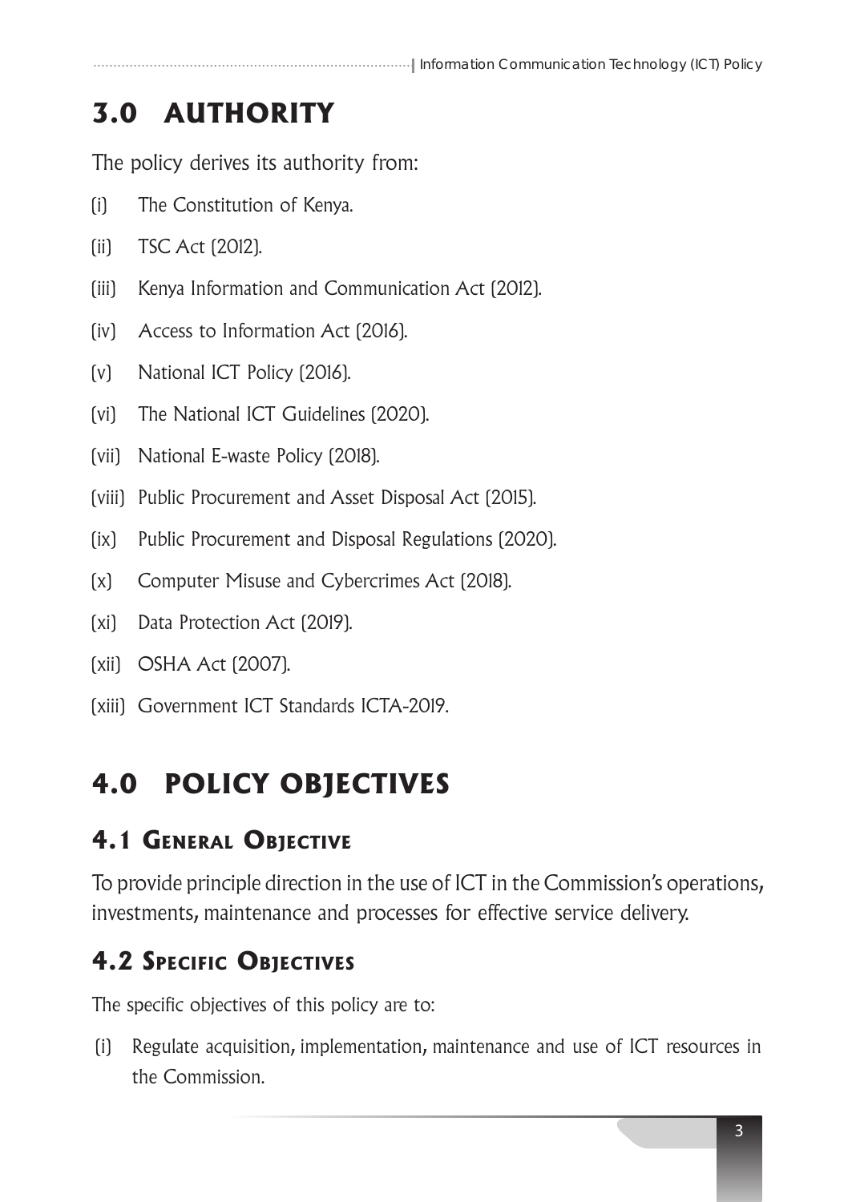# 3.0 AUTHORITY

The policy derives its authority from:

(i) The Constitution of Kenya.

(ii) TSC Act (2012).

(iii) Kenya Information and Communication Act (2012).

(iv) Access to Information Act (2016).

(v) National ICT Policy (2016).

(vi) The National ICT Guidelines (2020).

(vii) National E-waste Policy (2018).

(viii) Public Procurement and Asset Disposal Act (2015).

(ix) Public Procurement and Disposal Regulations (2020).

(x) Computer Misuse and Cybercrimes Act (2018).

(xi) Data Protection Act (2019).

(xii) OSHA Act (2007).

(xiii) Government ICT Standards ICTA-2019.

# 4.0 POLICY OBJECTIVES

## 4.1 General Objective

To provide principle direction in the use of ICT in the Commission's operations, investments, maintenance and processes for effective service delivery.

## 4.2 Specific Objectives

The specific objectives of this policy are to:

(i) Regulate acquisition, implementation, maintenance and use of ICT resources in the Commission.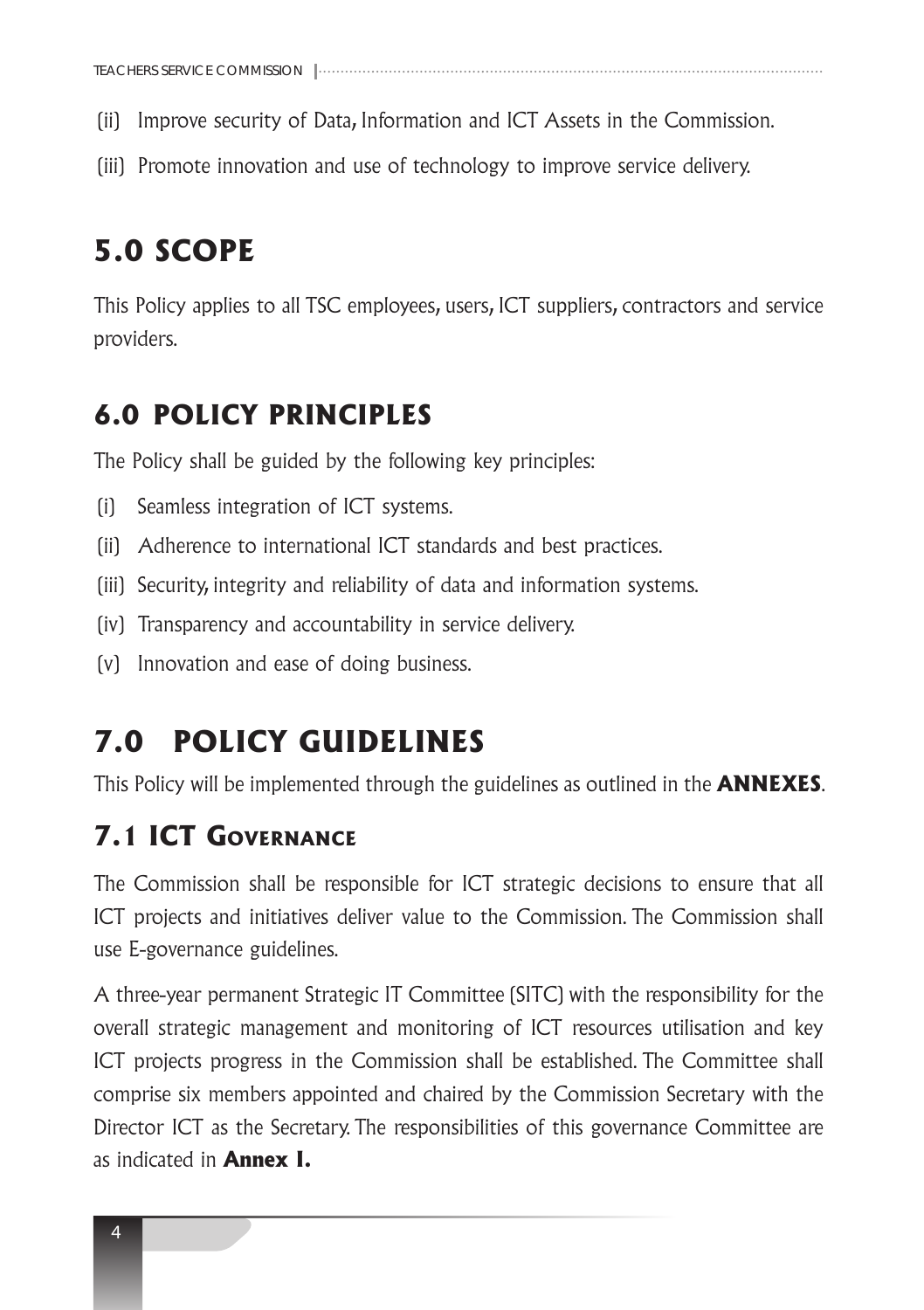(ii) Improve security of Data, Information and ICT Assets in the Commission.

(iii) Promote innovation and use of technology to improve service delivery.

## 5.0 SCOPE

This Policy applies to all TSC employees, users, ICT suppliers, contractors and service providers.

## 6.0 POLICY PRINCIPLES

The Policy shall be guided by the following key principles:

(i) Seamless integration of ICT systems.

(ii) Adherence to international ICT standards and best practices.

(iii) Security, integrity and reliability of data and information systems.

(iv) Transparency and accountability in service delivery.

(v) Innovation and ease of doing business.

## 7.0 POLICY GUIDELINES

This Policy will be implemented through the guidelines as outlined in the **ANNEXES**.

### 7.1 ICT Governance

The Commission shall be responsible for ICT strategic decisions to ensure that all ICT projects and initiatives deliver value to the Commission. The Commission shall use E-governance guidelines.

A three-year permanent Strategic IT Committee (SITC) with the responsibility for the overall strategic management and monitoring of ICT resources utilisation and key ICT projects progress in the Commission shall be established. The Committee shall comprise six members appointed and chaired by the Commission Secretary with the Director ICT as the Secretary. The responsibilities of this governance Committee are as indicated in **Annex I.**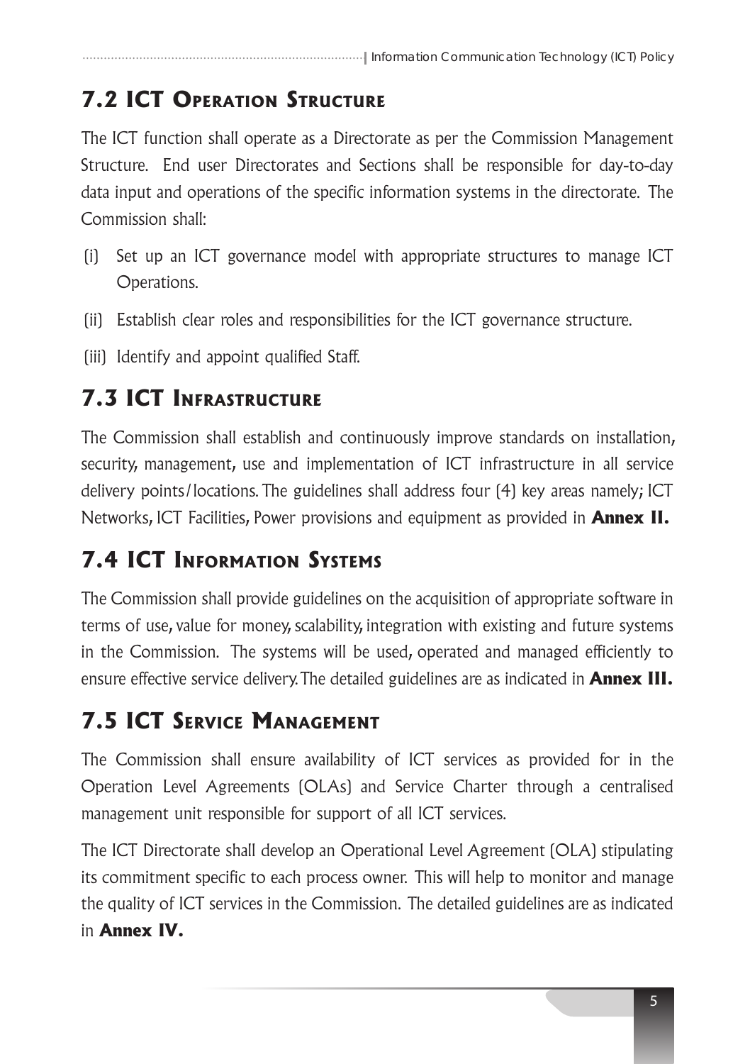## 7.2 ICT Operation Structure

The ICT function shall operate as a Directorate as per the Commission Management Structure. End user Directorates and Sections shall be responsible for day-to-day data input and operations of the specific information systems in the directorate. The Commission shall:

(i) Set up an ICT governance model with appropriate structures to manage ICT Operations.

(ii) Establish clear roles and responsibilities for the ICT governance structure.

(iii) Identify and appoint qualified Staff.

## 7.3 ICT Infrastructure

The Commission shall establish and continuously improve standards on installation, security, management, use and implementation of ICT infrastructure in all service delivery points/locations. The guidelines shall address four (4) key areas namely; ICT Networks, ICT Facilities, Power provisions and equipment as provided in **Annex II.**

## 7.4 ICT Information Systems

The Commission shall provide guidelines on the acquisition of appropriate software in terms of use, value for money, scalability, integration with existing and future systems in the Commission. The systems will be used, operated and managed efficiently to ensure effective service delivery. The detailed guidelines are as indicated in **Annex III.**

## 7.5 ICT Service Management

The Commission shall ensure availability of ICT services as provided for in the Operation Level Agreements (OLAs) and Service Charter through a centralised management unit responsible for support of all ICT services.

The ICT Directorate shall develop an Operational Level Agreement (OLA) stipulating its commitment specific to each process owner. This will help to monitor and manage the quality of ICT services in the Commission. The detailed guidelines are as indicated in **Annex IV.**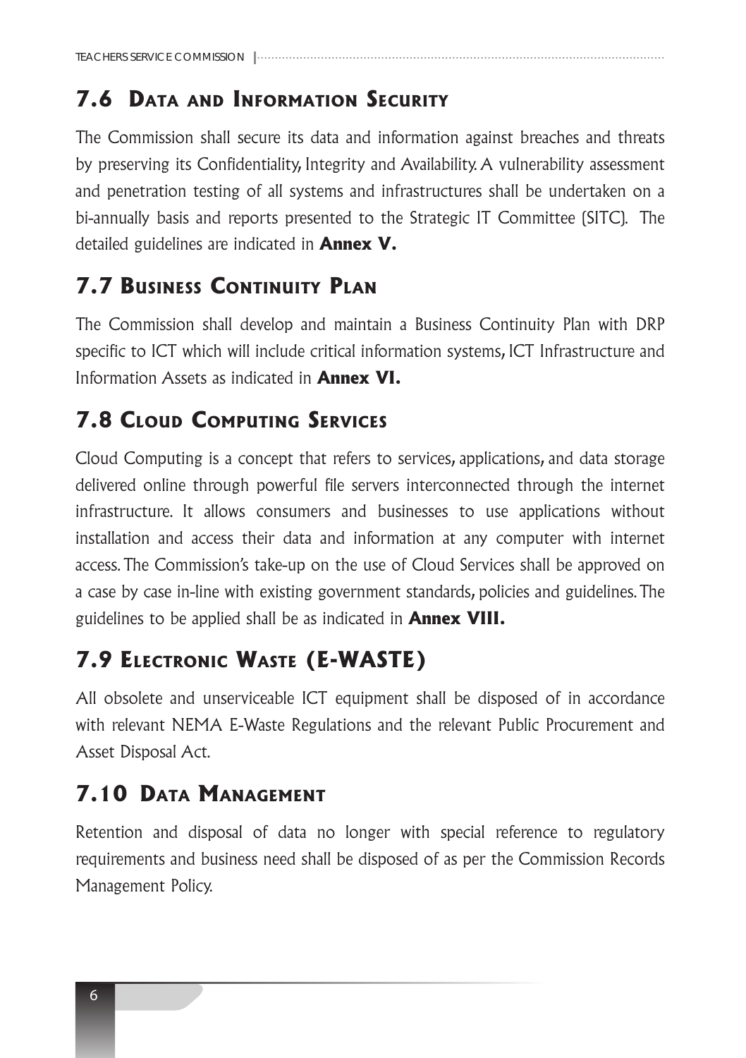## 7.6 Data and Information Security

The Commission shall secure its data and information against breaches and threats by preserving its Confidentiality, Integrity and Availability. A vulnerability assessment and penetration testing of all systems and infrastructures shall be undertaken on a bi-annually basis and reports presented to the Strategic IT Committee (SITC). The detailed guidelines are indicated in **Annex V.**

## 7.7 Business Continuity Plan

The Commission shall develop and maintain a Business Continuity Plan with DRP specific to ICT which will include critical information systems, ICT Infrastructure and Information Assets as indicated in **Annex VI.**

## 7.8 Cloud Computing Services

Cloud Computing is a concept that refers to services, applications, and data storage delivered online through powerful file servers interconnected through the internet infrastructure. It allows consumers and businesses to use applications without installation and access their data and information at any computer with internet access. The Commission's take-up on the use of Cloud Services shall be approved on a case by case in-line with existing government standards, policies and guidelines. The guidelines to be applied shall be as indicated in **Annex VIII.**

## 7.9 Electronic Waste (E-WASTE)

All obsolete and unserviceable ICT equipment shall be disposed of in accordance with relevant NEMA E-Waste Regulations and the relevant Public Procurement and Asset Disposal Act.

## 7.10 Data Management

Retention and disposal of data no longer with special reference to regulatory requirements and business need shall be disposed of as per the Commission Records Management Policy.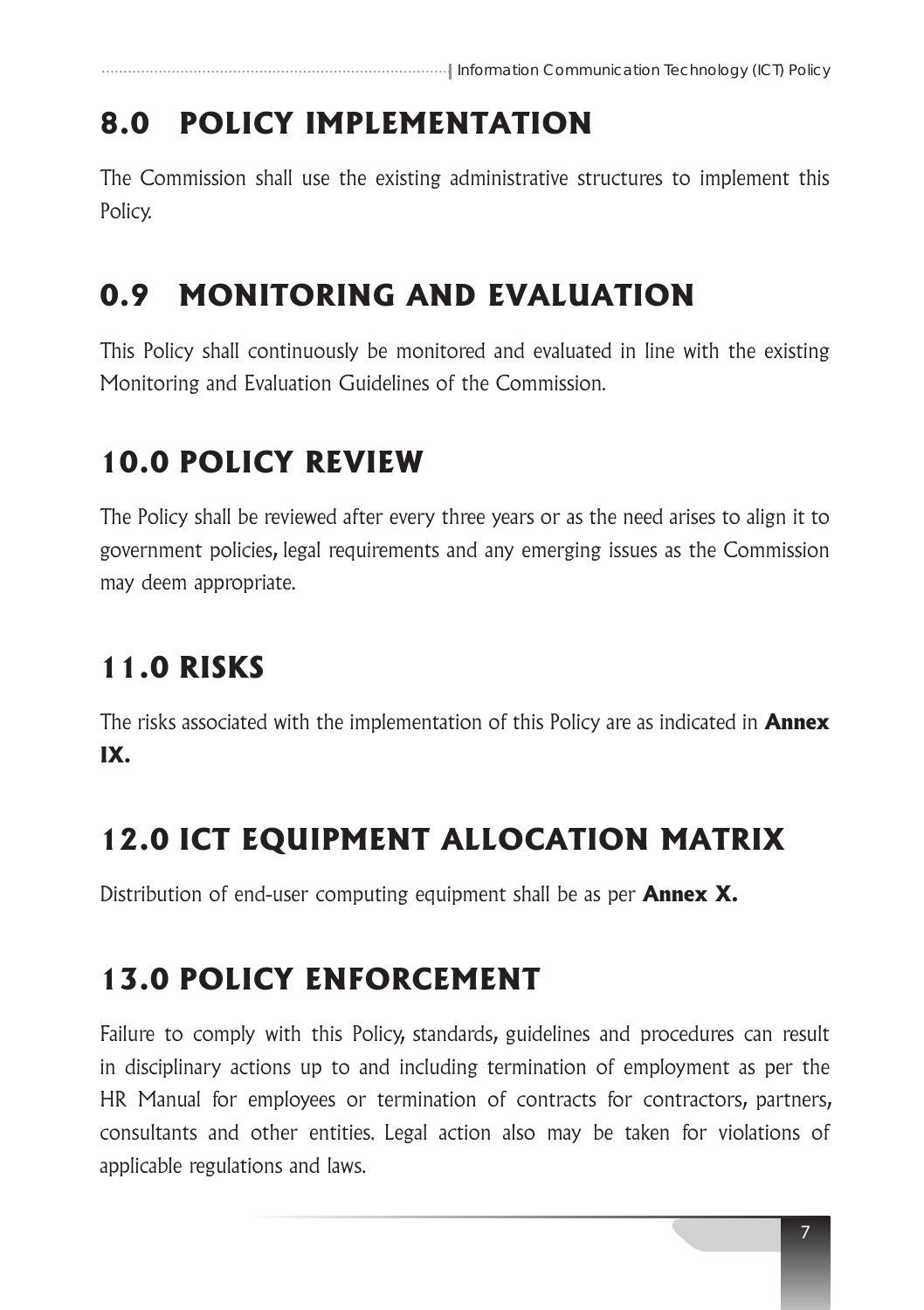## 8.0 POLICY IMPLEMENTATION

The Commission shall use the existing administrative structures to implement this Policy.

## 0.9 MONITORING AND EVALUATION

This Policy shall continuously be monitored and evaluated in line with the existing Monitoring and Evaluation Guidelines of the Commission.

## 10.0 POLICY REVIEW

The Policy shall be reviewed after every three years or as the need arises to align it to government policies, legal requirements and any emerging issues as the Commission may deem appropriate.

## 11.0 RISKS

The risks associated with the implementation of this Policy are as indicated in **Annex IX.**

## 12.0 ICT EQUIPMENT ALLOCATION MATRIX

Distribution of end-user computing equipment shall be as per **Annex X.**

## 13.0 POLICY ENFORCEMENT

Failure to comply with this Policy, standards, guidelines and procedures can result in disciplinary actions up to and including termination of employment as per the HR Manual for employees or termination of contracts for contractors, partners, consultants and other entities. Legal action also may be taken for violations of applicable regulations and laws.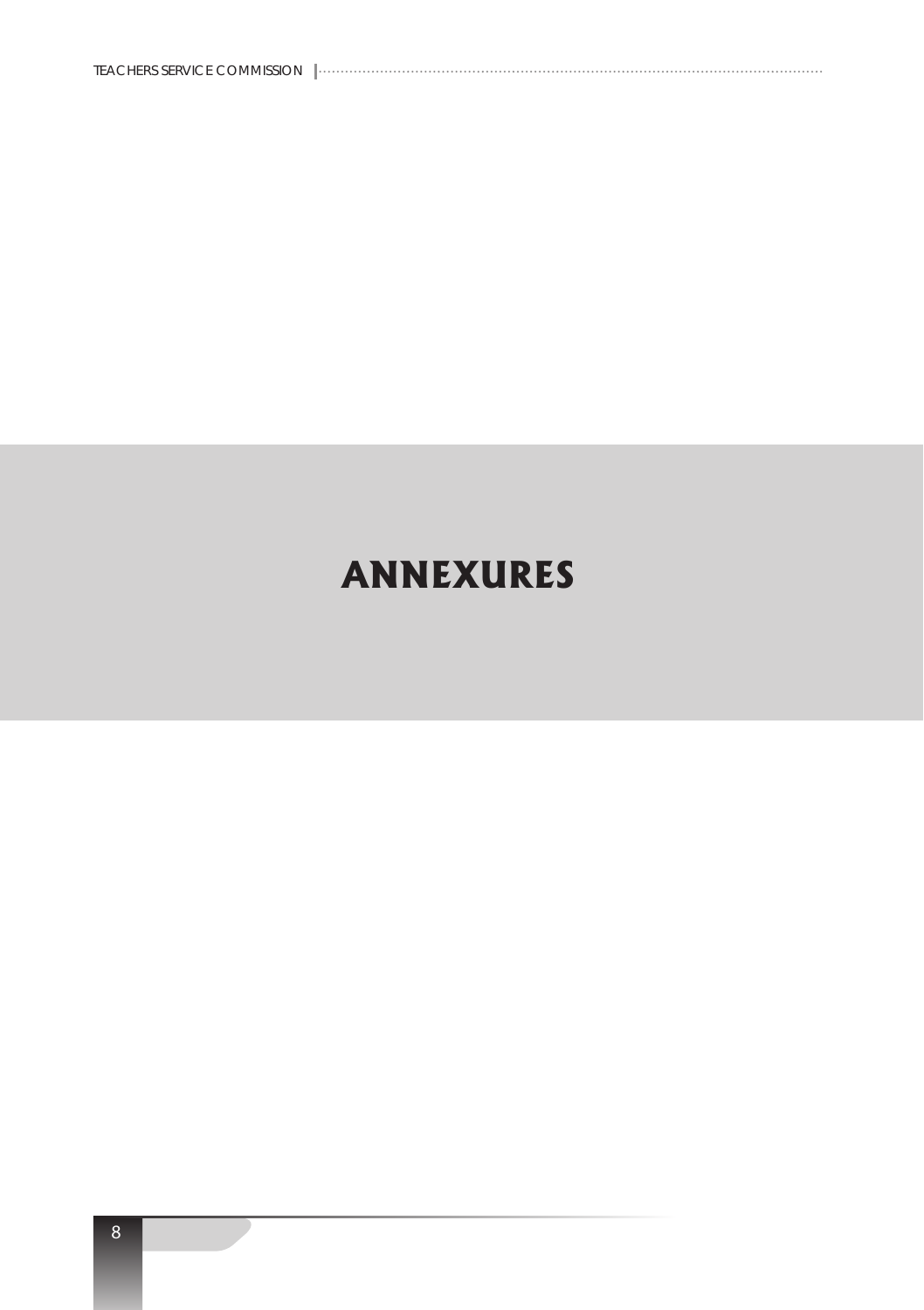# ANNEXURES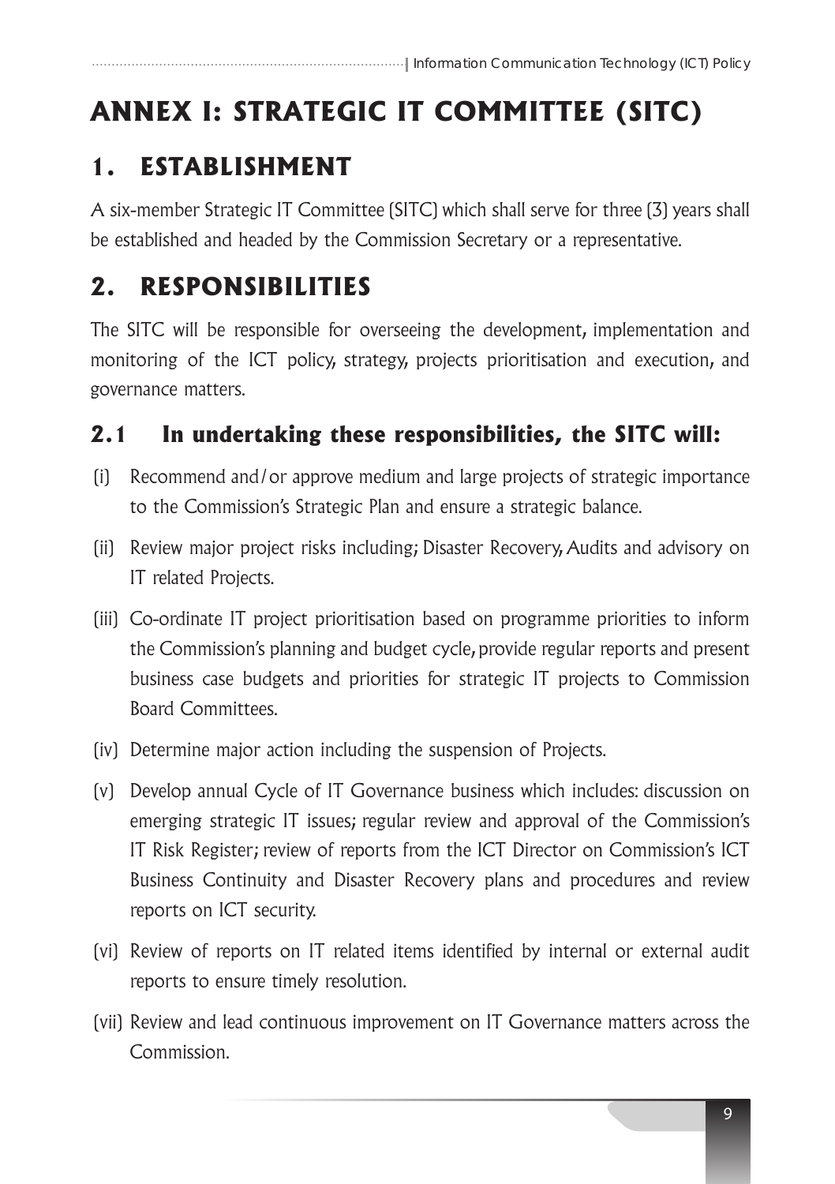# ANNEX I: STRATEGIC IT COMMITTEE (SITC)

## 1. ESTABLISHMENT

A six-member Strategic IT Committee (SITC) which shall serve for three (3) years shall be established and headed by the Commission Secretary or a representative.

## 2. RESPONSIBILITIES

The SITC will be responsible for overseeing the development, implementation and monitoring of the ICT policy, strategy, projects prioritisation and execution, and governance matters.

### 2.1 In undertaking these responsibilities, the SITC will:

(i) Recommend and/or approve medium and large projects of strategic importance to the Commission's Strategic Plan and ensure a strategic balance.

(ii) Review major project risks including; Disaster Recovery, Audits and advisory on IT related Projects.

(iii) Co-ordinate IT project prioritisation based on programme priorities to inform the Commission's planning and budget cycle, provide regular reports and present business case budgets and priorities for strategic IT projects to Commission Board Committees.

(iv) Determine major action including the suspension of Projects.

(v) Develop annual Cycle of IT Governance business which includes: discussion on emerging strategic IT issues; regular review and approval of the Commission's IT Risk Register; review of reports from the ICT Director on Commission's ICT Business Continuity and Disaster Recovery plans and procedures and review reports on ICT security.

(vi) Review of reports on IT related items identified by internal or external audit reports to ensure timely resolution.

(vii) Review and lead continuous improvement on IT Governance matters across the Commission.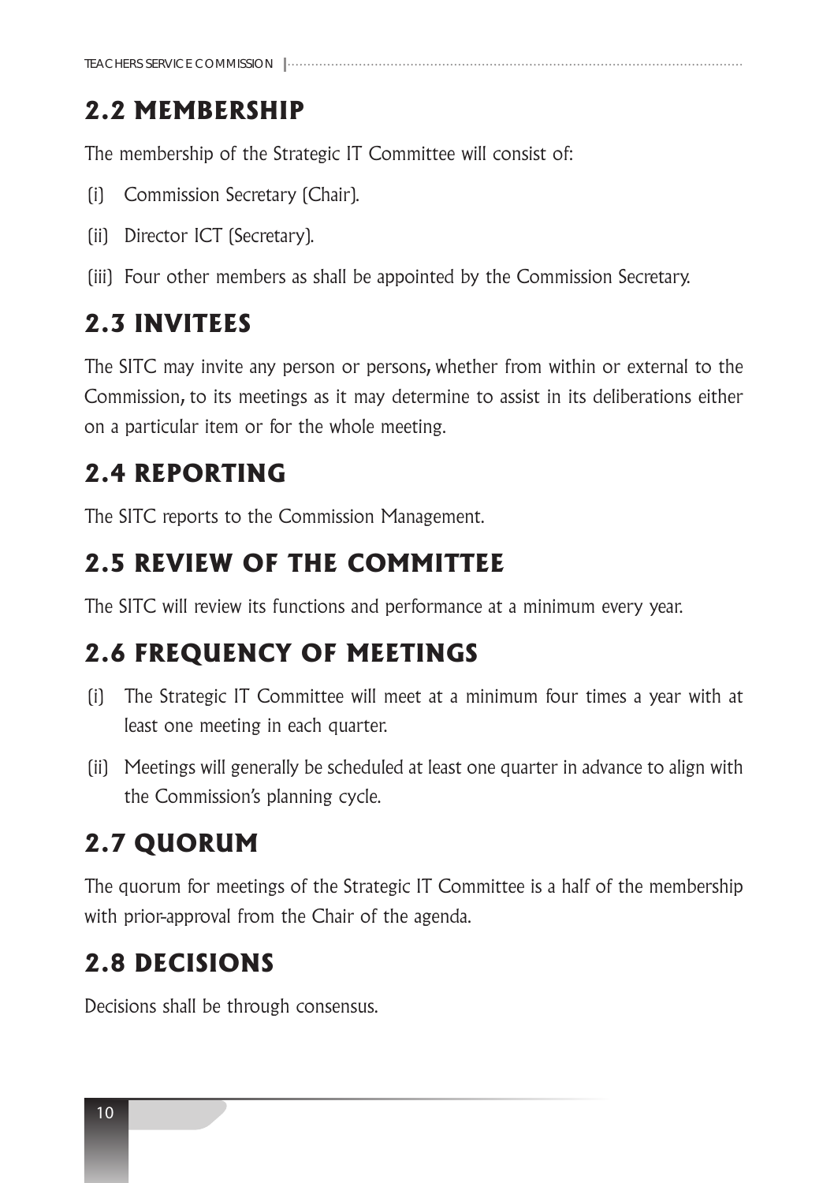## 2.2 MEMBERSHIP

The membership of the Strategic IT Committee will consist of:

(i) Commission Secretary (Chair).

(ii) Director ICT (Secretary).

(iii) Four other members as shall be appointed by the Commission Secretary.

## 2.3 INVITEES

The SITC may invite any person or persons, whether from within or external to the Commission, to its meetings as it may determine to assist in its deliberations either on a particular item or for the whole meeting.

## 2.4 REPORTING

The SITC reports to the Commission Management.

## 2.5 REVIEW OF THE COMMITTEE

The SITC will review its functions and performance at a minimum every year.

## 2.6 FREQUENCY OF MEETINGS

(i) The Strategic IT Committee will meet at a minimum four times a year with at least one meeting in each quarter.

(ii) Meetings will generally be scheduled at least one quarter in advance to align with the Commission's planning cycle.

## 2.7 QUORUM

The quorum for meetings of the Strategic IT Committee is a half of the membership with prior-approval from the Chair of the agenda.

## 2.8 DECISIONS

Decisions shall be through consensus.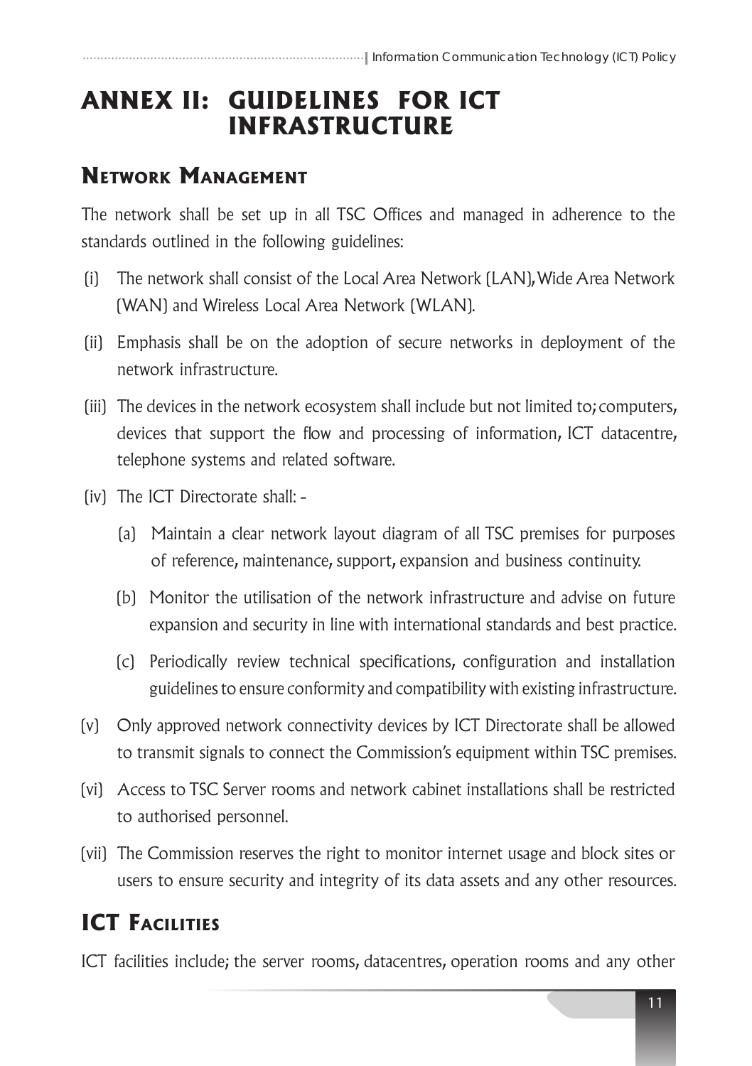# ANNEX II: GUIDELINES FOR ICT INFRASTRUCTURE

## Network Management

The network shall be set up in all TSC Offices and managed in adherence to the standards outlined in the following guidelines:

(i) The network shall consist of the Local Area Network (LAN), Wide Area Network (WAN) and Wireless Local Area Network (WLAN).

(ii) Emphasis shall be on the adoption of secure networks in deployment of the network infrastructure.

(iii) The devices in the network ecosystem shall include but not limited to; computers, devices that support the flow and processing of information, ICT datacentre, telephone systems and related software.

(iv) The ICT Directorate shall: -

   (a) Maintain a clear network layout diagram of all TSC premises for purposes of reference, maintenance, support, expansion and business continuity.

   (b) Monitor the utilisation of the network infrastructure and advise on future expansion and security in line with international standards and best practice.

   (c) Periodically review technical specifications, configuration and installation guidelines to ensure conformity and compatibility with existing infrastructure.

(v) Only approved network connectivity devices by ICT Directorate shall be allowed to transmit signals to connect the Commission's equipment within TSC premises.

(vi) Access to TSC Server rooms and network cabinet installations shall be restricted to authorised personnel.

(vii) The Commission reserves the right to monitor internet usage and block sites or users to ensure security and integrity of its data assets and any other resources.

## ICT Facilities

ICT facilities include; the server rooms, datacentres, operation rooms and any other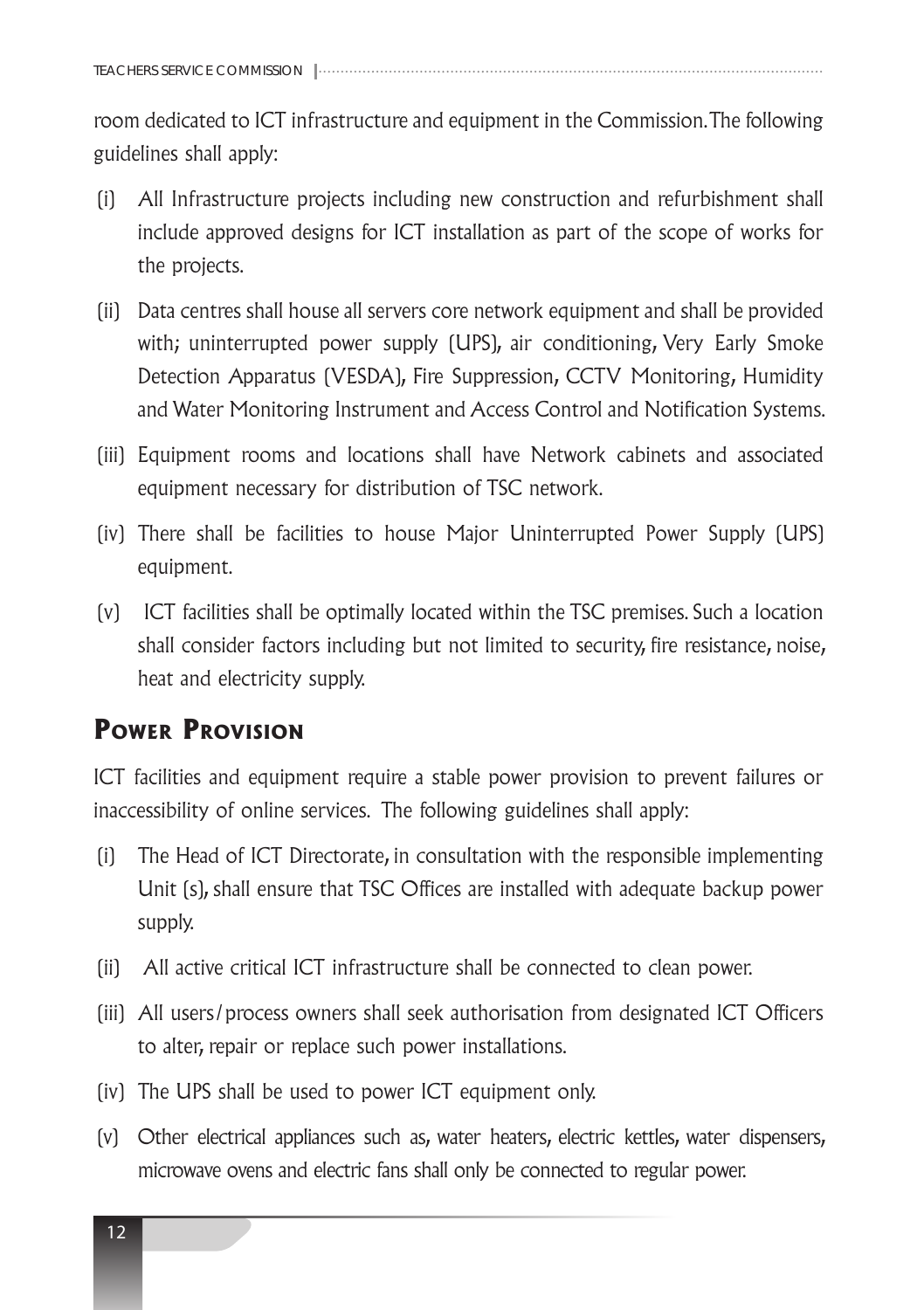room dedicated to ICT infrastructure and equipment in the Commission. The following guidelines shall apply:

(i) All Infrastructure projects including new construction and refurbishment shall include approved designs for ICT installation as part of the scope of works for the projects.

(ii) Data centres shall house all servers core network equipment and shall be provided with; uninterrupted power supply (UPS), air conditioning, Very Early Smoke Detection Apparatus (VESDA), Fire Suppression, CCTV Monitoring, Humidity and Water Monitoring Instrument and Access Control and Notification Systems.

(iii) Equipment rooms and locations shall have Network cabinets and associated equipment necessary for distribution of TSC network.

(iv) There shall be facilities to house Major Uninterrupted Power Supply (UPS) equipment.

(v) ICT facilities shall be optimally located within the TSC premises. Such a location shall consider factors including but not limited to security, fire resistance, noise, heat and electricity supply.

## Power Provision

ICT facilities and equipment require a stable power provision to prevent failures or inaccessibility of online services. The following guidelines shall apply:

(i) The Head of ICT Directorate, in consultation with the responsible implementing Unit (s), shall ensure that TSC Offices are installed with adequate backup power supply.

(ii) All active critical ICT infrastructure shall be connected to clean power.

(iii) All users/process owners shall seek authorisation from designated ICT Officers to alter, repair or replace such power installations.

(iv) The UPS shall be used to power ICT equipment only.

(v) Other electrical appliances such as, water heaters, electric kettles, water dispensers, microwave ovens and electric fans shall only be connected to regular power.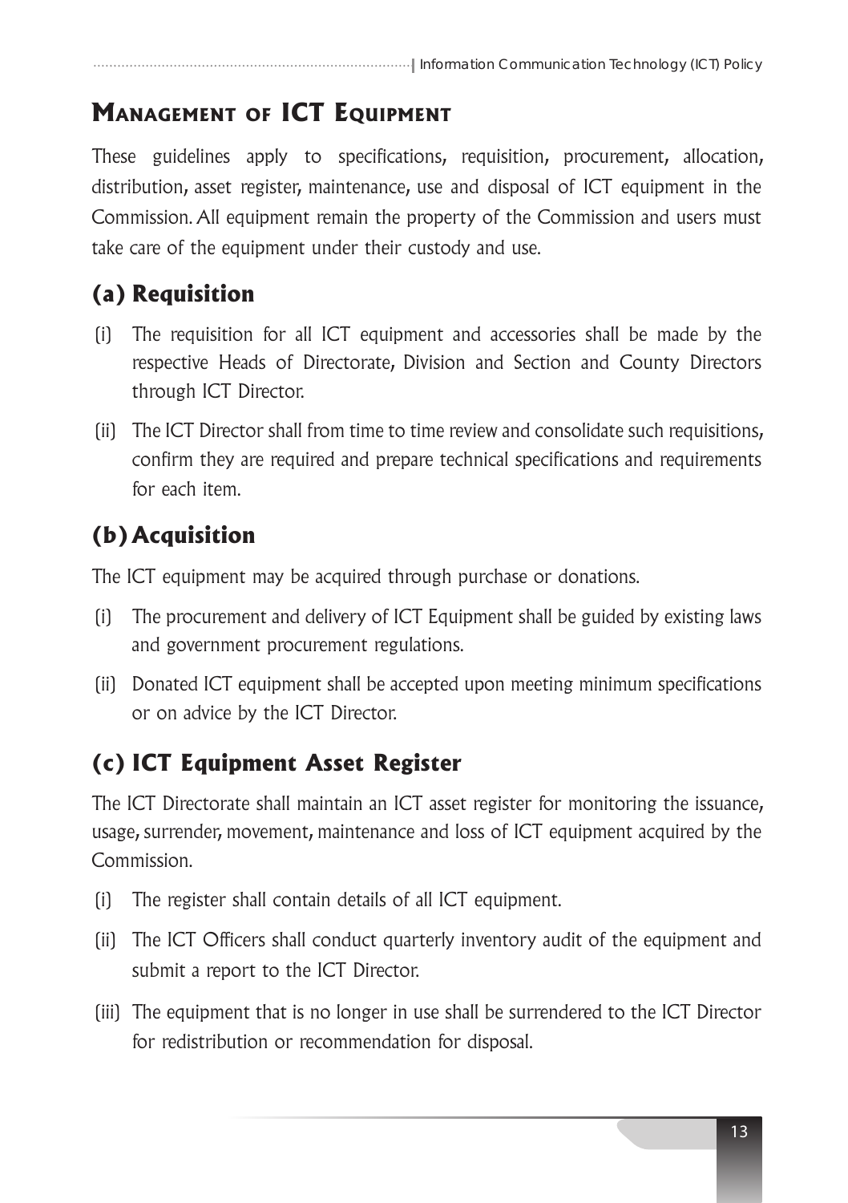## Management of ICT Equipment

These guidelines apply to specifications, requisition, procurement, allocation, distribution, asset register, maintenance, use and disposal of ICT equipment in the Commission. All equipment remain the property of the Commission and users must take care of the equipment under their custody and use.

### (a) Requisition

(i) The requisition for all ICT equipment and accessories shall be made by the respective Heads of Directorate, Division and Section and County Directors through ICT Director.

(ii) The ICT Director shall from time to time review and consolidate such requisitions, confirm they are required and prepare technical specifications and requirements for each item.

### (b) Acquisition

The ICT equipment may be acquired through purchase or donations.

(i) The procurement and delivery of ICT Equipment shall be guided by existing laws and government procurement regulations.

(ii) Donated ICT equipment shall be accepted upon meeting minimum specifications or on advice by the ICT Director.

### (c) ICT Equipment Asset Register

The ICT Directorate shall maintain an ICT asset register for monitoring the issuance, usage, surrender, movement, maintenance and loss of ICT equipment acquired by the Commission.

(i) The register shall contain details of all ICT equipment.

(ii) The ICT Officers shall conduct quarterly inventory audit of the equipment and submit a report to the ICT Director.

(iii) The equipment that is no longer in use shall be surrendered to the ICT Director for redistribution or recommendation for disposal.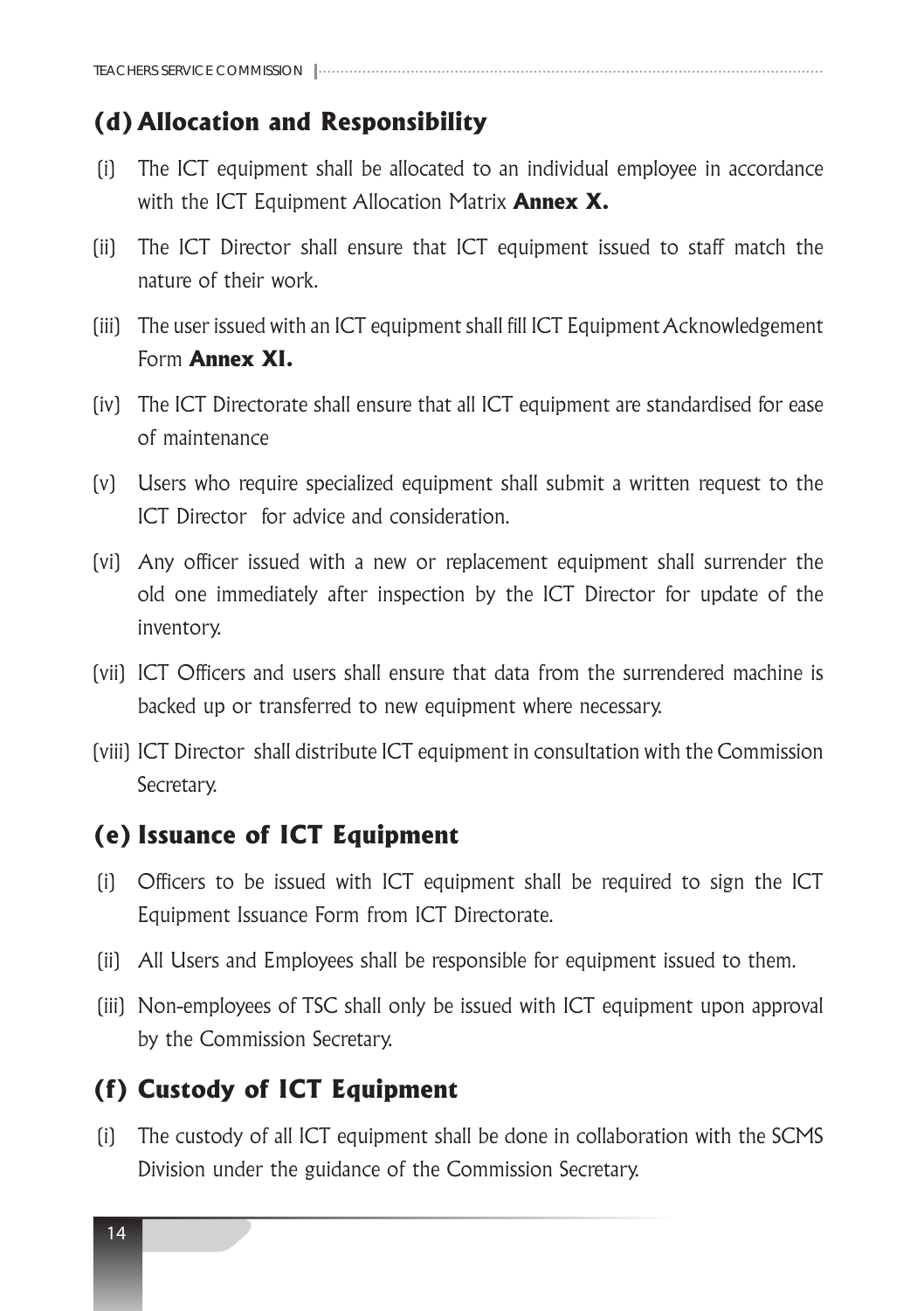## (d) Allocation and Responsibility

(i) The ICT equipment shall be allocated to an individual employee in accordance with the ICT Equipment Allocation Matrix **Annex X.**

(ii) The ICT Director shall ensure that ICT equipment issued to staff match the nature of their work.

(iii) The user issued with an ICT equipment shall fill ICT Equipment Acknowledgement Form **Annex XI.**

(iv) The ICT Directorate shall ensure that all ICT equipment are standardised for ease of maintenance

(v) Users who require specialized equipment shall submit a written request to the ICT Director for advice and consideration.

(vi) Any officer issued with a new or replacement equipment shall surrender the old one immediately after inspection by the ICT Director for update of the inventory.

(vii) ICT Officers and users shall ensure that data from the surrendered machine is backed up or transferred to new equipment where necessary.

(viii) ICT Director shall distribute ICT equipment in consultation with the Commission Secretary.

## (e) Issuance of ICT Equipment

(i) Officers to be issued with ICT equipment shall be required to sign the ICT Equipment Issuance Form from ICT Directorate.

(ii) All Users and Employees shall be responsible for equipment issued to them.

(iii) Non-employees of TSC shall only be issued with ICT equipment upon approval by the Commission Secretary.

## (f) Custody of ICT Equipment

(i) The custody of all ICT equipment shall be done in collaboration with the SCMS Division under the guidance of the Commission Secretary.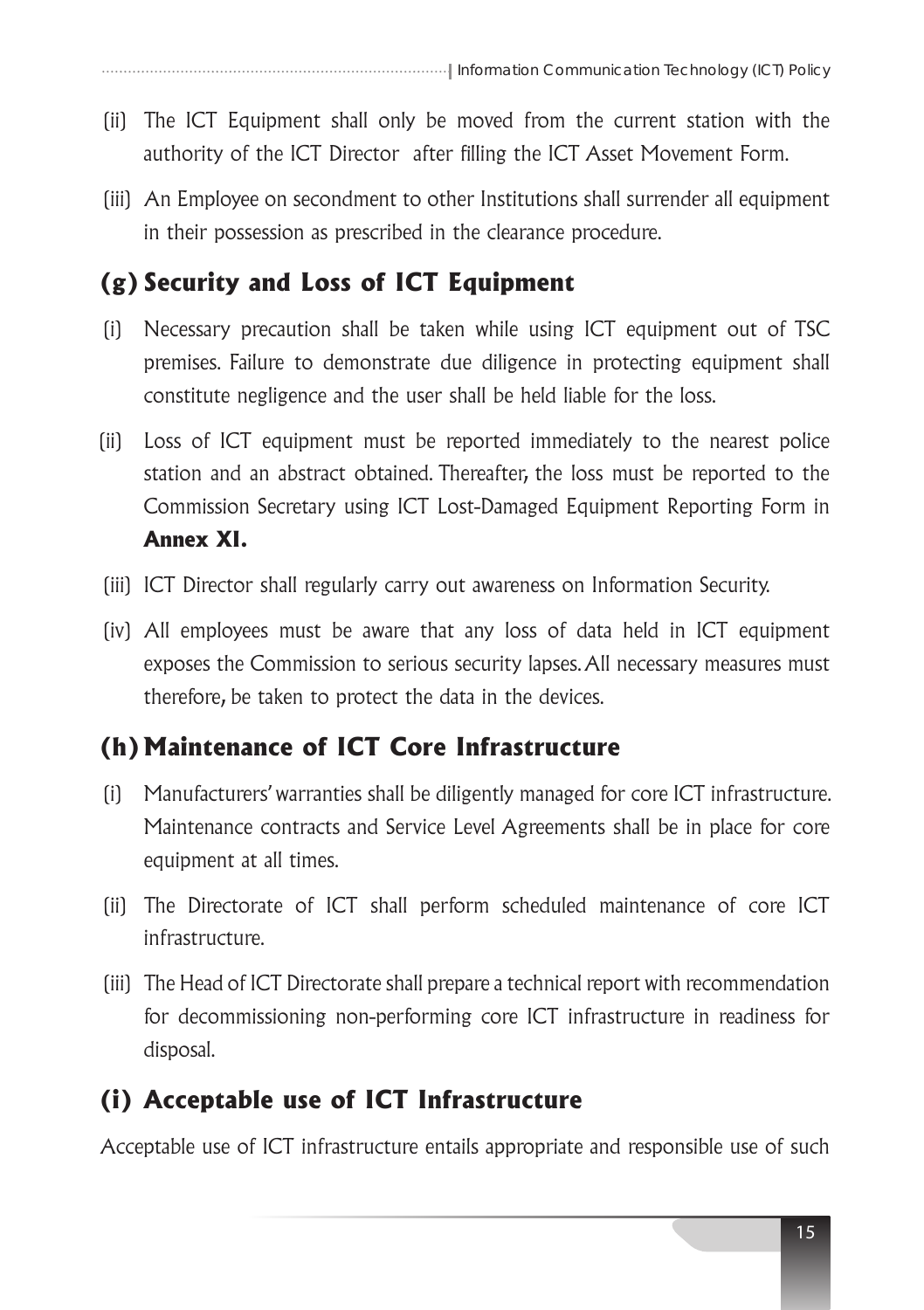(ii) The ICT Equipment shall only be moved from the current station with the authority of the ICT Director after filling the ICT Asset Movement Form.

(iii) An Employee on secondment to other Institutions shall surrender all equipment in their possession as prescribed in the clearance procedure.

## (g) Security and Loss of ICT Equipment

(i) Necessary precaution shall be taken while using ICT equipment out of TSC premises. Failure to demonstrate due diligence in protecting equipment shall constitute negligence and the user shall be held liable for the loss.

(ii) Loss of ICT equipment must be reported immediately to the nearest police station and an abstract obtained. Thereafter, the loss must be reported to the Commission Secretary using ICT Lost-Damaged Equipment Reporting Form in **Annex XI.**

(iii) ICT Director shall regularly carry out awareness on Information Security.

(iv) All employees must be aware that any loss of data held in ICT equipment exposes the Commission to serious security lapses. All necessary measures must therefore, be taken to protect the data in the devices.

## (h) Maintenance of ICT Core Infrastructure

(i) Manufacturers' warranties shall be diligently managed for core ICT infrastructure. Maintenance contracts and Service Level Agreements shall be in place for core equipment at all times.

(ii) The Directorate of ICT shall perform scheduled maintenance of core ICT infrastructure.

(iii) The Head of ICT Directorate shall prepare a technical report with recommendation for decommissioning non-performing core ICT infrastructure in readiness for disposal.

## (i) Acceptable use of ICT Infrastructure

Acceptable use of ICT infrastructure entails appropriate and responsible use of such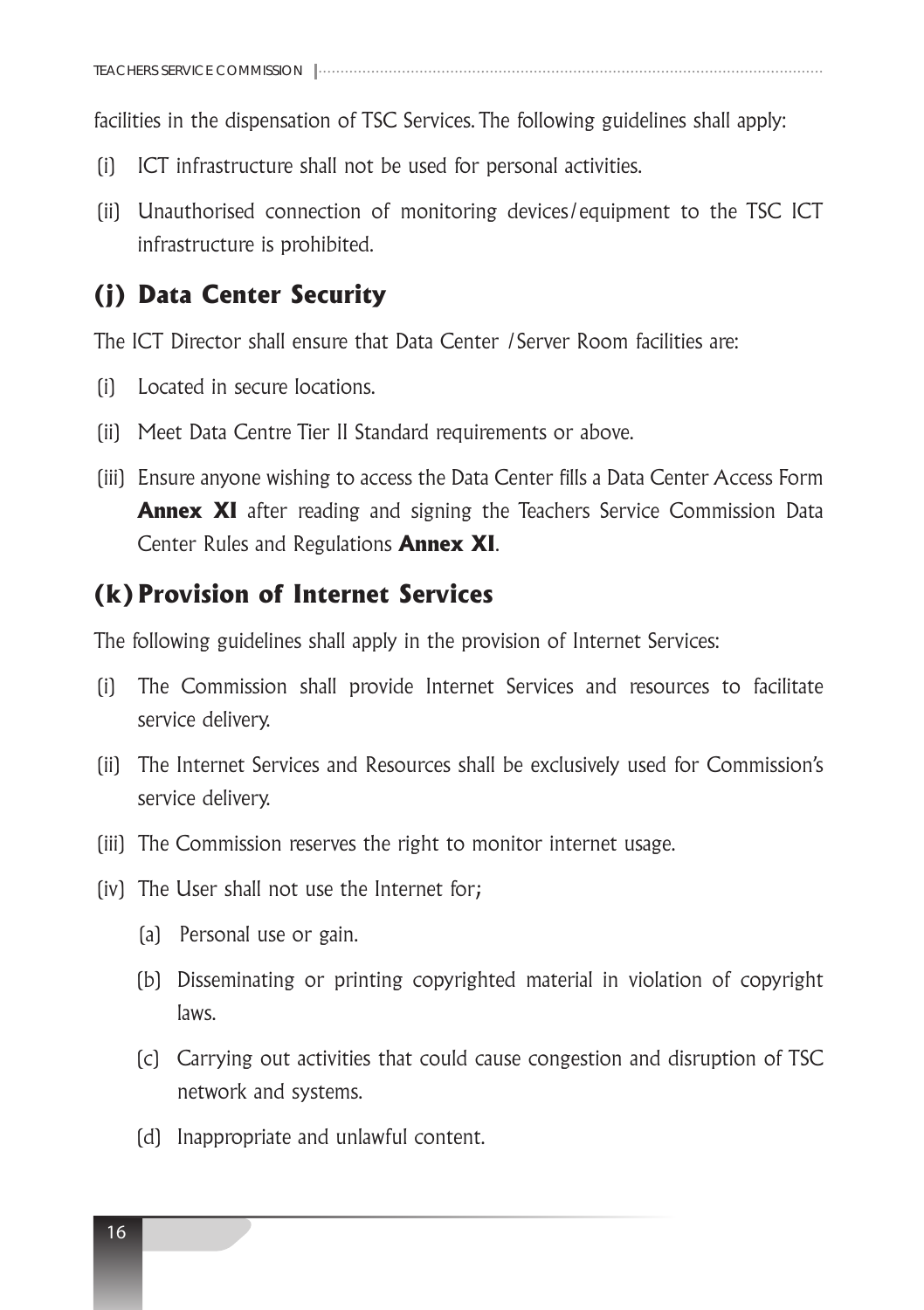facilities in the dispensation of TSC Services. The following guidelines shall apply:

(i) ICT infrastructure shall not be used for personal activities.

(ii) Unauthorised connection of monitoring devices/equipment to the TSC ICT infrastructure is prohibited.

## (j) Data Center Security

The ICT Director shall ensure that Data Center /Server Room facilities are:

(i) Located in secure locations.

(ii) Meet Data Centre Tier II Standard requirements or above.

(iii) Ensure anyone wishing to access the Data Center fills a Data Center Access Form **Annex XI** after reading and signing the Teachers Service Commission Data Center Rules and Regulations **Annex XI**.

## (k) Provision of Internet Services

The following guidelines shall apply in the provision of Internet Services:

(i) The Commission shall provide Internet Services and resources to facilitate service delivery.

(ii) The Internet Services and Resources shall be exclusively used for Commission's service delivery.

(iii) The Commission reserves the right to monitor internet usage.

(iv) The User shall not use the Internet for;

  (a) Personal use or gain.

  (b) Disseminating or printing copyrighted material in violation of copyright laws.

  (c) Carrying out activities that could cause congestion and disruption of TSC network and systems.

  (d) Inappropriate and unlawful content.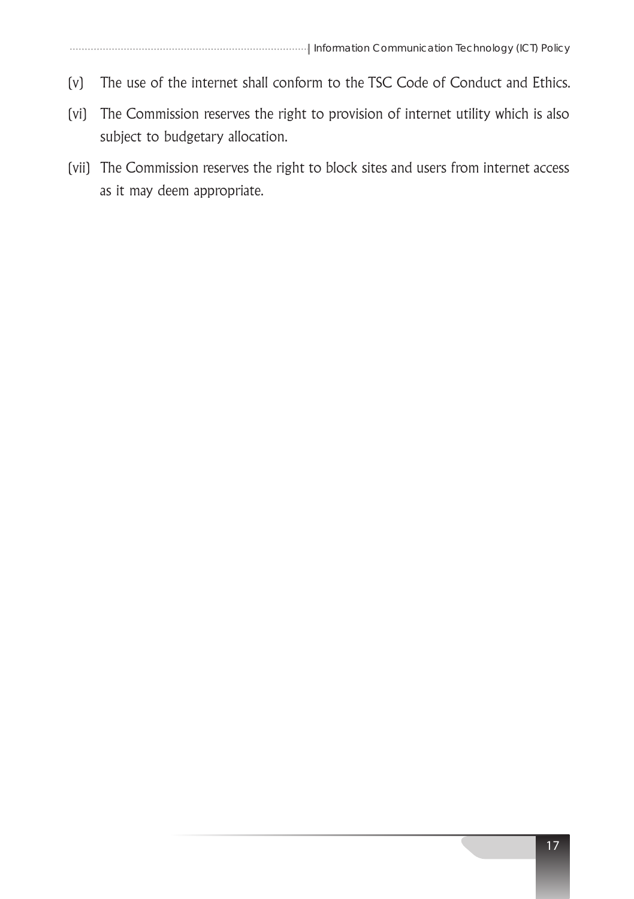(v) The use of the internet shall conform to the TSC Code of Conduct and Ethics.

(vi) The Commission reserves the right to provision of internet utility which is also subject to budgetary allocation.

(vii) The Commission reserves the right to block sites and users from internet access as it may deem appropriate.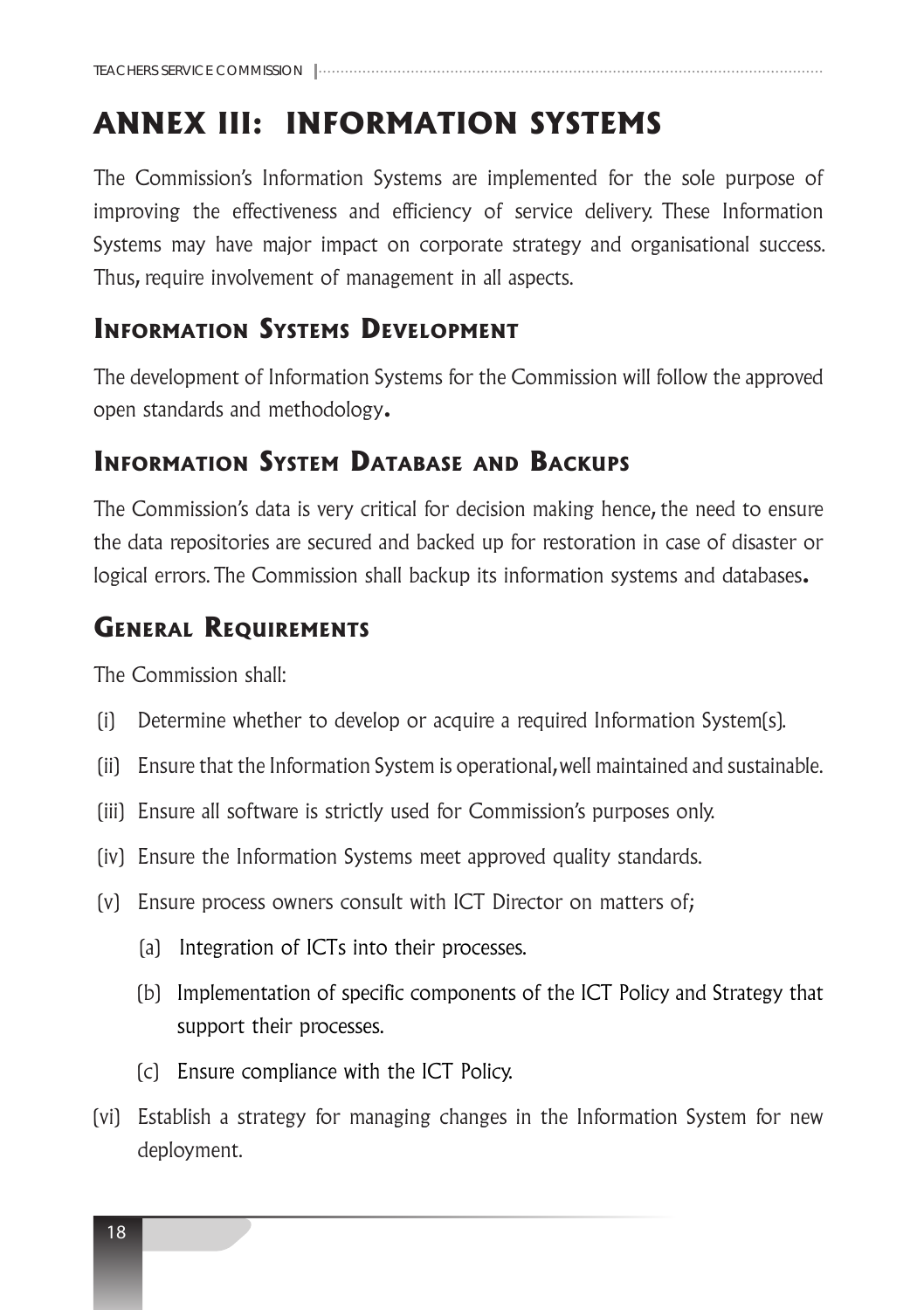# ANNEX III: INFORMATION SYSTEMS

The Commission's Information Systems are implemented for the sole purpose of improving the effectiveness and efficiency of service delivery. These Information Systems may have major impact on corporate strategy and organisational success. Thus, require involvement of management in all aspects.

## Information Systems Development

The development of Information Systems for the Commission will follow the approved open standards and methodology**.**

## Information System Database and Backups

The Commission's data is very critical for decision making hence, the need to ensure the data repositories are secured and backed up for restoration in case of disaster or logical errors. The Commission shall backup its information systems and databases**.**

## General Requirements

The Commission shall:

(i) Determine whether to develop or acquire a required Information System(s).

(ii) Ensure that the Information System is operational, well maintained and sustainable.

(iii) Ensure all software is strictly used for Commission's purposes only.

(iv) Ensure the Information Systems meet approved quality standards.

(v) Ensure process owners consult with ICT Director on matters of;

  (a) Integration of ICTs into their processes.

  (b) Implementation of specific components of the ICT Policy and Strategy that support their processes.

  (c) Ensure compliance with the ICT Policy.

(vi) Establish a strategy for managing changes in the Information System for new deployment.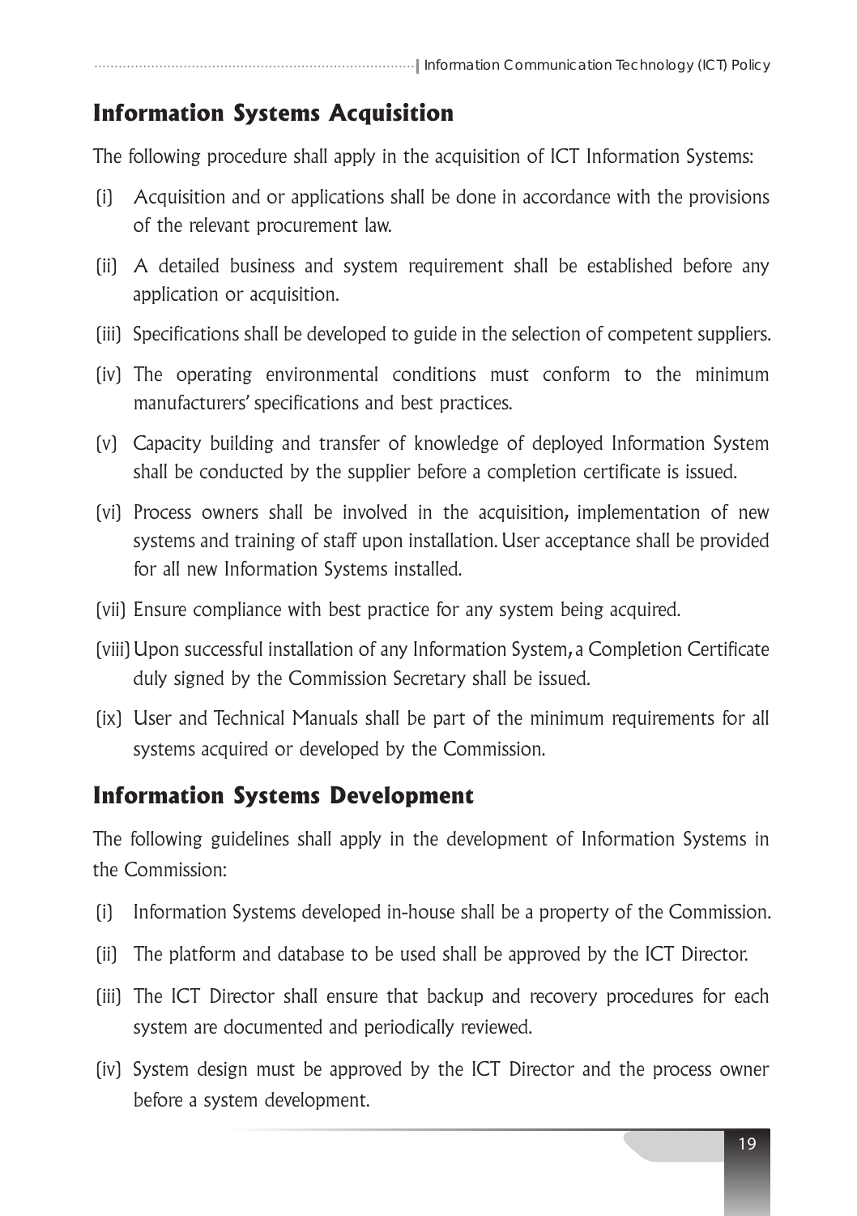## Information Systems Acquisition

The following procedure shall apply in the acquisition of ICT Information Systems:

(i) Acquisition and or applications shall be done in accordance with the provisions of the relevant procurement law.

(ii) A detailed business and system requirement shall be established before any application or acquisition.

(iii) Specifications shall be developed to guide in the selection of competent suppliers.

(iv) The operating environmental conditions must conform to the minimum manufacturers' specifications and best practices.

(v) Capacity building and transfer of knowledge of deployed Information System shall be conducted by the supplier before a completion certificate is issued.

(vi) Process owners shall be involved in the acquisition, implementation of new systems and training of staff upon installation. User acceptance shall be provided for all new Information Systems installed.

(vii) Ensure compliance with best practice for any system being acquired.

(viii) Upon successful installation of any Information System, a Completion Certificate duly signed by the Commission Secretary shall be issued.

(ix) User and Technical Manuals shall be part of the minimum requirements for all systems acquired or developed by the Commission.

## Information Systems Development

The following guidelines shall apply in the development of Information Systems in the Commission:

(i) Information Systems developed in-house shall be a property of the Commission.

(ii) The platform and database to be used shall be approved by the ICT Director.

(iii) The ICT Director shall ensure that backup and recovery procedures for each system are documented and periodically reviewed.

(iv) System design must be approved by the ICT Director and the process owner before a system development.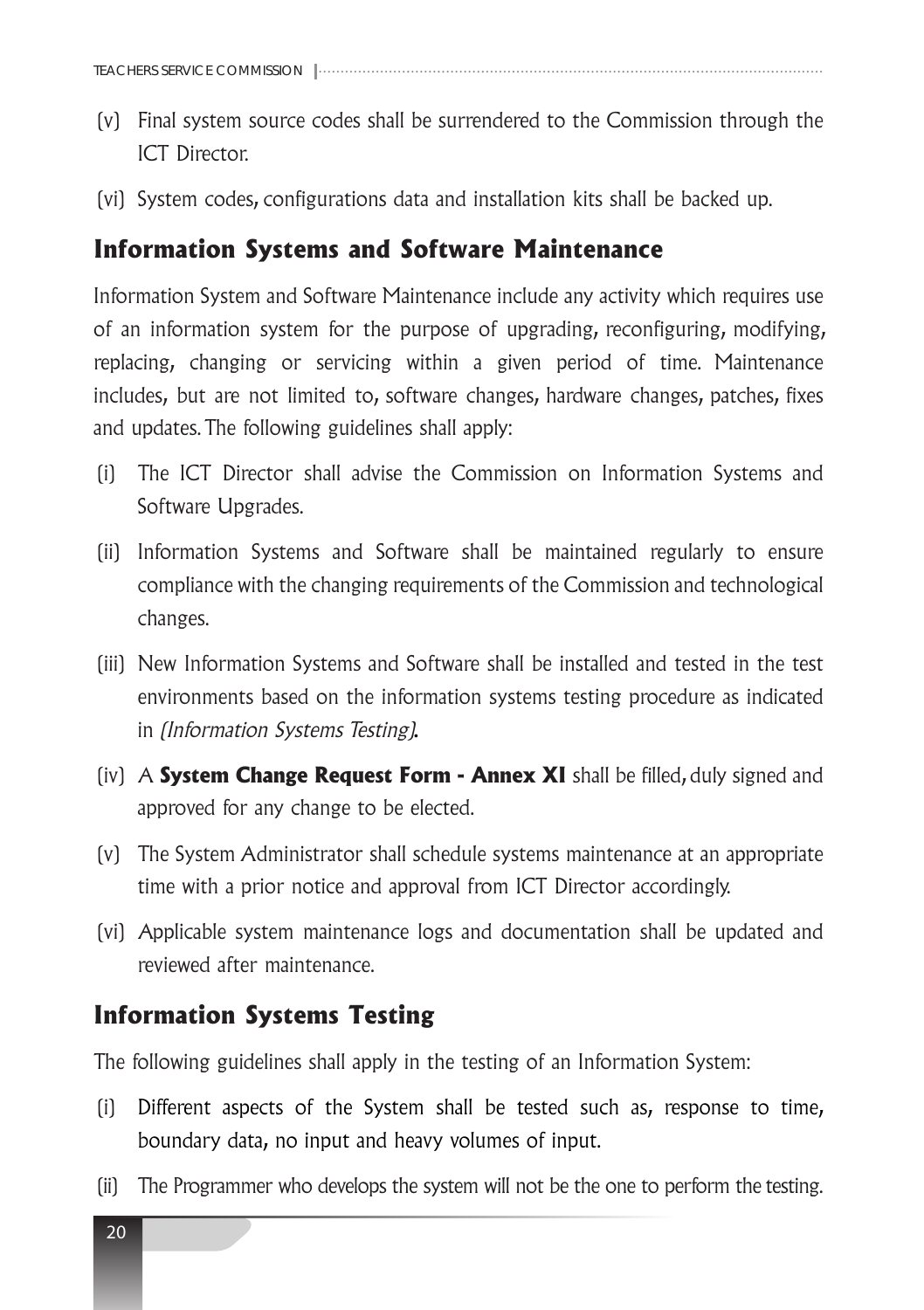(v) Final system source codes shall be surrendered to the Commission through the ICT Director.

(vi) System codes, configurations data and installation kits shall be backed up.

## Information Systems and Software Maintenance

Information System and Software Maintenance include any activity which requires use of an information system for the purpose of upgrading, reconfiguring, modifying, replacing, changing or servicing within a given period of time. Maintenance includes, but are not limited to, software changes, hardware changes, patches, fixes and updates. The following guidelines shall apply:

(i) The ICT Director shall advise the Commission on Information Systems and Software Upgrades.

(ii) Information Systems and Software shall be maintained regularly to ensure compliance with the changing requirements of the Commission and technological changes.

(iii) New Information Systems and Software shall be installed and tested in the test environments based on the information systems testing procedure as indicated in *(Information Systems Testing)*.

(iv) A **System Change Request Form - Annex XI** shall be filled, duly signed and approved for any change to be elected.

(v) The System Administrator shall schedule systems maintenance at an appropriate time with a prior notice and approval from ICT Director accordingly.

(vi) Applicable system maintenance logs and documentation shall be updated and reviewed after maintenance.

## Information Systems Testing

The following guidelines shall apply in the testing of an Information System:

(i) Different aspects of the System shall be tested such as, response to time, boundary data, no input and heavy volumes of input.

(ii) The Programmer who develops the system will not be the one to perform the testing.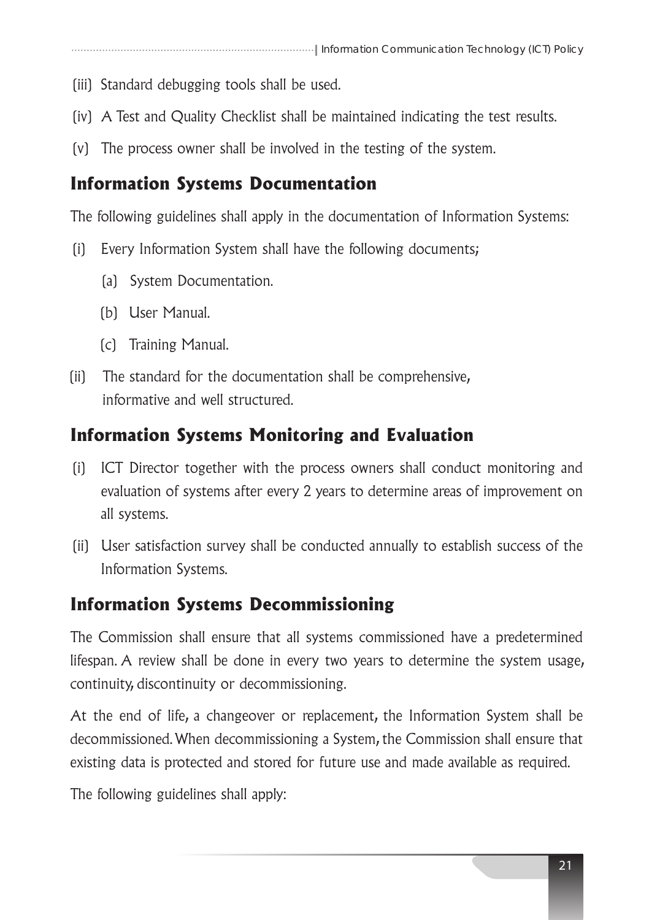(iii) Standard debugging tools shall be used.

(iv) A Test and Quality Checklist shall be maintained indicating the test results.

(v) The process owner shall be involved in the testing of the system.

## Information Systems Documentation

The following guidelines shall apply in the documentation of Information Systems:

(i) Every Information System shall have the following documents;

  (a) System Documentation.

  (b) User Manual.

  (c) Training Manual.

(ii) The standard for the documentation shall be comprehensive, informative and well structured.

## Information Systems Monitoring and Evaluation

(i) ICT Director together with the process owners shall conduct monitoring and evaluation of systems after every 2 years to determine areas of improvement on all systems.

(ii) User satisfaction survey shall be conducted annually to establish success of the Information Systems.

## Information Systems Decommissioning

The Commission shall ensure that all systems commissioned have a predetermined lifespan. A review shall be done in every two years to determine the system usage, continuity, discontinuity or decommissioning.

At the end of life, a changeover or replacement, the Information System shall be decommissioned. When decommissioning a System, the Commission shall ensure that existing data is protected and stored for future use and made available as required.

The following guidelines shall apply: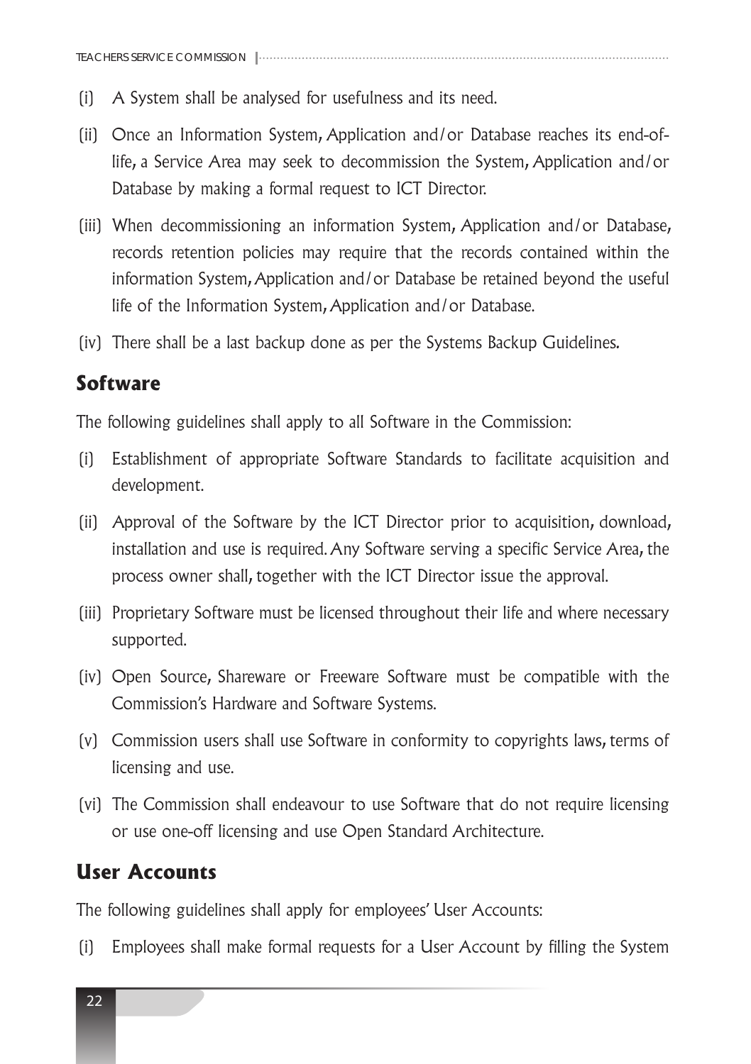(i) A System shall be analysed for usefulness and its need.

(ii) Once an Information System, Application and/or Database reaches its end-of-life, a Service Area may seek to decommission the System, Application and/or Database by making a formal request to ICT Director.

(iii) When decommissioning an information System, Application and/or Database, records retention policies may require that the records contained within the information System, Application and/or Database be retained beyond the useful life of the Information System, Application and/or Database.

(iv) There shall be a last backup done as per the Systems Backup Guidelines.

## Software

The following guidelines shall apply to all Software in the Commission:

(i) Establishment of appropriate Software Standards to facilitate acquisition and development.

(ii) Approval of the Software by the ICT Director prior to acquisition, download, installation and use is required. Any Software serving a specific Service Area, the process owner shall, together with the ICT Director issue the approval.

(iii) Proprietary Software must be licensed throughout their life and where necessary supported.

(iv) Open Source, Shareware or Freeware Software must be compatible with the Commission's Hardware and Software Systems.

(v) Commission users shall use Software in conformity to copyrights laws, terms of licensing and use.

(vi) The Commission shall endeavour to use Software that do not require licensing or use one-off licensing and use Open Standard Architecture.

## User Accounts

The following guidelines shall apply for employees' User Accounts:

(i) Employees shall make formal requests for a User Account by filling the System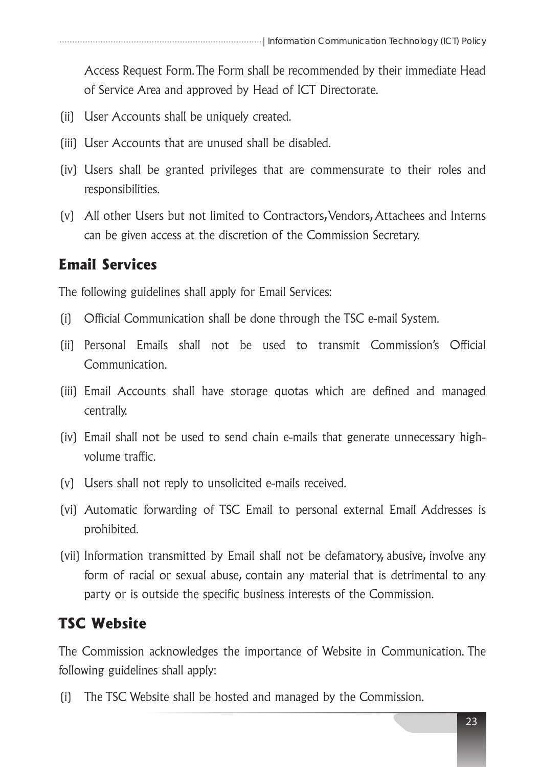Access Request Form. The Form shall be recommended by their immediate Head of Service Area and approved by Head of ICT Directorate.

(ii) User Accounts shall be uniquely created.

(iii) User Accounts that are unused shall be disabled.

(iv) Users shall be granted privileges that are commensurate to their roles and responsibilities.

(v) All other Users but not limited to Contractors, Vendors, Attachees and Interns can be given access at the discretion of the Commission Secretary.

## Email Services

The following guidelines shall apply for Email Services:

(i) Official Communication shall be done through the TSC e-mail System.

(ii) Personal Emails shall not be used to transmit Commission's Official Communication.

(iii) Email Accounts shall have storage quotas which are defined and managed centrally.

(iv) Email shall not be used to send chain e-mails that generate unnecessary high-volume traffic.

(v) Users shall not reply to unsolicited e-mails received.

(vi) Automatic forwarding of TSC Email to personal external Email Addresses is prohibited.

(vii) Information transmitted by Email shall not be defamatory, abusive, involve any form of racial or sexual abuse, contain any material that is detrimental to any party or is outside the specific business interests of the Commission.

## TSC Website

The Commission acknowledges the importance of Website in Communication. The following guidelines shall apply:

(i) The TSC Website shall be hosted and managed by the Commission.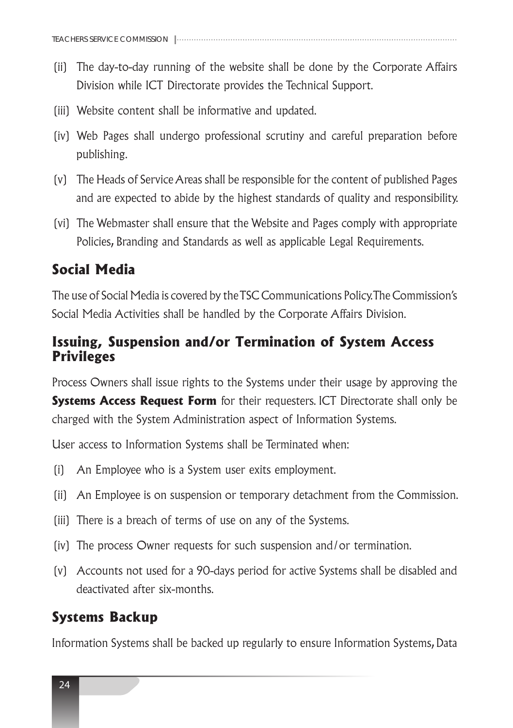(ii) The day-to-day running of the website shall be done by the Corporate Affairs Division while ICT Directorate provides the Technical Support.

(iii) Website content shall be informative and updated.

(iv) Web Pages shall undergo professional scrutiny and careful preparation before publishing.

(v) The Heads of Service Areas shall be responsible for the content of published Pages and are expected to abide by the highest standards of quality and responsibility.

(vi) The Webmaster shall ensure that the Website and Pages comply with appropriate Policies, Branding and Standards as well as applicable Legal Requirements.

## Social Media

The use of Social Media is covered by the TSC Communications Policy. The Commission's Social Media Activities shall be handled by the Corporate Affairs Division.

## Issuing, Suspension and/or Termination of System Access Privileges

Process Owners shall issue rights to the Systems under their usage by approving the **Systems Access Request Form** for their requesters. ICT Directorate shall only be charged with the System Administration aspect of Information Systems.

User access to Information Systems shall be Terminated when:

(i) An Employee who is a System user exits employment.

(ii) An Employee is on suspension or temporary detachment from the Commission.

(iii) There is a breach of terms of use on any of the Systems.

(iv) The process Owner requests for such suspension and/or termination.

(v) Accounts not used for a 90-days period for active Systems shall be disabled and deactivated after six-months.

## Systems Backup

Information Systems shall be backed up regularly to ensure Information Systems, Data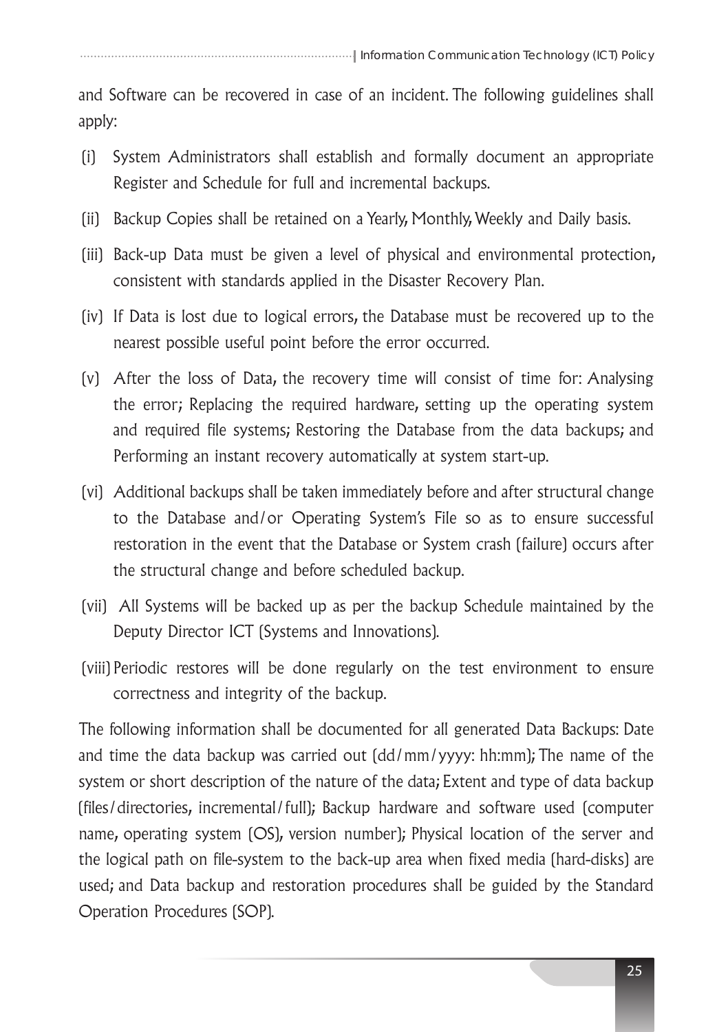and Software can be recovered in case of an incident. The following guidelines shall apply:

(i) System Administrators shall establish and formally document an appropriate Register and Schedule for full and incremental backups.

(ii) Backup Copies shall be retained on a Yearly, Monthly, Weekly and Daily basis.

(iii) Back-up Data must be given a level of physical and environmental protection, consistent with standards applied in the Disaster Recovery Plan.

(iv) If Data is lost due to logical errors, the Database must be recovered up to the nearest possible useful point before the error occurred.

(v) After the loss of Data, the recovery time will consist of time for: Analysing the error; Replacing the required hardware, setting up the operating system and required file systems; Restoring the Database from the data backups; and Performing an instant recovery automatically at system start-up.

(vi) Additional backups shall be taken immediately before and after structural change to the Database and/or Operating System's File so as to ensure successful restoration in the event that the Database or System crash (failure) occurs after the structural change and before scheduled backup.

(vii) All Systems will be backed up as per the backup Schedule maintained by the Deputy Director ICT (Systems and Innovations).

(viii) Periodic restores will be done regularly on the test environment to ensure correctness and integrity of the backup.

The following information shall be documented for all generated Data Backups: Date and time the data backup was carried out (dd/mm/yyyy: hh:mm); The name of the system or short description of the nature of the data; Extent and type of data backup (files/directories, incremental/full); Backup hardware and software used (computer name, operating system (OS), version number); Physical location of the server and the logical path on file-system to the back-up area when fixed media (hard-disks) are used; and Data backup and restoration procedures shall be guided by the Standard Operation Procedures (SOP).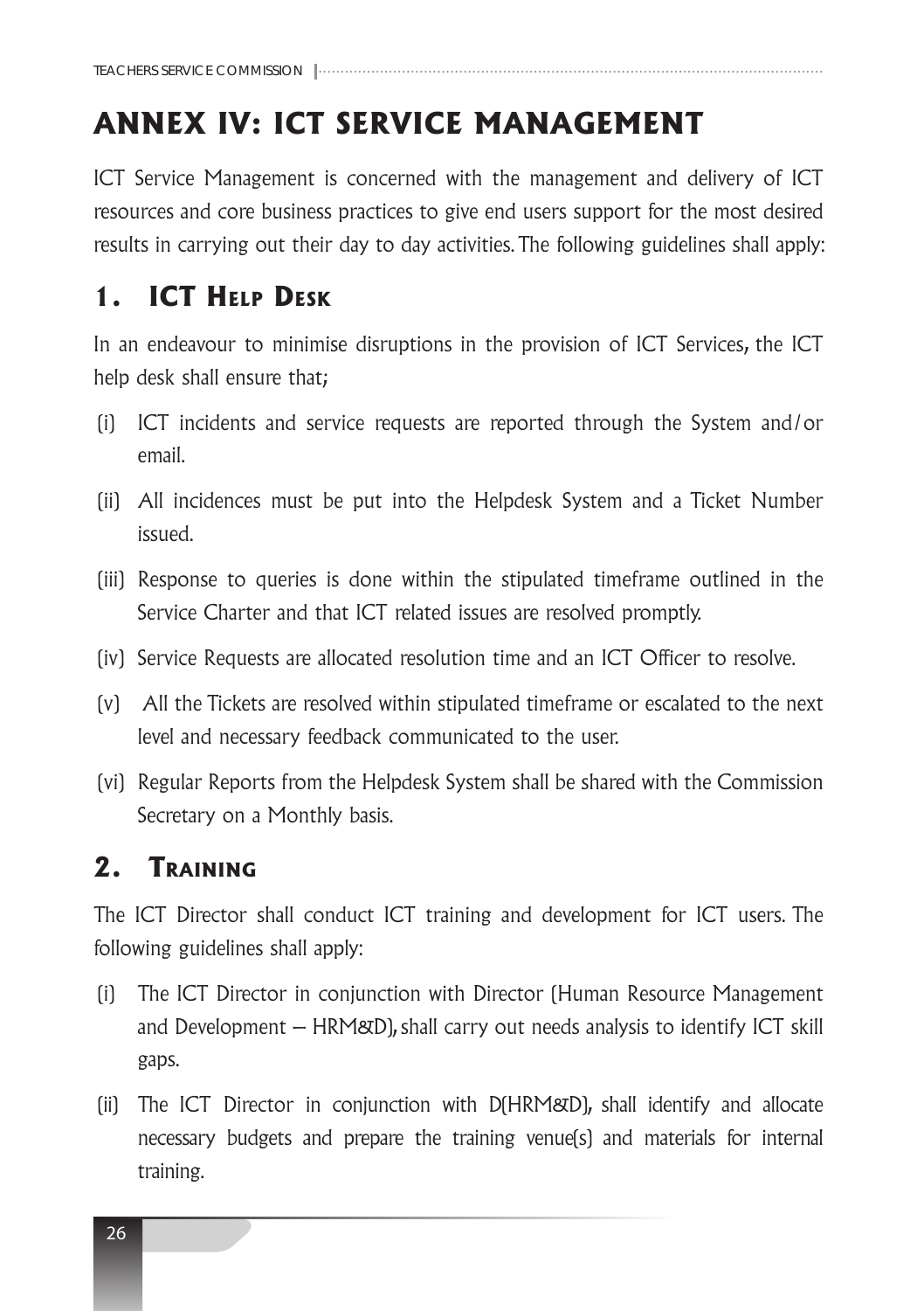# ANNEX IV: ICT SERVICE MANAGEMENT

ICT Service Management is concerned with the management and delivery of ICT resources and core business practices to give end users support for the most desired results in carrying out their day to day activities. The following guidelines shall apply:

## 1. ICT Help Desk

In an endeavour to minimise disruptions in the provision of ICT Services, the ICT help desk shall ensure that;

(i) ICT incidents and service requests are reported through the System and/or email.

(ii) All incidences must be put into the Helpdesk System and a Ticket Number issued.

(iii) Response to queries is done within the stipulated timeframe outlined in the Service Charter and that ICT related issues are resolved promptly.

(iv) Service Requests are allocated resolution time and an ICT Officer to resolve.

(v) All the Tickets are resolved within stipulated timeframe or escalated to the next level and necessary feedback communicated to the user.

(vi) Regular Reports from the Helpdesk System shall be shared with the Commission Secretary on a Monthly basis.

## 2. Training

The ICT Director shall conduct ICT training and development for ICT users. The following guidelines shall apply:

(i) The ICT Director in conjunction with Director (Human Resource Management and Development – HRM&D), shall carry out needs analysis to identify ICT skill gaps.

(ii) The ICT Director in conjunction with D(HRM&D), shall identify and allocate necessary budgets and prepare the training venue(s) and materials for internal training.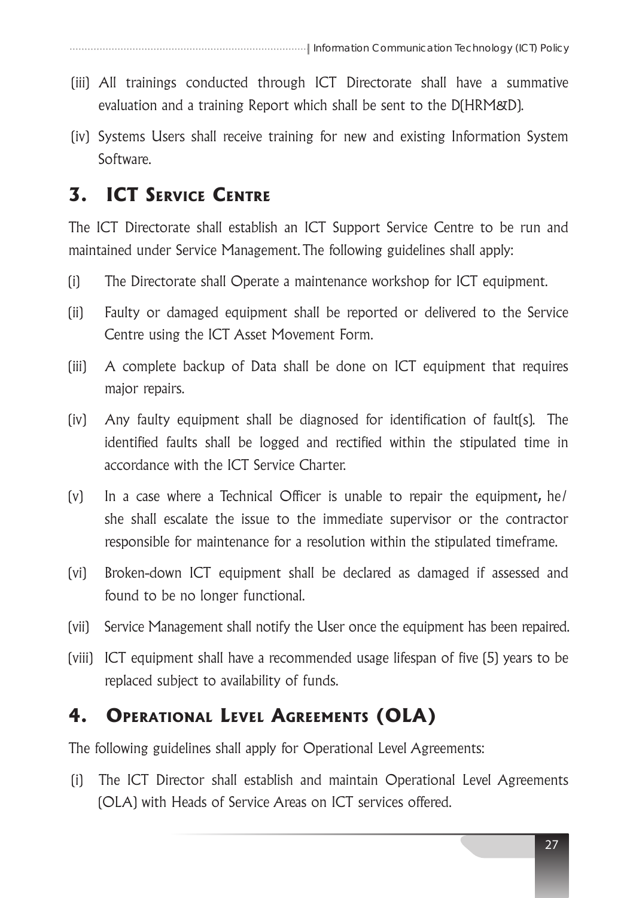(iii) All trainings conducted through ICT Directorate shall have a summative evaluation and a training Report which shall be sent to the D(HRM&D).

(iv) Systems Users shall receive training for new and existing Information System Software.

## 3. ICT Service Centre

The ICT Directorate shall establish an ICT Support Service Centre to be run and maintained under Service Management. The following guidelines shall apply:

(i) The Directorate shall Operate a maintenance workshop for ICT equipment.

(ii) Faulty or damaged equipment shall be reported or delivered to the Service Centre using the ICT Asset Movement Form.

(iii) A complete backup of Data shall be done on ICT equipment that requires major repairs.

(iv) Any faulty equipment shall be diagnosed for identification of fault(s). The identified faults shall be logged and rectified within the stipulated time in accordance with the ICT Service Charter.

(v) In a case where a Technical Officer is unable to repair the equipment, he/she shall escalate the issue to the immediate supervisor or the contractor responsible for maintenance for a resolution within the stipulated timeframe.

(vi) Broken-down ICT equipment shall be declared as damaged if assessed and found to be no longer functional.

(vii) Service Management shall notify the User once the equipment has been repaired.

(viii) ICT equipment shall have a recommended usage lifespan of five (5) years to be replaced subject to availability of funds.

## 4. Operational Level Agreements (OLA)

The following guidelines shall apply for Operational Level Agreements:

(i) The ICT Director shall establish and maintain Operational Level Agreements (OLA) with Heads of Service Areas on ICT services offered.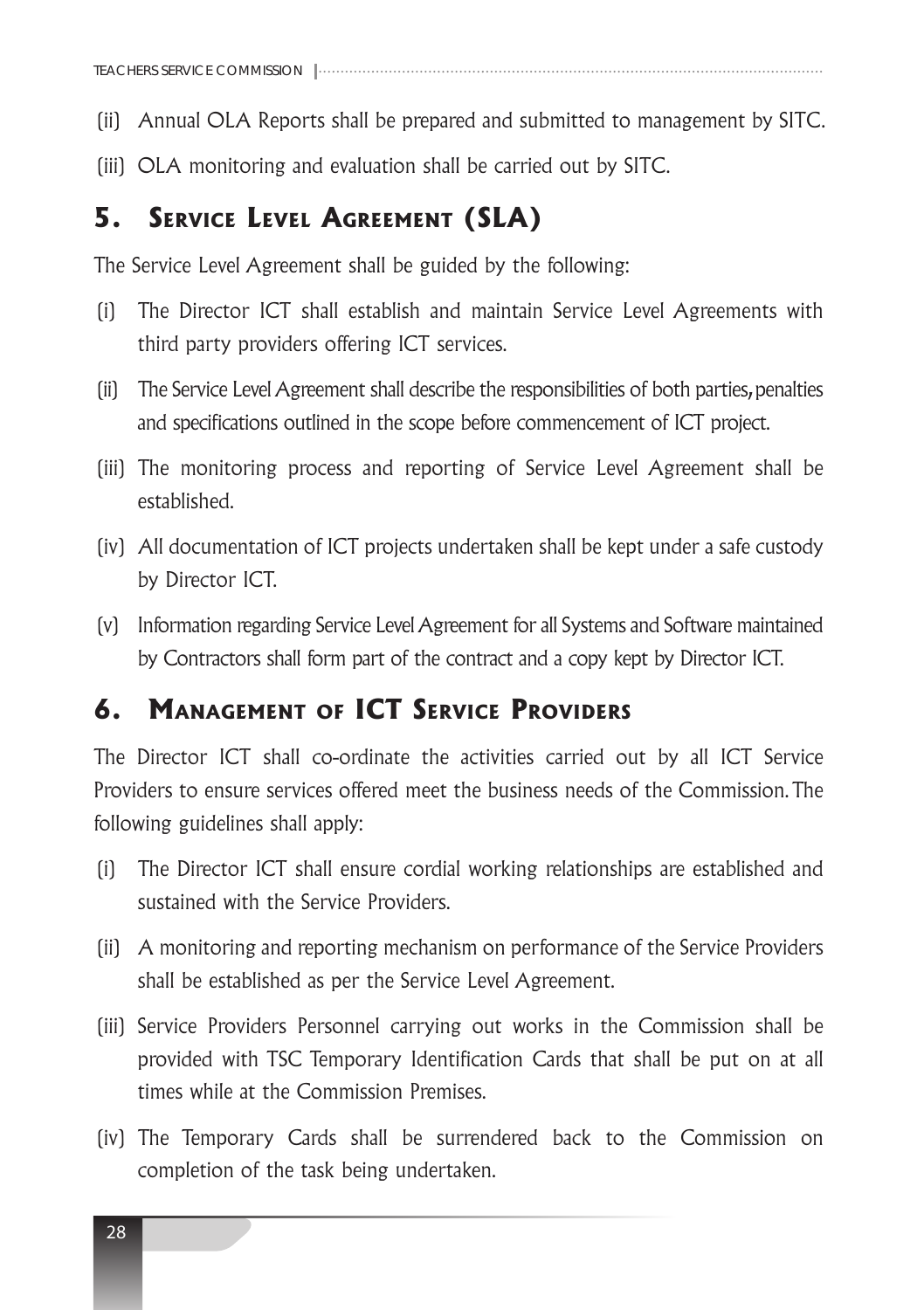(ii) Annual OLA Reports shall be prepared and submitted to management by SITC.

(iii) OLA monitoring and evaluation shall be carried out by SITC.

## 5. Service Level Agreement (SLA)

The Service Level Agreement shall be guided by the following:

(i) The Director ICT shall establish and maintain Service Level Agreements with third party providers offering ICT services.

(ii) The Service Level Agreement shall describe the responsibilities of both parties, penalties and specifications outlined in the scope before commencement of ICT project.

(iii) The monitoring process and reporting of Service Level Agreement shall be established.

(iv) All documentation of ICT projects undertaken shall be kept under a safe custody by Director ICT.

(v) Information regarding Service Level Agreement for all Systems and Software maintained by Contractors shall form part of the contract and a copy kept by Director ICT.

## 6. Management of ICT Service Providers

The Director ICT shall co-ordinate the activities carried out by all ICT Service Providers to ensure services offered meet the business needs of the Commission. The following guidelines shall apply:

(i) The Director ICT shall ensure cordial working relationships are established and sustained with the Service Providers.

(ii) A monitoring and reporting mechanism on performance of the Service Providers shall be established as per the Service Level Agreement.

(iii) Service Providers Personnel carrying out works in the Commission shall be provided with TSC Temporary Identification Cards that shall be put on at all times while at the Commission Premises.

(iv) The Temporary Cards shall be surrendered back to the Commission on completion of the task being undertaken.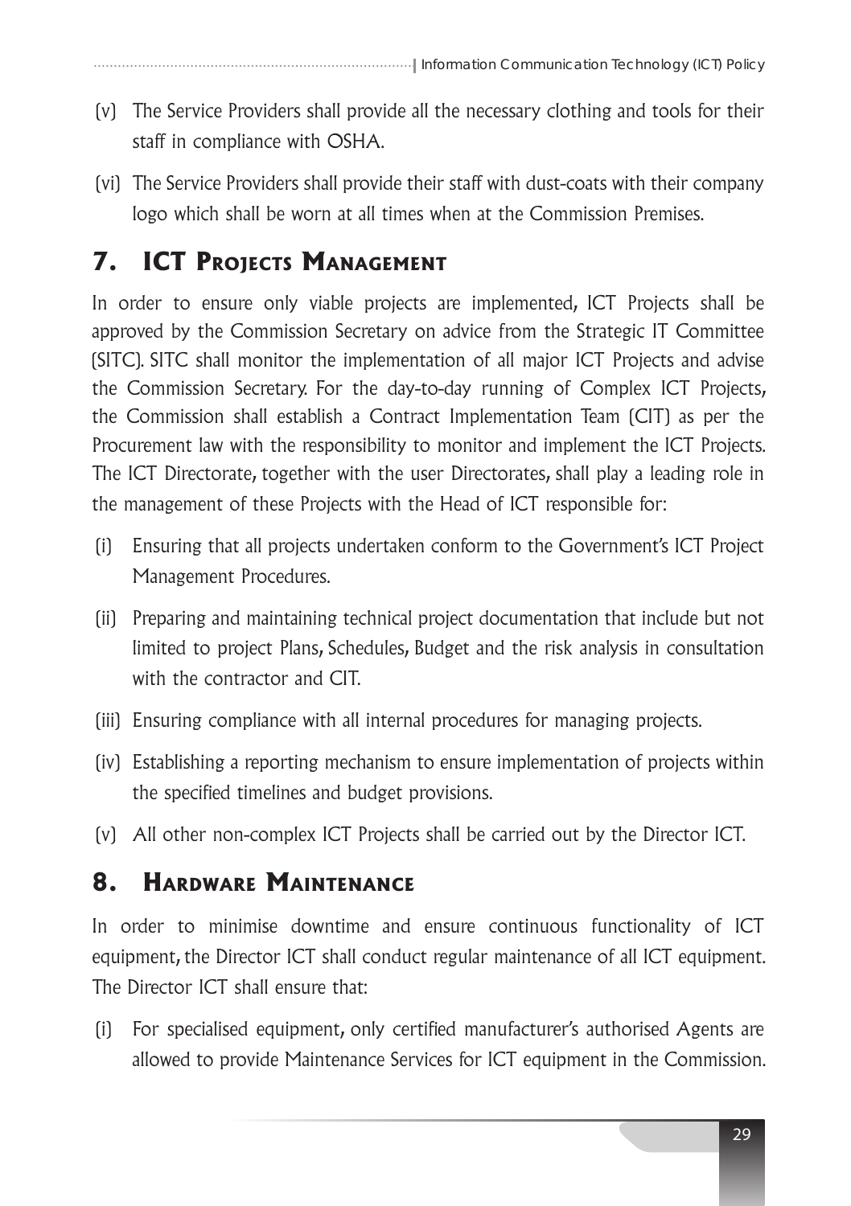(v) The Service Providers shall provide all the necessary clothing and tools for their staff in compliance with OSHA.

(vi) The Service Providers shall provide their staff with dust-coats with their company logo which shall be worn at all times when at the Commission Premises.

## 7. ICT Projects Management

In order to ensure only viable projects are implemented, ICT Projects shall be approved by the Commission Secretary on advice from the Strategic IT Committee (SITC). SITC shall monitor the implementation of all major ICT Projects and advise the Commission Secretary. For the day-to-day running of Complex ICT Projects, the Commission shall establish a Contract Implementation Team (CIT) as per the Procurement law with the responsibility to monitor and implement the ICT Projects. The ICT Directorate, together with the user Directorates, shall play a leading role in the management of these Projects with the Head of ICT responsible for:

(i) Ensuring that all projects undertaken conform to the Government's ICT Project Management Procedures.

(ii) Preparing and maintaining technical project documentation that include but not limited to project Plans, Schedules, Budget and the risk analysis in consultation with the contractor and CIT.

(iii) Ensuring compliance with all internal procedures for managing projects.

(iv) Establishing a reporting mechanism to ensure implementation of projects within the specified timelines and budget provisions.

(v) All other non-complex ICT Projects shall be carried out by the Director ICT.

## 8. Hardware Maintenance

In order to minimise downtime and ensure continuous functionality of ICT equipment, the Director ICT shall conduct regular maintenance of all ICT equipment. The Director ICT shall ensure that:

(i) For specialised equipment, only certified manufacturer's authorised Agents are allowed to provide Maintenance Services for ICT equipment in the Commission.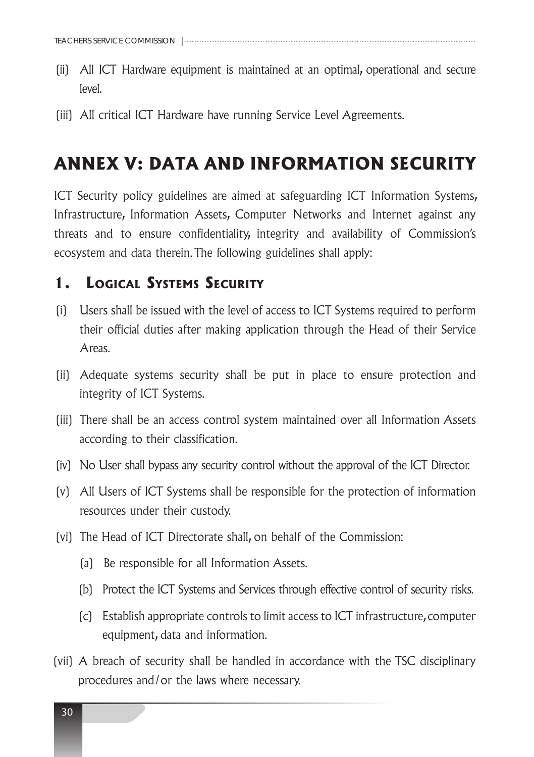(ii) All ICT Hardware equipment is maintained at an optimal, operational and secure level.

(iii) All critical ICT Hardware have running Service Level Agreements.

# ANNEX V: DATA AND INFORMATION SECURITY

ICT Security policy guidelines are aimed at safeguarding ICT Information Systems, Infrastructure, Information Assets, Computer Networks and Internet against any threats and to ensure confidentiality, integrity and availability of Commission's ecosystem and data therein. The following guidelines shall apply:

## 1. Logical Systems Security

(i) Users shall be issued with the level of access to ICT Systems required to perform their official duties after making application through the Head of their Service Areas.

(ii) Adequate systems security shall be put in place to ensure protection and integrity of ICT Systems.

(iii) There shall be an access control system maintained over all Information Assets according to their classification.

(iv) No User shall bypass any security control without the approval of the ICT Director.

(v) All Users of ICT Systems shall be responsible for the protection of information resources under their custody.

(vi) The Head of ICT Directorate shall, on behalf of the Commission:

  (a) Be responsible for all Information Assets.

  (b) Protect the ICT Systems and Services through effective control of security risks.

  (c) Establish appropriate controls to limit access to ICT infrastructure, computer equipment, data and information.

(vii) A breach of security shall be handled in accordance with the TSC disciplinary procedures and/or the laws where necessary.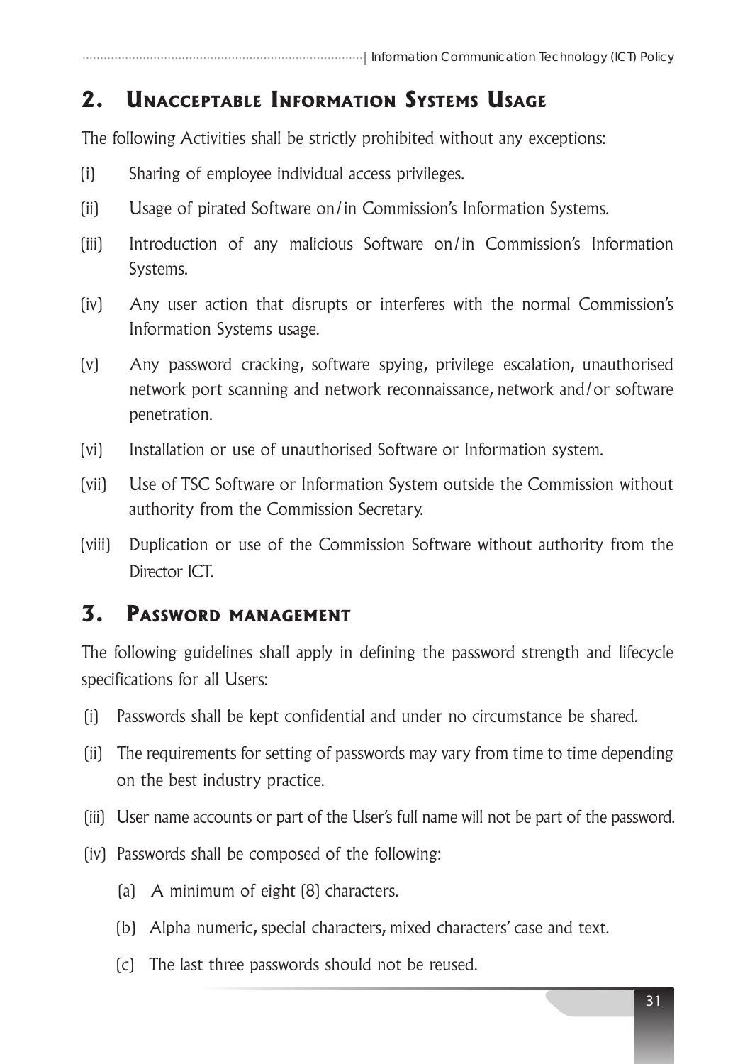## 2. Unacceptable Information Systems Usage

The following Activities shall be strictly prohibited without any exceptions:

(i) Sharing of employee individual access privileges.

(ii) Usage of pirated Software on/in Commission's Information Systems.

(iii) Introduction of any malicious Software on/in Commission's Information Systems.

(iv) Any user action that disrupts or interferes with the normal Commission's Information Systems usage.

(v) Any password cracking, software spying, privilege escalation, unauthorised network port scanning and network reconnaissance, network and/or software penetration.

(vi) Installation or use of unauthorised Software or Information system.

(vii) Use of TSC Software or Information System outside the Commission without authority from the Commission Secretary.

(viii) Duplication or use of the Commission Software without authority from the Director ICT.

## 3. Password management

The following guidelines shall apply in defining the password strength and lifecycle specifications for all Users:

(i) Passwords shall be kept confidential and under no circumstance be shared.

(ii) The requirements for setting of passwords may vary from time to time depending on the best industry practice.

(iii) User name accounts or part of the User's full name will not be part of the password.

(iv) Passwords shall be composed of the following:

   (a) A minimum of eight (8) characters.

   (b) Alpha numeric, special characters, mixed characters' case and text.

   (c) The last three passwords should not be reused.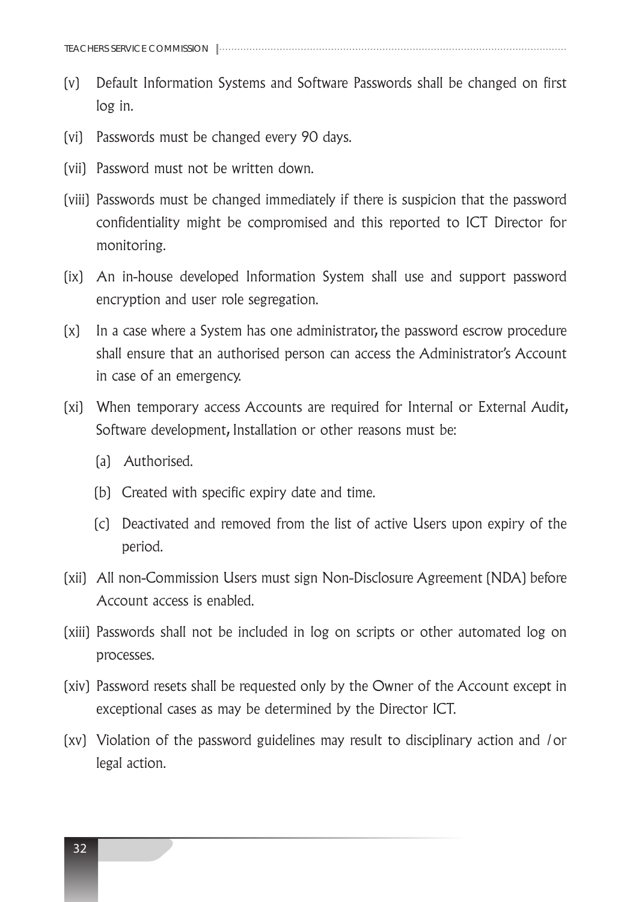(v) Default Information Systems and Software Passwords shall be changed on first log in.

(vi) Passwords must be changed every 90 days.

(vii) Password must not be written down.

(viii) Passwords must be changed immediately if there is suspicion that the password confidentiality might be compromised and this reported to ICT Director for monitoring.

(ix) An in-house developed Information System shall use and support password encryption and user role segregation.

(x) In a case where a System has one administrator, the password escrow procedure shall ensure that an authorised person can access the Administrator's Account in case of an emergency.

(xi) When temporary access Accounts are required for Internal or External Audit, Software development, Installation or other reasons must be:

  (a) Authorised.

  (b) Created with specific expiry date and time.

  (c) Deactivated and removed from the list of active Users upon expiry of the period.

(xii) All non-Commission Users must sign Non-Disclosure Agreement (NDA) before Account access is enabled.

(xiii) Passwords shall not be included in log on scripts or other automated log on processes.

(xiv) Password resets shall be requested only by the Owner of the Account except in exceptional cases as may be determined by the Director ICT.

(xv) Violation of the password guidelines may result to disciplinary action and /or legal action.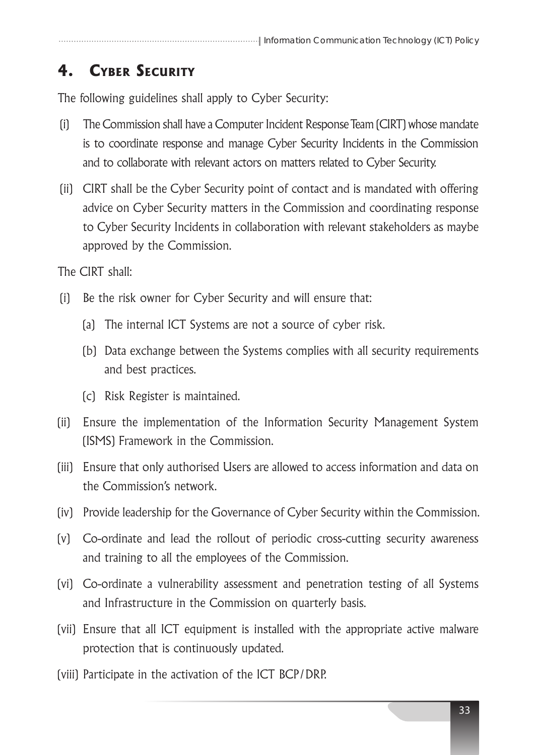# 4. Cyber Security

The following guidelines shall apply to Cyber Security:

(i) The Commission shall have a Computer Incident Response Team (CIRT) whose mandate is to coordinate response and manage Cyber Security Incidents in the Commission and to collaborate with relevant actors on matters related to Cyber Security.

(ii) CIRT shall be the Cyber Security point of contact and is mandated with offering advice on Cyber Security matters in the Commission and coordinating response to Cyber Security Incidents in collaboration with relevant stakeholders as maybe approved by the Commission.

The CIRT shall:

(i) Be the risk owner for Cyber Security and will ensure that:

  (a) The internal ICT Systems are not a source of cyber risk.

  (b) Data exchange between the Systems complies with all security requirements and best practices.

  (c) Risk Register is maintained.

(ii) Ensure the implementation of the Information Security Management System (ISMS) Framework in the Commission.

(iii) Ensure that only authorised Users are allowed to access information and data on the Commission's network.

(iv) Provide leadership for the Governance of Cyber Security within the Commission.

(v) Co-ordinate and lead the rollout of periodic cross-cutting security awareness and training to all the employees of the Commission.

(vi) Co-ordinate a vulnerability assessment and penetration testing of all Systems and Infrastructure in the Commission on quarterly basis.

(vii) Ensure that all ICT equipment is installed with the appropriate active malware protection that is continuously updated.

(viii) Participate in the activation of the ICT BCP/DRP.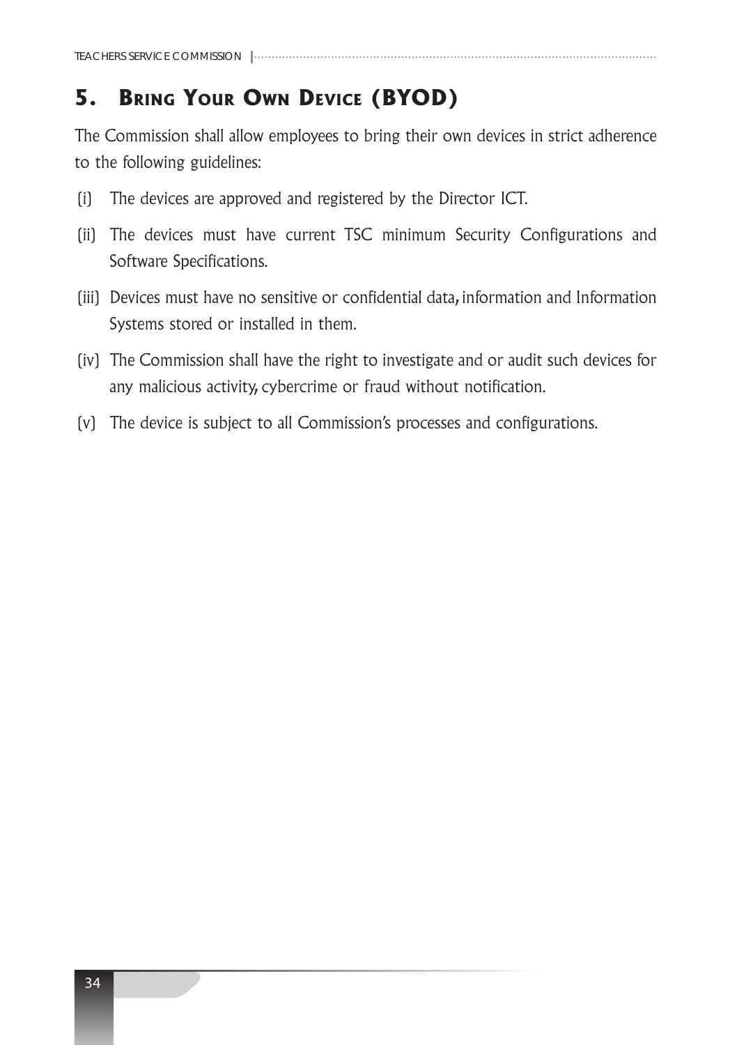## 5. Bring Your Own Device (BYOD)

The Commission shall allow employees to bring their own devices in strict adherence to the following guidelines:

(i) The devices are approved and registered by the Director ICT.

(ii) The devices must have current TSC minimum Security Configurations and Software Specifications.

(iii) Devices must have no sensitive or confidential data, information and Information Systems stored or installed in them.

(iv) The Commission shall have the right to investigate and or audit such devices for any malicious activity, cybercrime or fraud without notification.

(v) The device is subject to all Commission's processes and configurations.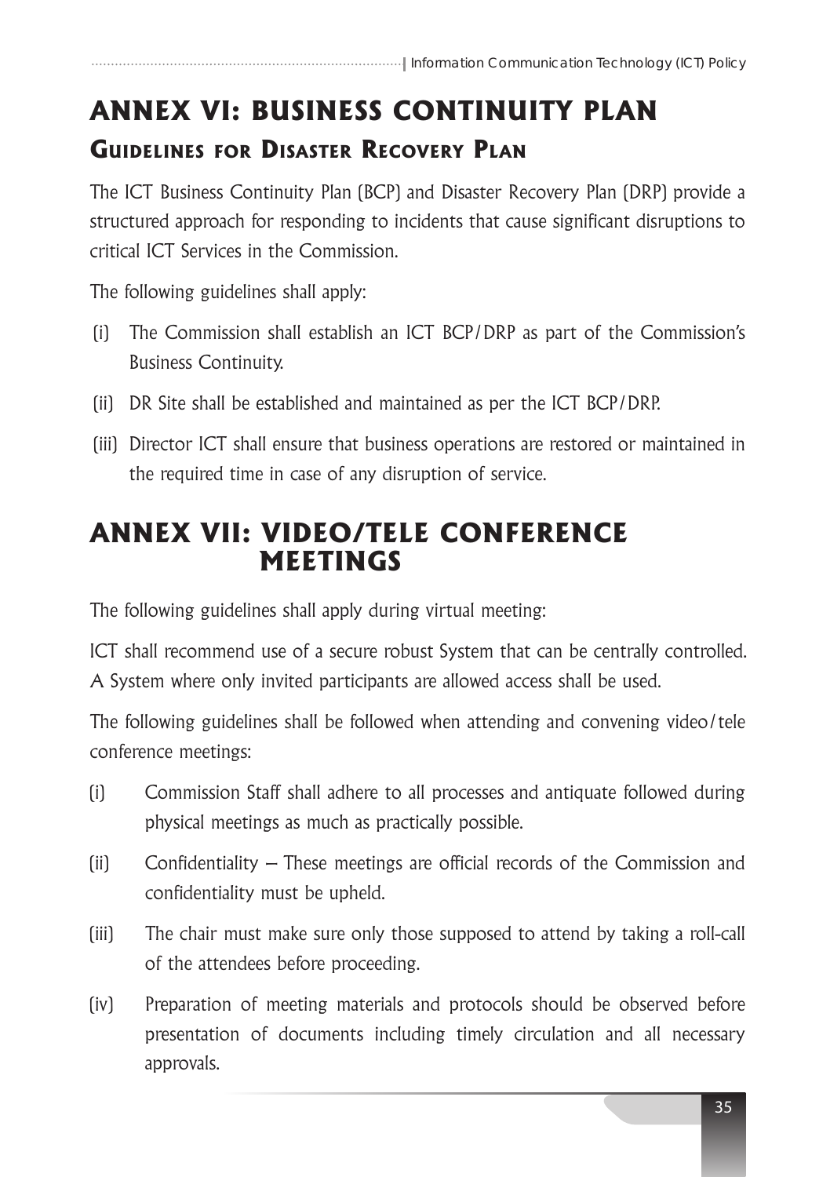# ANNEX VI: BUSINESS CONTINUITY PLAN

## Guidelines for Disaster Recovery Plan

The ICT Business Continuity Plan (BCP) and Disaster Recovery Plan (DRP) provide a structured approach for responding to incidents that cause significant disruptions to critical ICT Services in the Commission.

The following guidelines shall apply:

(i) The Commission shall establish an ICT BCP/DRP as part of the Commission's Business Continuity.

(ii) DR Site shall be established and maintained as per the ICT BCP/DRP.

(iii) Director ICT shall ensure that business operations are restored or maintained in the required time in case of any disruption of service.

# ANNEX VII: VIDEO/TELE CONFERENCE MEETINGS

The following guidelines shall apply during virtual meeting:

ICT shall recommend use of a secure robust System that can be centrally controlled. A System where only invited participants are allowed access shall be used.

The following guidelines shall be followed when attending and convening video/tele conference meetings:

(i) Commission Staff shall adhere to all processes and antiquate followed during physical meetings as much as practically possible.

(ii) Confidentiality – These meetings are official records of the Commission and confidentiality must be upheld.

(iii) The chair must make sure only those supposed to attend by taking a roll-call of the attendees before proceeding.

(iv) Preparation of meeting materials and protocols should be observed before presentation of documents including timely circulation and all necessary approvals.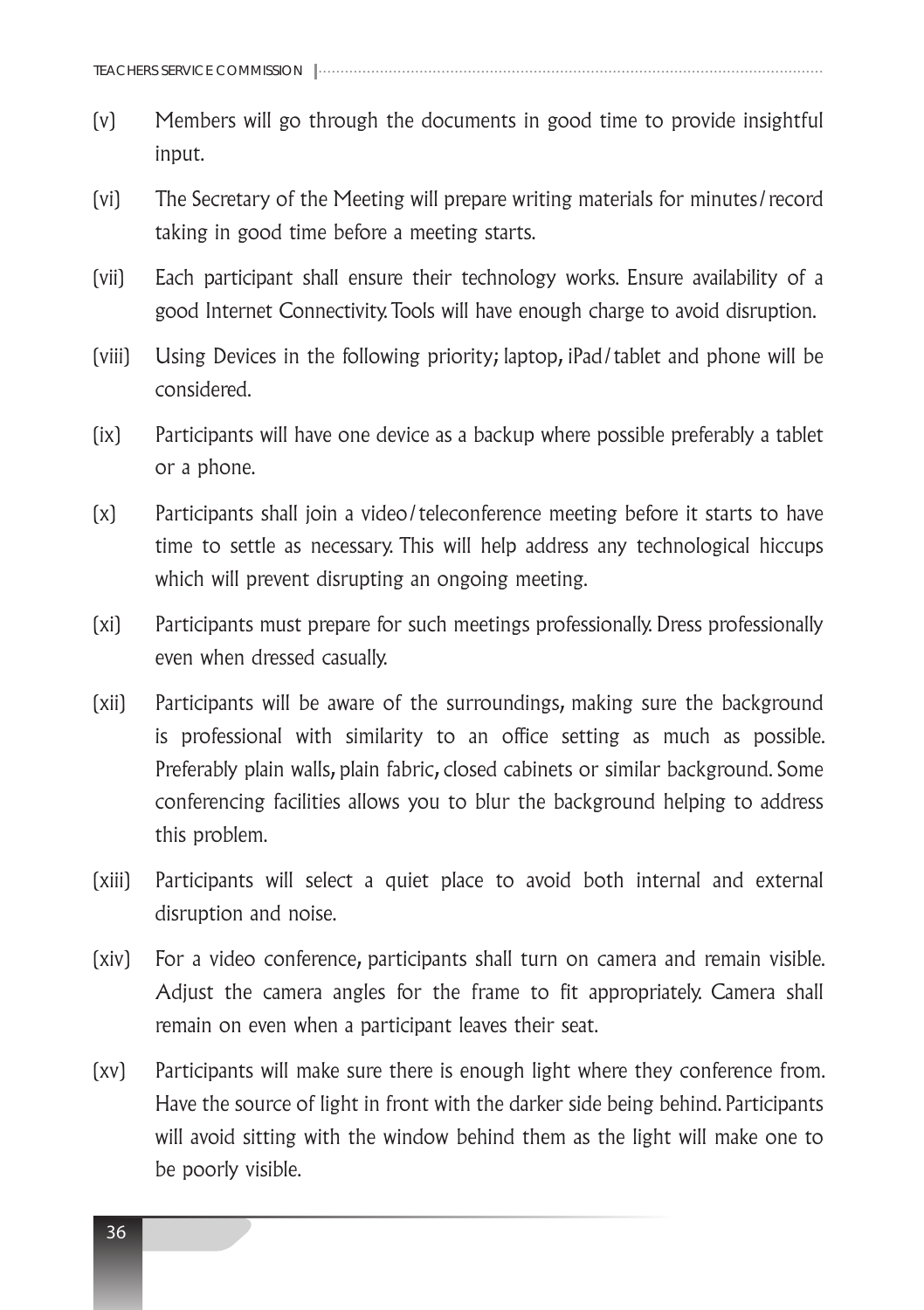(v) Members will go through the documents in good time to provide insightful input.

(vi) The Secretary of the Meeting will prepare writing materials for minutes/record taking in good time before a meeting starts.

(vii) Each participant shall ensure their technology works. Ensure availability of a good Internet Connectivity. Tools will have enough charge to avoid disruption.

(viii) Using Devices in the following priority; laptop, iPad/tablet and phone will be considered.

(ix) Participants will have one device as a backup where possible preferably a tablet or a phone.

(x) Participants shall join a video/teleconference meeting before it starts to have time to settle as necessary. This will help address any technological hiccups which will prevent disrupting an ongoing meeting.

(xi) Participants must prepare for such meetings professionally. Dress professionally even when dressed casually.

(xii) Participants will be aware of the surroundings, making sure the background is professional with similarity to an office setting as much as possible. Preferably plain walls, plain fabric, closed cabinets or similar background. Some conferencing facilities allows you to blur the background helping to address this problem.

(xiii) Participants will select a quiet place to avoid both internal and external disruption and noise.

(xiv) For a video conference, participants shall turn on camera and remain visible. Adjust the camera angles for the frame to fit appropriately. Camera shall remain on even when a participant leaves their seat.

(xv) Participants will make sure there is enough light where they conference from. Have the source of light in front with the darker side being behind. Participants will avoid sitting with the window behind them as the light will make one to be poorly visible.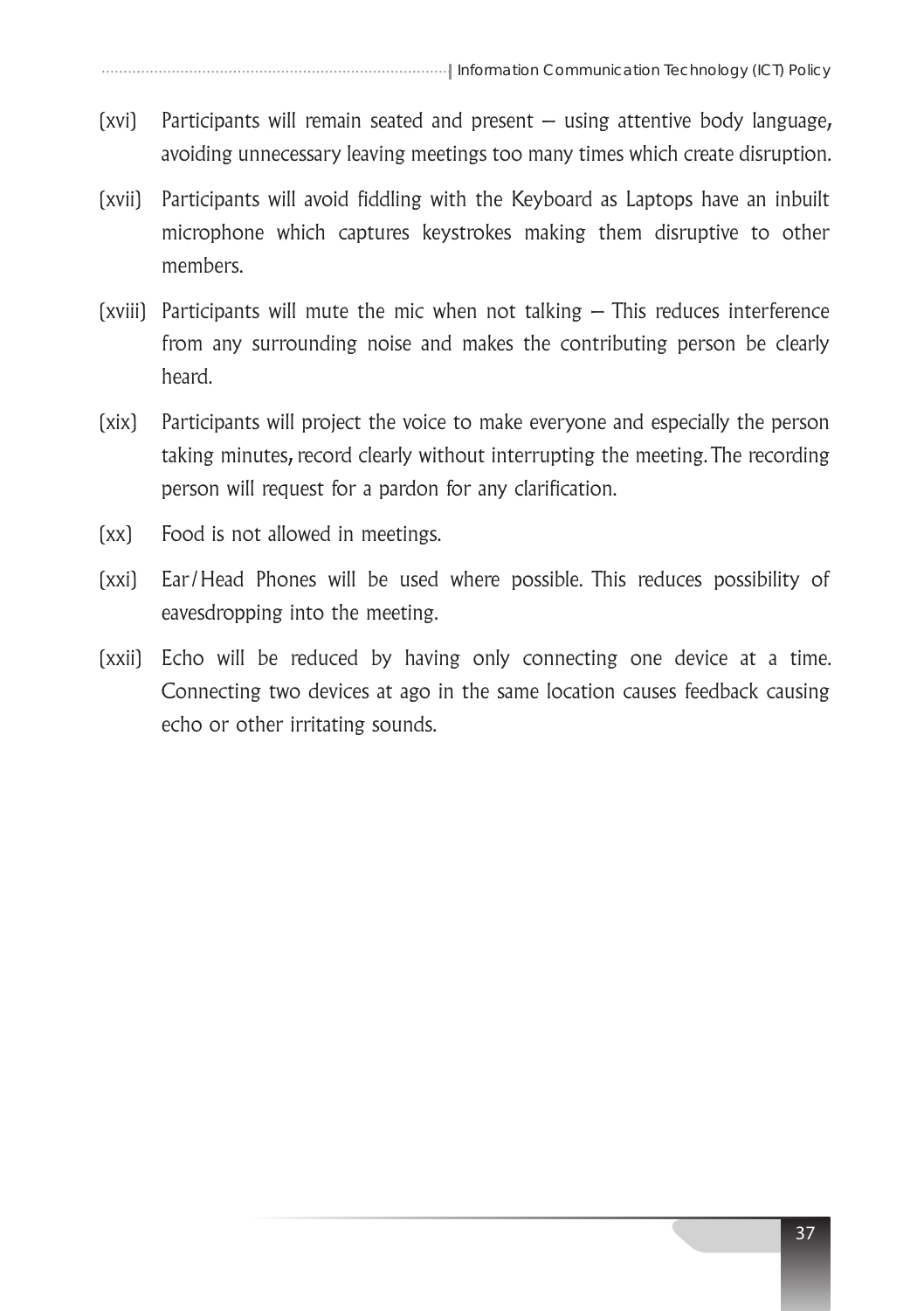(xvi) Participants will remain seated and present – using attentive body language, avoiding unnecessary leaving meetings too many times which create disruption.

(xvii) Participants will avoid fiddling with the Keyboard as Laptops have an inbuilt microphone which captures keystrokes making them disruptive to other members.

(xviii) Participants will mute the mic when not talking – This reduces interference from any surrounding noise and makes the contributing person be clearly heard.

(xix) Participants will project the voice to make everyone and especially the person taking minutes, record clearly without interrupting the meeting. The recording person will request for a pardon for any clarification.

(xx) Food is not allowed in meetings.

(xxi) Ear/Head Phones will be used where possible. This reduces possibility of eavesdropping into the meeting.

(xxii) Echo will be reduced by having only connecting one device at a time. Connecting two devices at ago in the same location causes feedback causing echo or other irritating sounds.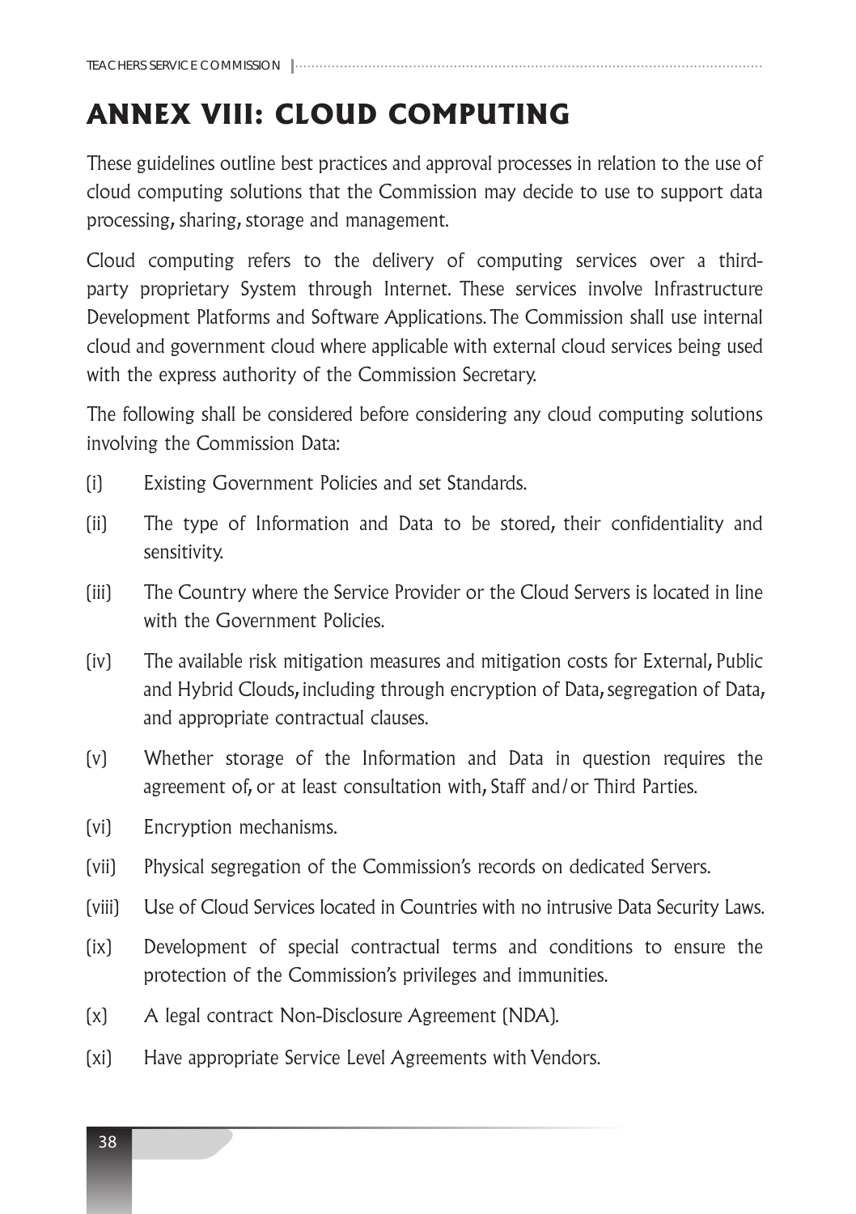# ANNEX VIII: CLOUD COMPUTING

These guidelines outline best practices and approval processes in relation to the use of cloud computing solutions that the Commission may decide to use to support data processing, sharing, storage and management.

Cloud computing refers to the delivery of computing services over a third-party proprietary System through Internet. These services involve Infrastructure Development Platforms and Software Applications. The Commission shall use internal cloud and government cloud where applicable with external cloud services being used with the express authority of the Commission Secretary.

The following shall be considered before considering any cloud computing solutions involving the Commission Data:

(i) Existing Government Policies and set Standards.

(ii) The type of Information and Data to be stored, their confidentiality and sensitivity.

(iii) The Country where the Service Provider or the Cloud Servers is located in line with the Government Policies.

(iv) The available risk mitigation measures and mitigation costs for External, Public and Hybrid Clouds, including through encryption of Data, segregation of Data, and appropriate contractual clauses.

(v) Whether storage of the Information and Data in question requires the agreement of, or at least consultation with, Staff and/or Third Parties.

(vi) Encryption mechanisms.

(vii) Physical segregation of the Commission's records on dedicated Servers.

(viii) Use of Cloud Services located in Countries with no intrusive Data Security Laws.

(ix) Development of special contractual terms and conditions to ensure the protection of the Commission's privileges and immunities.

(x) A legal contract Non-Disclosure Agreement (NDA).

(xi) Have appropriate Service Level Agreements with Vendors.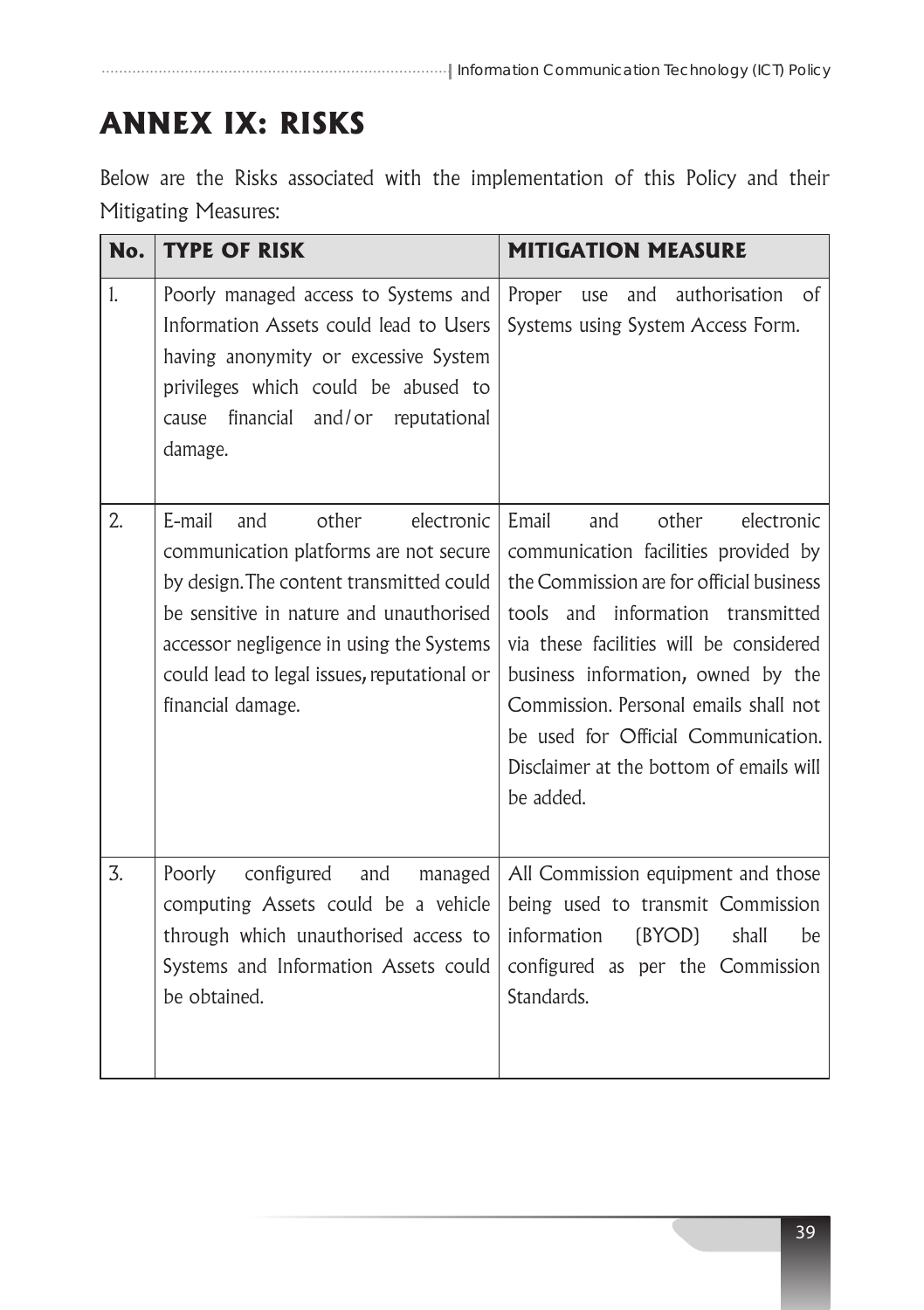# ANNEX IX: RISKS

Below are the Risks associated with the implementation of this Policy and their Mitigating Measures:

| No. | TYPE OF RISK | MITIGATION MEASURE |
|---|---|---|
| 1. | Poorly managed access to Systems and Information Assets could lead to Users having anonymity or excessive System privileges which could be abused to cause financial and/or reputational damage. | Proper use and authorisation of Systems using System Access Form. |
| 2. | E-mail and other electronic communication platforms are not secure by design. The content transmitted could be sensitive in nature and unauthorised accessor negligence in using the Systems could lead to legal issues, reputational or financial damage. | Email and other electronic communication facilities provided by the Commission are for official business tools and information transmitted via these facilities will be considered business information, owned by the Commission. Personal emails shall not be used for Official Communication. Disclaimer at the bottom of emails will be added. |
| 3. | Poorly configured and managed computing Assets could be a vehicle through which unauthorised access to Systems and Information Assets could be obtained. | All Commission equipment and those being used to transmit Commission information (BYOD) shall be configured as per the Commission Standards. |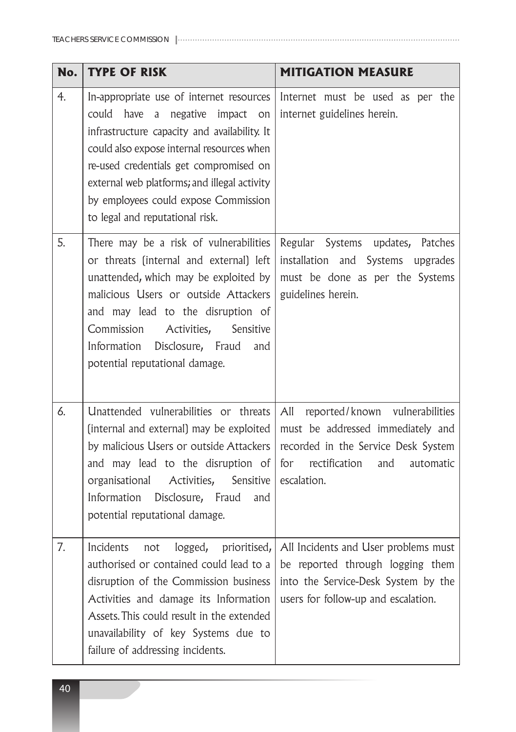| No. | TYPE OF RISK | MITIGATION MEASURE |
|---|---|---|
| 4. | In-appropriate use of internet resources could have a negative impact on infrastructure capacity and availability. It could also expose internal resources when re-used credentials get compromised on external web platforms; and illegal activity by employees could expose Commission to legal and reputational risk. | Internet must be used as per the internet guidelines herein. |
| 5. | There may be a risk of vulnerabilities or threats (internal and external) left unattended, which may be exploited by malicious Users or outside Attackers and may lead to the disruption of Commission Activities, Sensitive Information Disclosure, Fraud and potential reputational damage. | Regular Systems updates, Patches installation and Systems upgrades must be done as per the Systems guidelines herein. |
| 6. | Unattended vulnerabilities or threats (internal and external) may be exploited by malicious Users or outside Attackers and may lead to the disruption of organisational Activities, Sensitive Information Disclosure, Fraud and potential reputational damage. | All reported/known vulnerabilities must be addressed immediately and recorded in the Service Desk System for rectification and automatic escalation. |
| 7. | Incidents not logged, prioritised, authorised or contained could lead to a disruption of the Commission business Activities and damage its Information Assets. This could result in the extended unavailability of key Systems due to failure of addressing incidents. | All Incidents and User problems must be reported through logging them into the Service-Desk System by the users for follow-up and escalation. |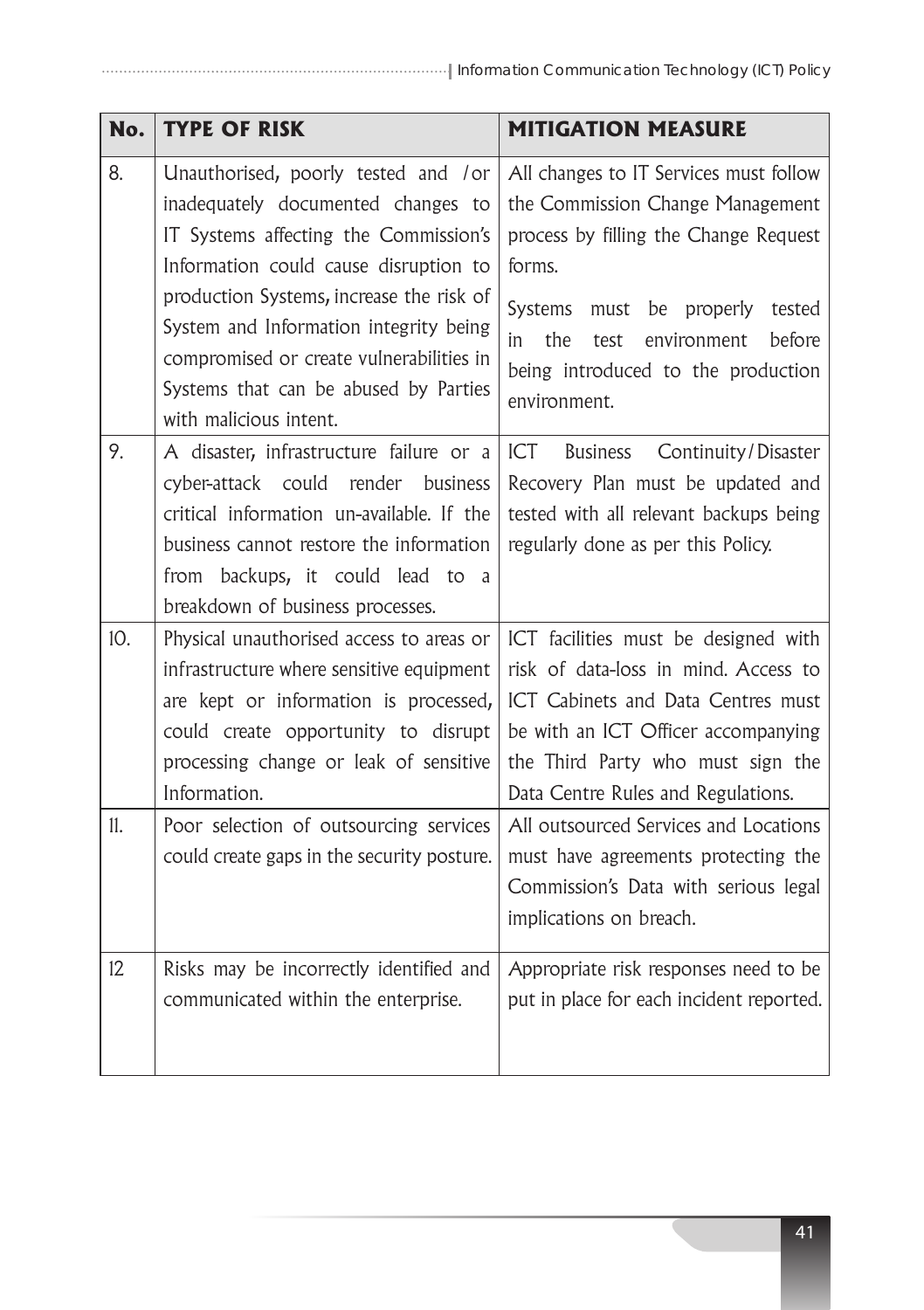| No. | TYPE OF RISK | MITIGATION MEASURE |
|---|---|---|
| 8. | Unauthorised, poorly tested and /or inadequately documented changes to IT Systems affecting the Commission's Information could cause disruption to production Systems, increase the risk of System and Information integrity being compromised or create vulnerabilities in Systems that can be abused by Parties with malicious intent. | All changes to IT Services must follow the Commission Change Management process by filling the Change Request forms.<br><br>Systems must be properly tested in the test environment before being introduced to the production environment. |
| 9. | A disaster, infrastructure failure or a cyber-attack could render business critical information un-available. If the business cannot restore the information from backups, it could lead to a breakdown of business processes. | ICT Business Continuity/Disaster Recovery Plan must be updated and tested with all relevant backups being regularly done as per this Policy. |
| 10. | Physical unauthorised access to areas or infrastructure where sensitive equipment are kept or information is processed, could create opportunity to disrupt processing change or leak of sensitive Information. | ICT facilities must be designed with risk of data-loss in mind. Access to ICT Cabinets and Data Centres must be with an ICT Officer accompanying the Third Party who must sign the Data Centre Rules and Regulations. |
| 11. | Poor selection of outsourcing services could create gaps in the security posture. | All outsourced Services and Locations must have agreements protecting the Commission's Data with serious legal implications on breach. |
| 12 | Risks may be incorrectly identified and communicated within the enterprise. | Appropriate risk responses need to be put in place for each incident reported. |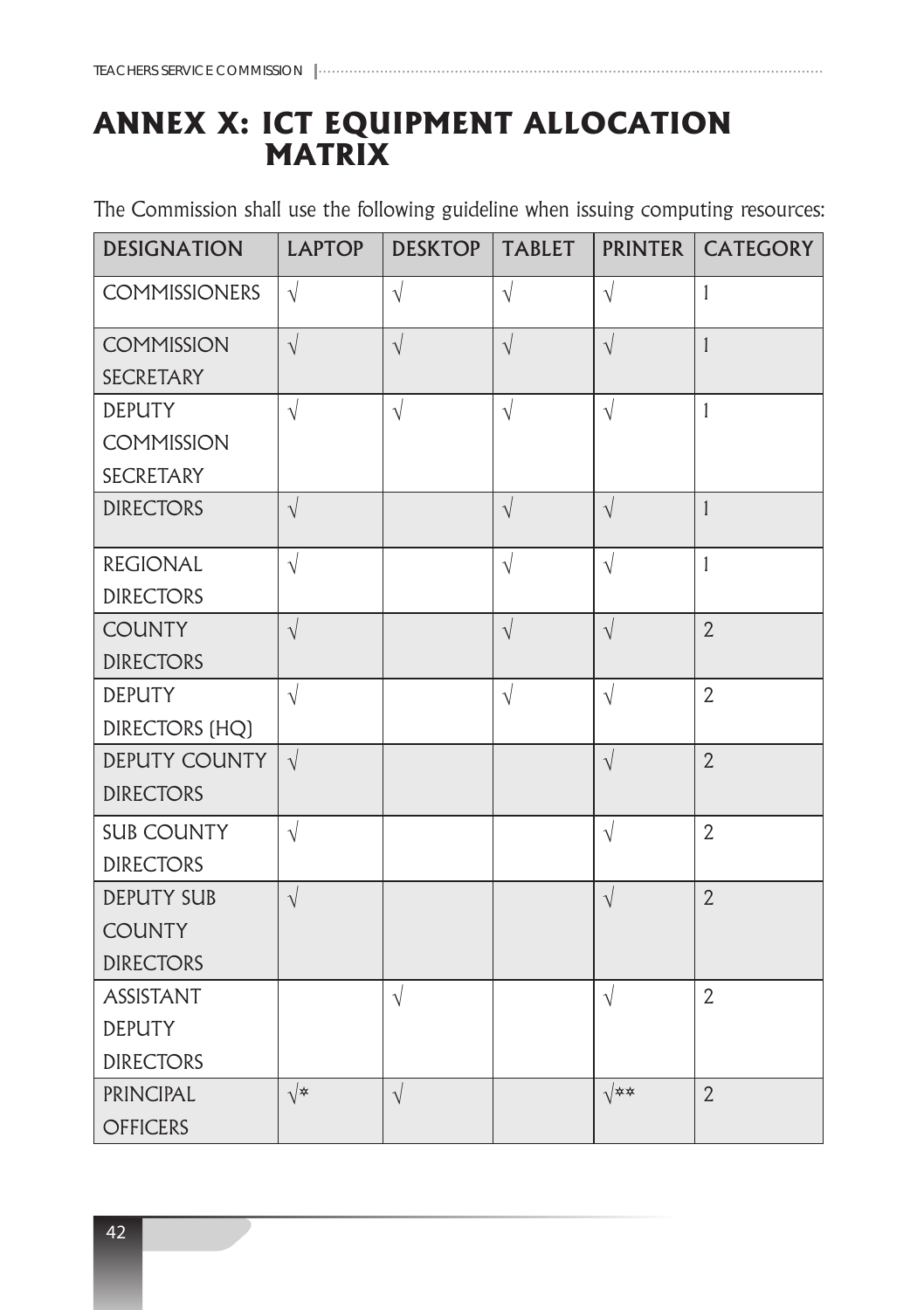# ANNEX X: ICT EQUIPMENT ALLOCATION MATRIX

The Commission shall use the following guideline when issuing computing resources:

| DESIGNATION | LAPTOP | DESKTOP | TABLET | PRINTER | CATEGORY |
|---|---|---|---|---|---|
| COMMISSIONERS | √ | √ | √ | √ | 1 |
| COMMISSION SECRETARY | √ | √ | √ | √ | 1 |
| DEPUTY COMMISSION SECRETARY | √ | √ | √ | √ | 1 |
| DIRECTORS | √ | | √ | √ | 1 |
| REGIONAL DIRECTORS | √ | | √ | √ | 1 |
| COUNTY DIRECTORS | √ | | √ | √ | 2 |
| DEPUTY DIRECTORS (HQ) | √ | | √ | √ | 2 |
| DEPUTY COUNTY DIRECTORS | √ | | | √ | 2 |
| SUB COUNTY DIRECTORS | √ | | | √ | 2 |
| DEPUTY SUB COUNTY DIRECTORS | √ | | | √ | 2 |
| ASSISTANT DEPUTY DIRECTORS | | √ | | √ | 2 |
| PRINCIPAL OFFICERS | √* | √ | | √** | 2 |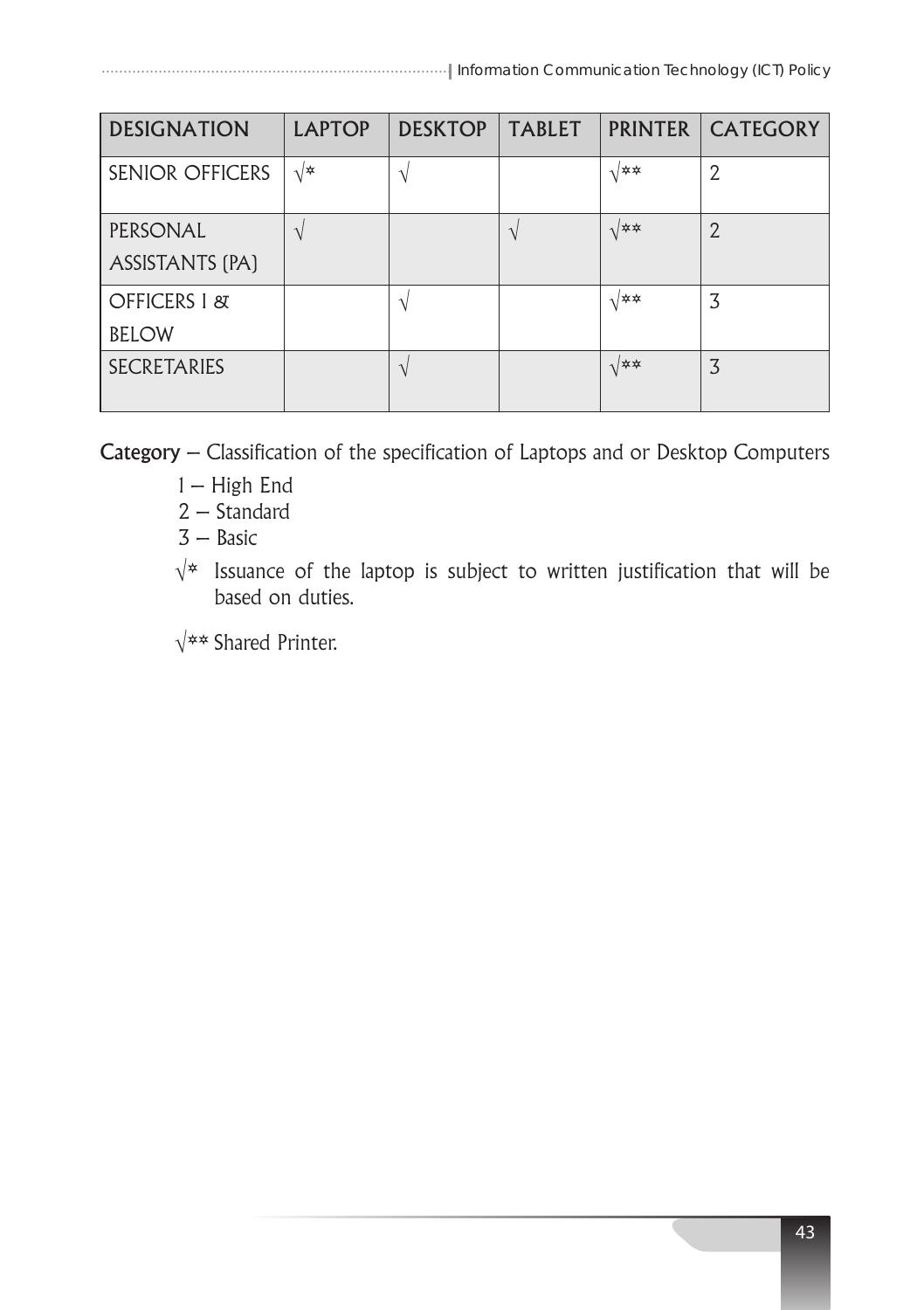| DESIGNATION | LAPTOP | DESKTOP | TABLET | PRINTER | CATEGORY |
|---|---|---|---|---|---|
| SENIOR OFFICERS | √* | √ | | √** | 2 |
| PERSONAL ASSISTANTS (PA) | √ | | √ | √** | 2 |
| OFFICERS I & BELOW | | √ | | √** | 3 |
| SECRETARIES | | √ | | √** | 3 |

**Category** – Classification of the specification of Laptops and or Desktop Computers

1 – High End
2 – Standard
3 – Basic

√* Issuance of the laptop is subject to written justification that will be based on duties.

√** Shared Printer.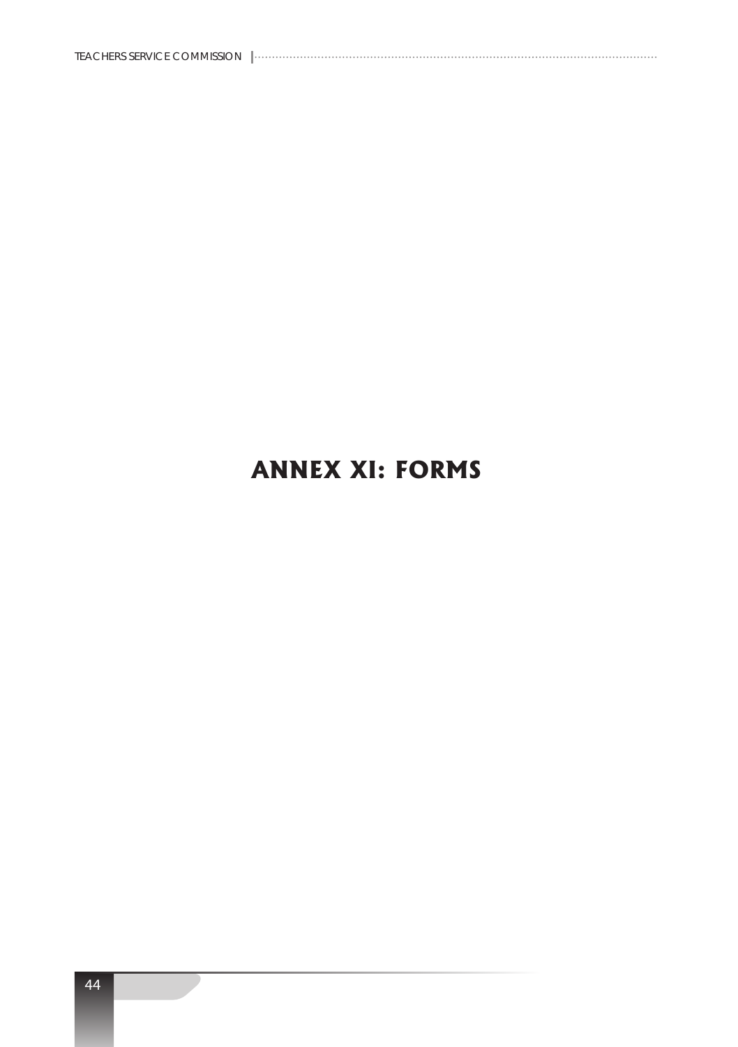# ANNEX XI: FORMS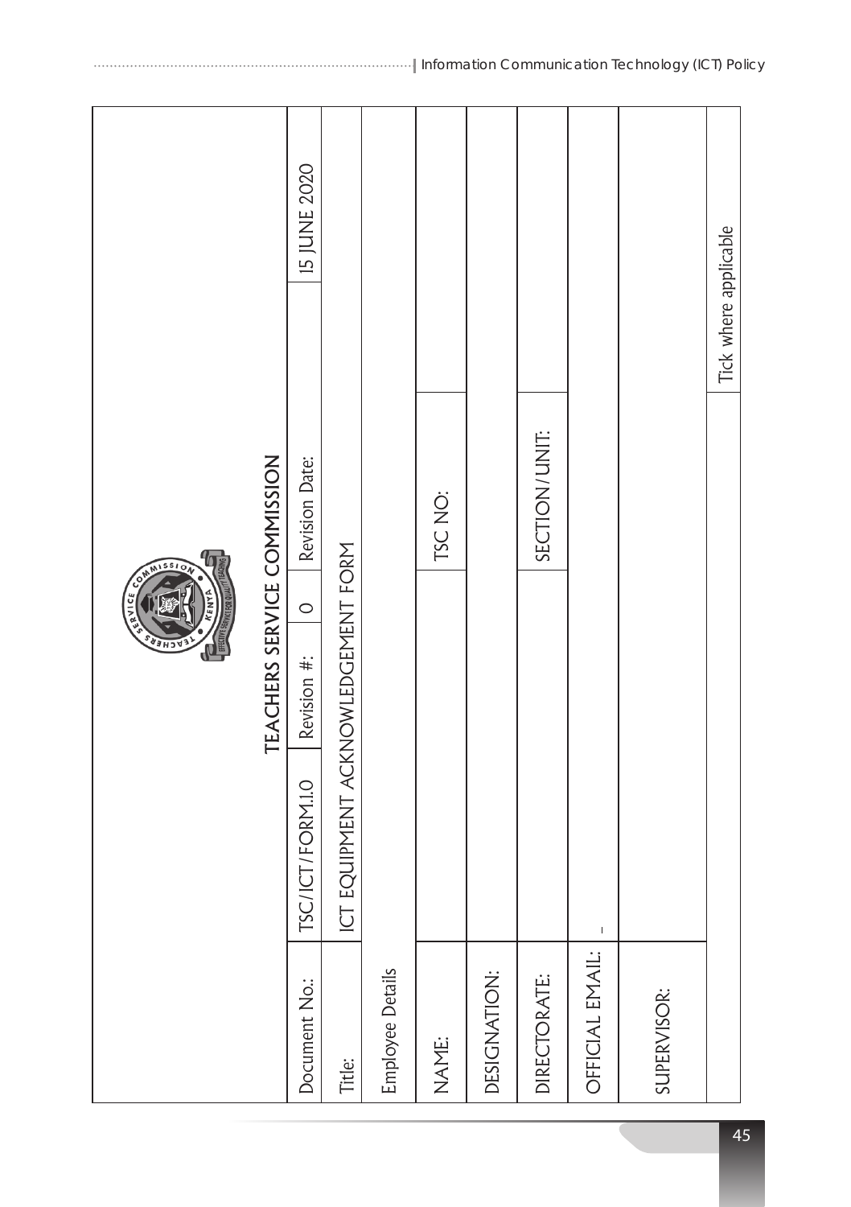## TEACHERS SERVICE COMMISSION

| Document No.: | TSC/ICT/FORM.1.0 | Revision #: | 0 | Revision Date: | 15 JUNE 2020 |
|---|---|---|---|---|---|
| Title: | ICT EQUIPMENT ACKNOWLEDGEMENT FORM | | | | |
| Employee Details | | | | | |
| NAME: | | | TSC NO: | | |
| DESIGNATION: | | | | | |
| DIRECTORATE: | | | SECTION/UNIT: | | |
| OFFICIAL EMAIL: | | | | | |
| SUPERVISOR: | | | | | |
| | | | | Tick where applicable | |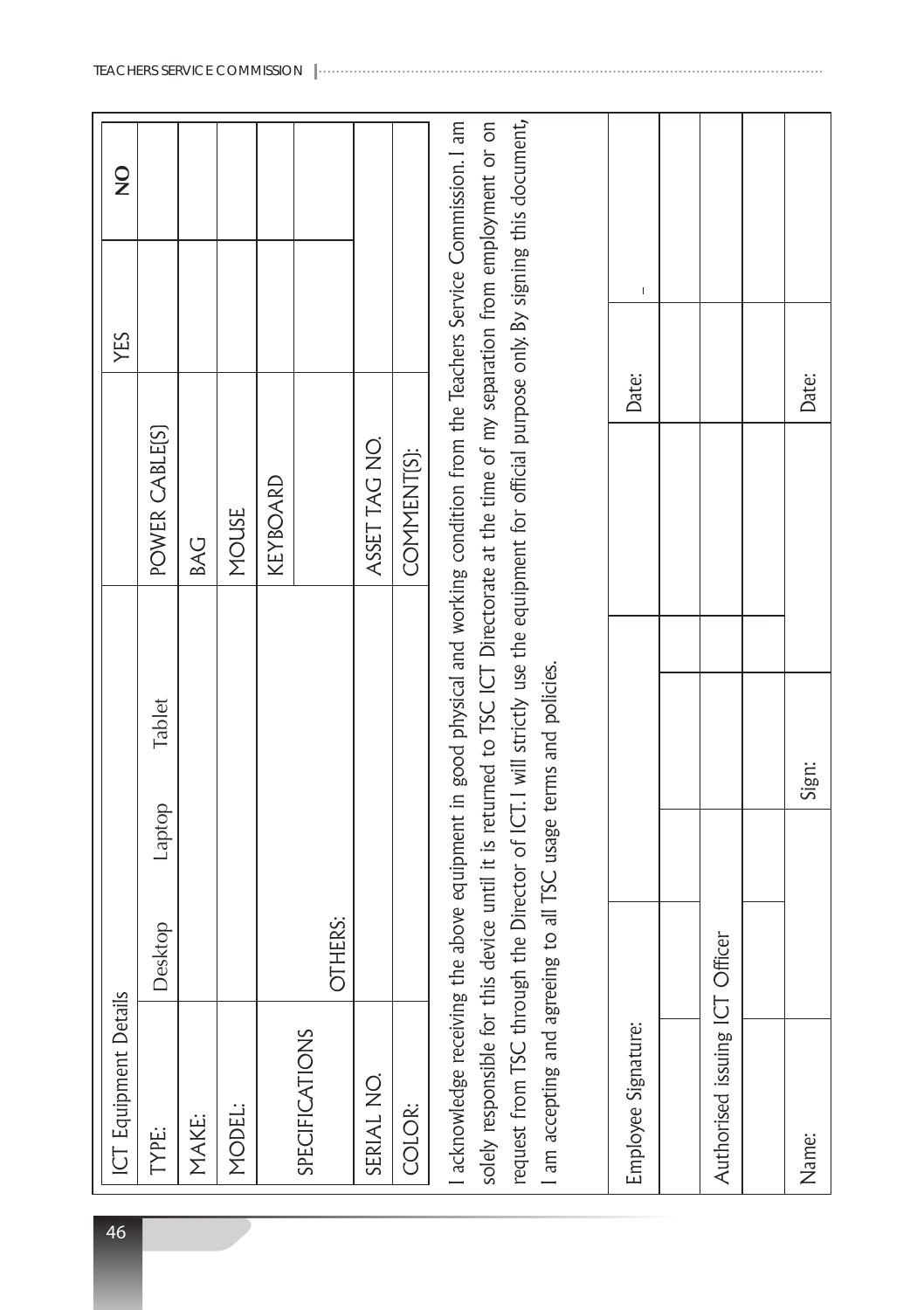| ICT Equipment Details | | | | | | |
|---|---|---|---|---|---|---|
| TYPE: | Desktop | Laptop | Tablet | POWER CABLE(S) | YES | NO |
| MAKE: | | | | BAG | | |
| MODEL: | | | | MOUSE | | |
| SPECIFICATIONS | | | | KEYBOARD | | |
| | OTHERS: | | | | | |
| SERIAL NO. | | | | ASSET TAG NO. | | |
| COLOR: | | | | COMMENT(S): | | |

I acknowledge receiving the above equipment in good physical and working condition from the Teachers Service Commission. I am solely responsible for this device until it is returned to TSC ICT Directorate at the time of my separation from employment or on request from TSC through the Director of ICT. I will strictly use the equipment for official purpose only. By signing this document, I am accepting and agreeing to all TSC usage terms and policies.

| Employee Signature: | | | Date: | - |
|---|---|---|---|---|
| | | | | |
| Authorised issuing ICT Officer | | | | |
| | | | | |
| Name: | Sign: | | Date: | |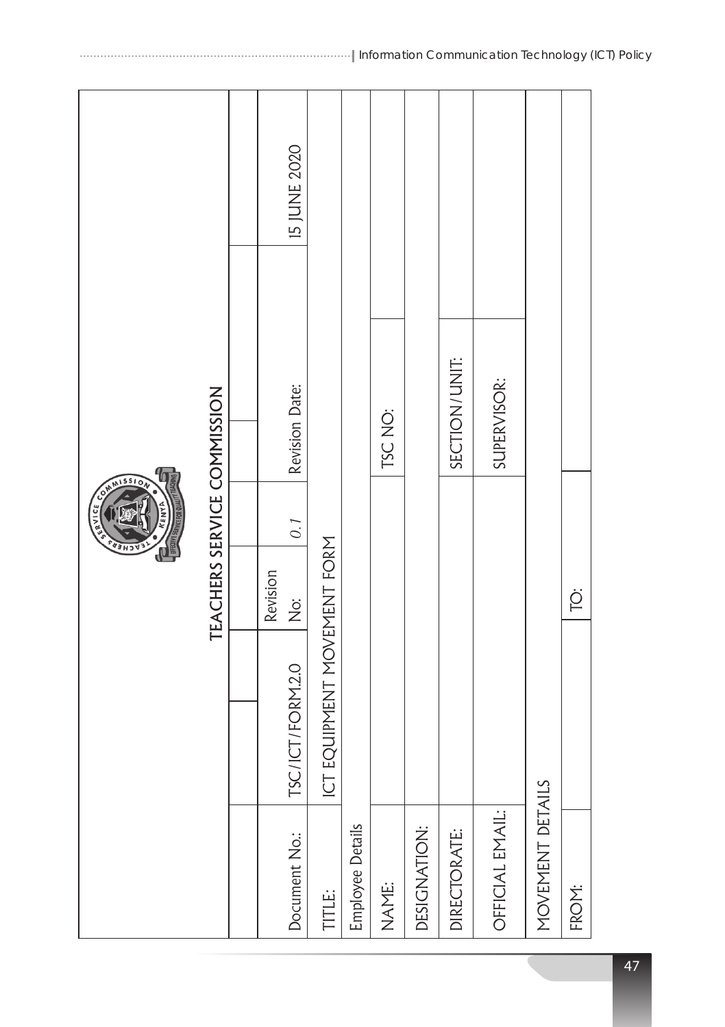# TEACHERS SERVICE COMMISSION

| | | | | | |
|---|---|---|---|---|---|
| Document No.: | TSC/ICT/FORM.2.0 | Revision No: | *0.1* | Revision Date: | 15 JUNE 2020 |
| TITLE: | ICT EQUIPMENT MOVEMENT FORM | | | | |
| Employee Details | | | | | |
| NAME: | | | | TSC NO: | |
| DESIGNATION: | | | | | |
| DIRECTORATE: | | | | SECTION/UNIT: | |
| OFFICIAL EMAIL: | | | | SUPERVISOR: | |
| MOVEMENT DETAILS | | | | | |
| FROM: | | TO: | | | |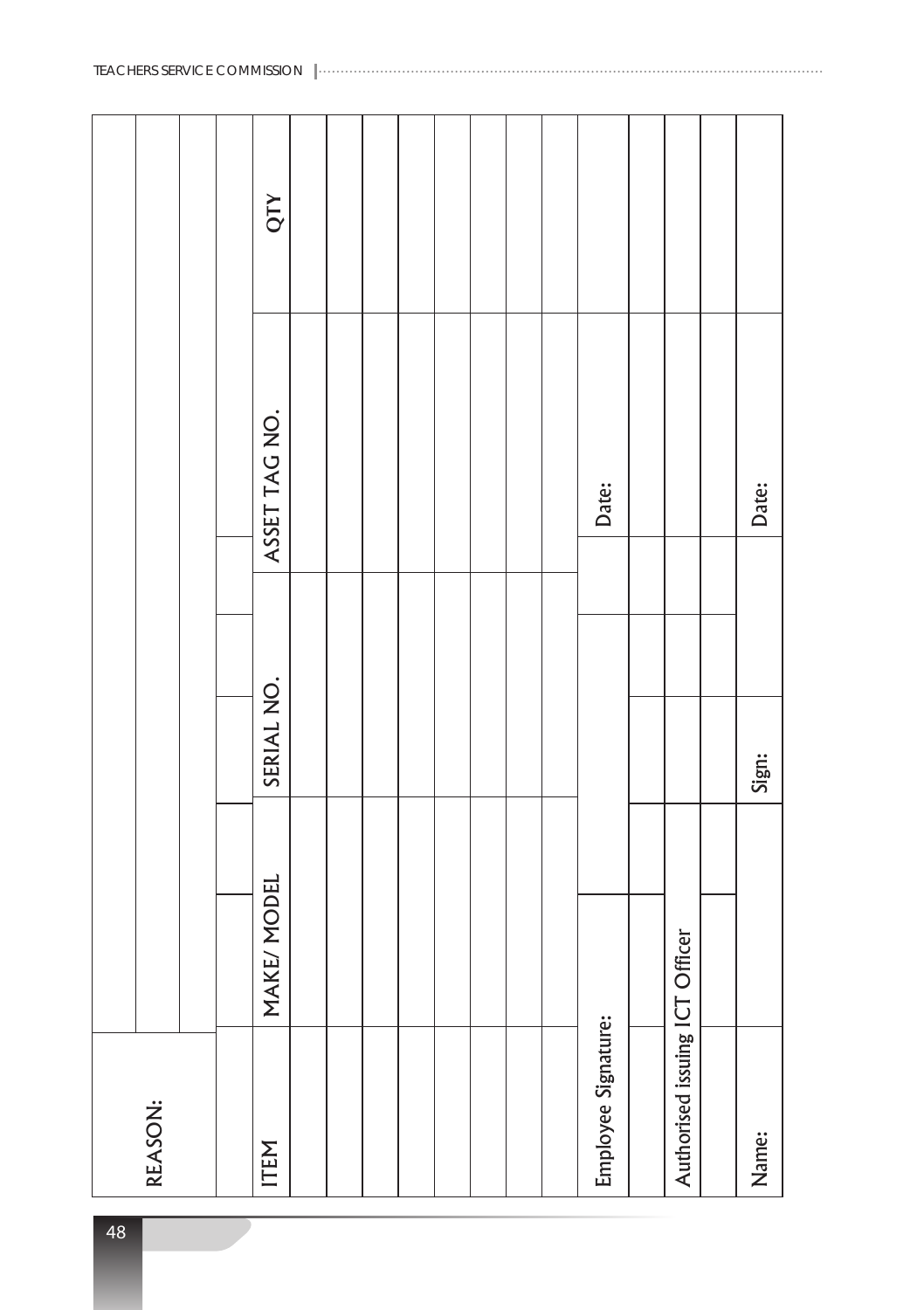| REASON: | | | | |
|---|---|---|---|---|
| | | | | |
| | | | | |
| ITEM | MAKE/ MODEL | SERIAL NO. | ASSET TAG NO. | QTY |
| | | | | |
| | | | | |
| | | | | |
| | | | | |
| | | | | |
| | | | | |
| | | | | |
| | | | | |
| Employee Signature: | | | Date: | |
| | | | | |
| Authorised issuing ICT Officer | | | | |
| | | | | |
| Name: | | Sign: | Date: | |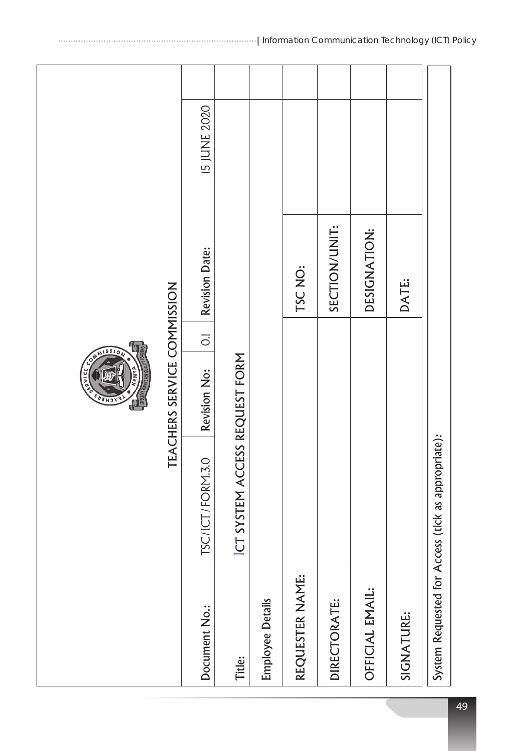TEACHERS SERVICE COMMISSION

| Document No.: | TSC/ICT/FORM.3.0 | Revision No: | 0.1 | Revision Date: | 15 JUNE 2020 |
|---|---|---|---|---|---|
| Title: | ICT SYSTEM ACCESS REQUEST FORM | | | | |
| Employee Details | | | | | |
| REQUESTER NAME: | | | | TSC NO: | |
| DIRECTORATE: | | | | SECTION/UNIT: | |
| OFFICIAL EMAIL: | | | | DESIGNATION: | |
| SIGNATURE: | | | | DATE: | |

System Requested for Access (tick as appropriate):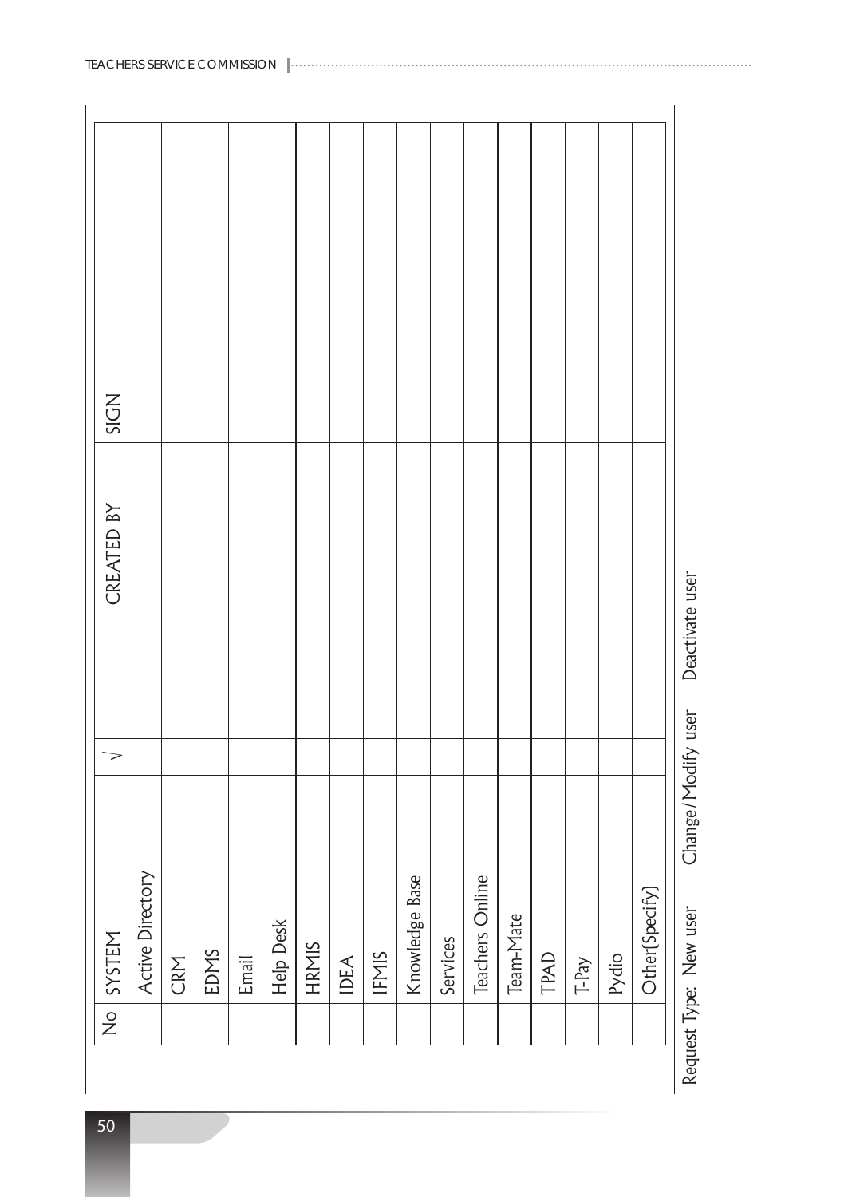| No | SYSTEM | √ | CREATED BY | SIGN |
|---|---|---|---|---|
| | Active Directory | | | |
| | CRM | | | |
| | EDMS | | | |
| | Email | | | |
| | Help Desk | | | |
| | HRMIS | | | |
| | IDEA | | | |
| | IFMIS | | | |
| | Knowledge Base | | | |
| | Services | | | |
| | Teachers Online | | | |
| | Team-Mate | | | |
| | TPAD | | | |
| | T-Pay | | | |
| | Pydio | | | |
| | Other(Specify) | | | |

Request Type: New user     Change/Modify user     Deactivate user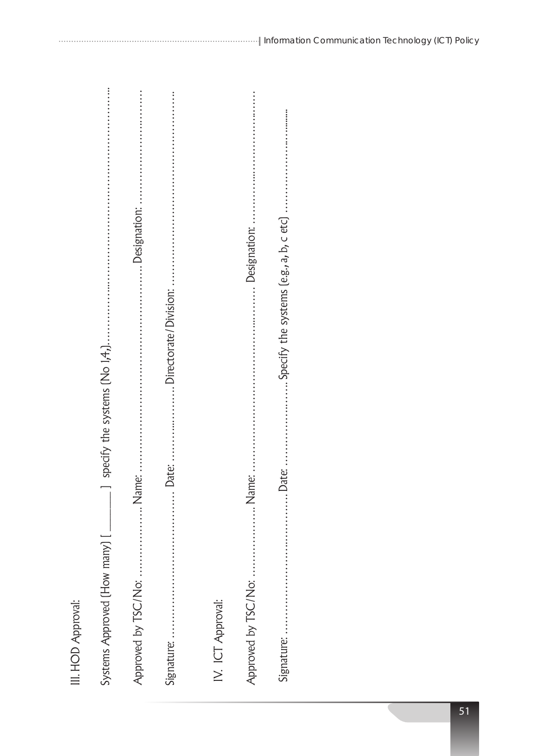III. HOD Approval:

Systems Approved (How many) [ \_\_\_\_\_\_ ] specify the systems (No 1,4,)..............................................................................

Approved by TSC/No: ............................ Name: .................................................................. Designation: ..................................

Signature: ............................................ Date: ............................ Directorate/Division: ..................................................................

IV. ICT Approval:

Approved by TSC/No: ............................ Name: .................................................................. Designation: ..................................

Signature: ............................................ Date: ............................ Specify the systems (e.g., a, b, c etc) ..............................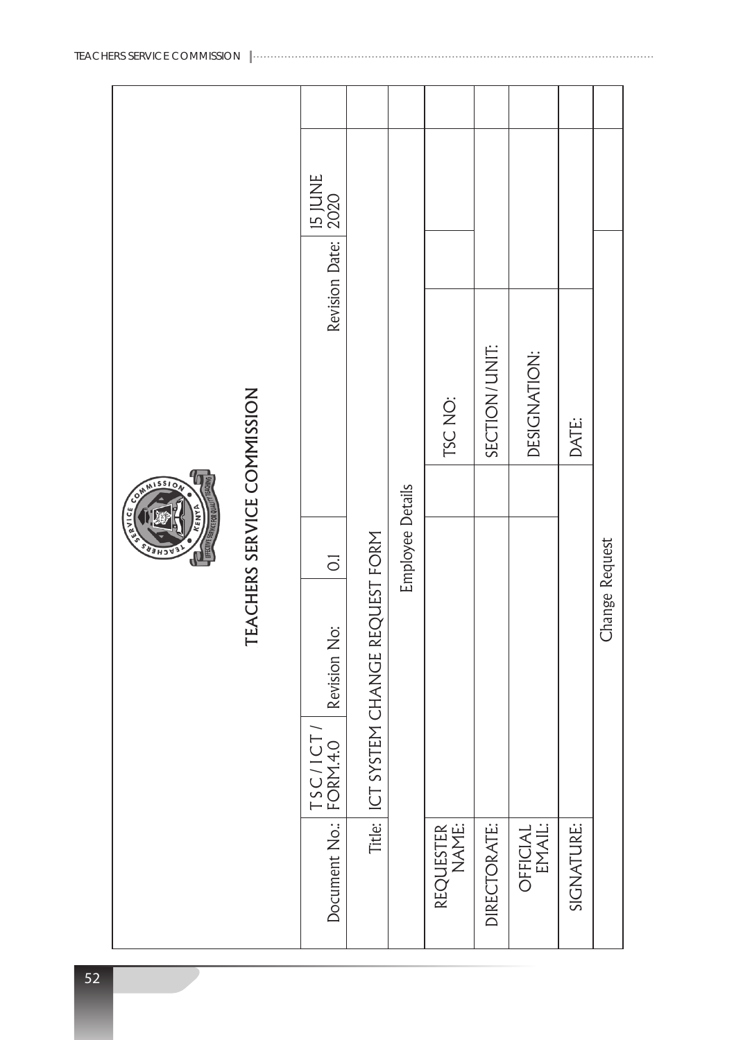# TEACHERS SERVICE COMMISSION

| Document No.: | TSC/ICT/FORM.4.0 | Revision No: | 0.1 | Revision Date: | 15 JUNE 2020 |
|---|---|---|---|---|---|
| Title: | ICT SYSTEM CHANGE REQUEST FORM | | | | |
| Employee Details | | | | | |
| REQUESTER NAME: | | TSC NO: | | | |
| DIRECTORATE: | | SECTION/UNIT: | | | |
| OFFICIAL EMAIL: | | DESIGNATION: | | | |
| SIGNATURE: | | DATE: | | | |
| Change Request | | | | | |
| | | | | | |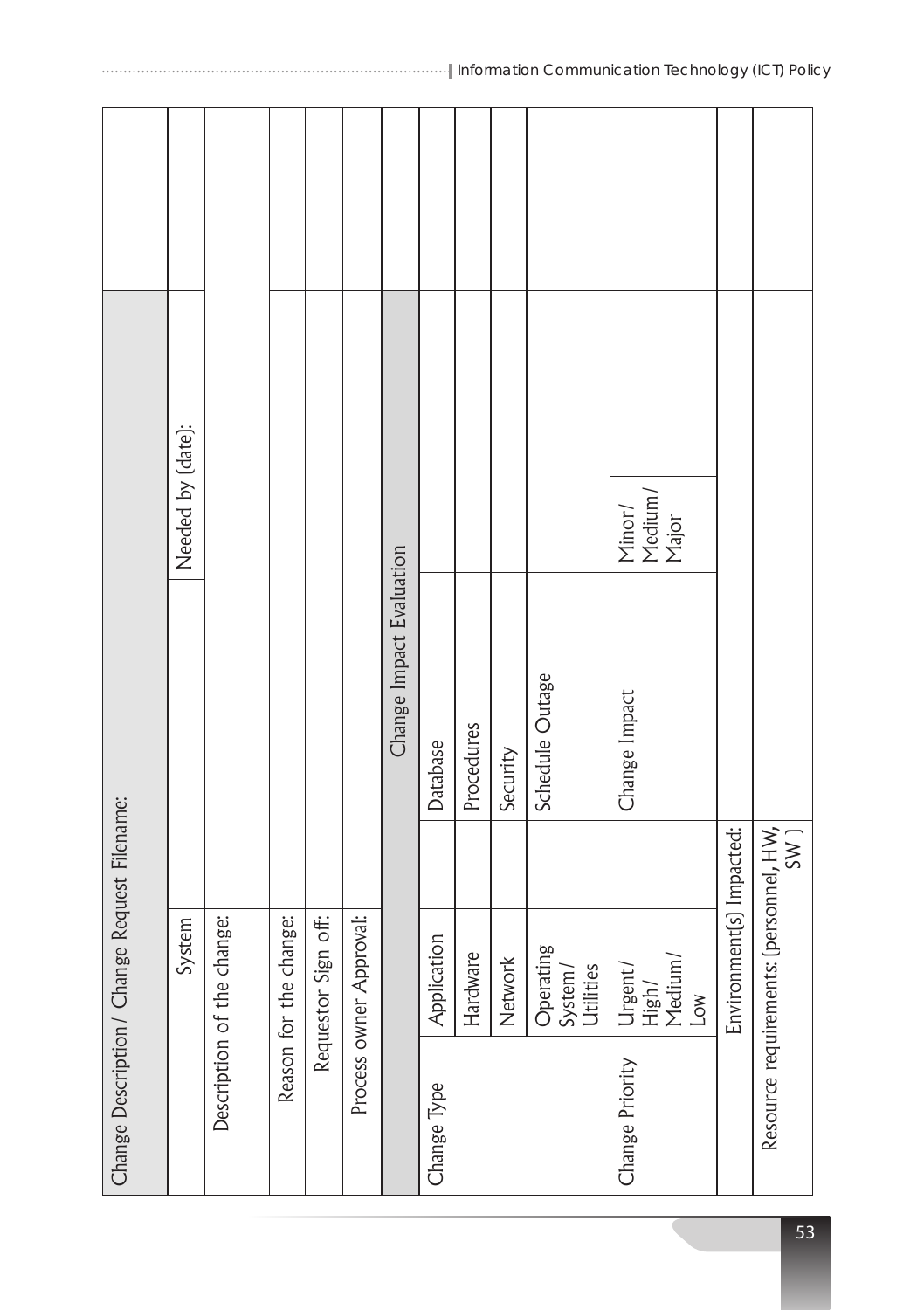| Change Description/ Change Request Filename: | | | | |
|---|---|---|---|---|
| System | | Needed by (date): | | |
| Description of the change: | | | | |
| Reason for the change: | | | | |
| Requestor Sign off: | | | | |
| Process owner Approval: | | | | |
| Change Impact Evaluation | | | | |
| Change Type | Application | | Database | |
| | Hardware | | Procedures | |
| | Network | | Security | |
| | Operating System/ Utilities | | Schedule Outage | |
| Change Priority | Urgent/ High/ Medium/ Low | | Change Impact | Minor/ Medium/ Major |
| Environment(s) Impacted: | | | | |
| Resource requirements: (personnel, HW, SW ) | | | | |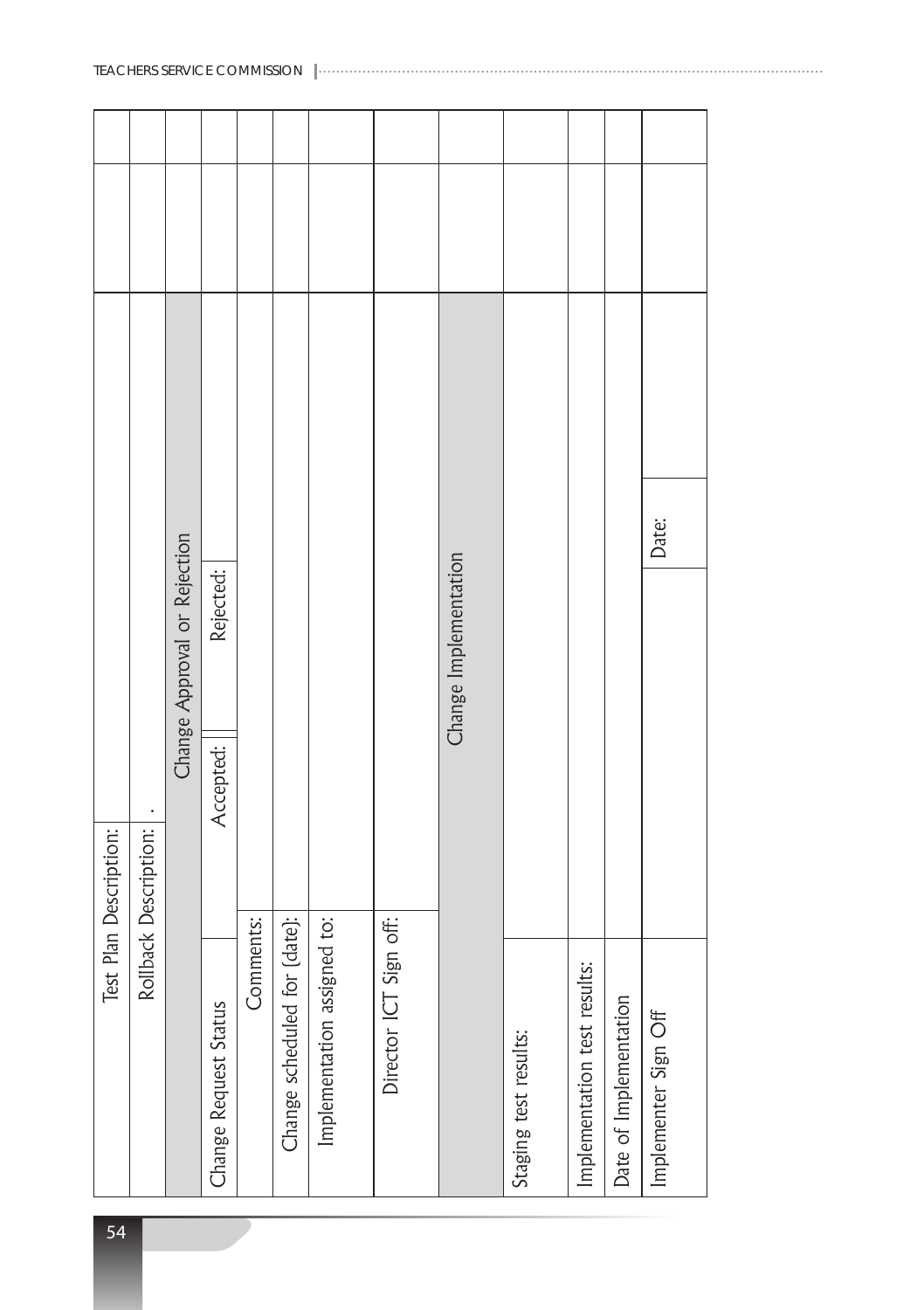| | |
|---|---|
| Test Plan Description: | |
| Rollback Description: | . |
| **Change Approval or Rejection** | |
| Change Request Status | Accepted: Rejected: |
| Comments: | |
| Change scheduled for (date): | |
| Implementation assigned to: | |
| Director ICT Sign off: | |
| **Change Implementation** | |
| Staging test results: | |
| Implementation test results: | |
| Date of Implementation | |
| Implementer Sign Off | Date: |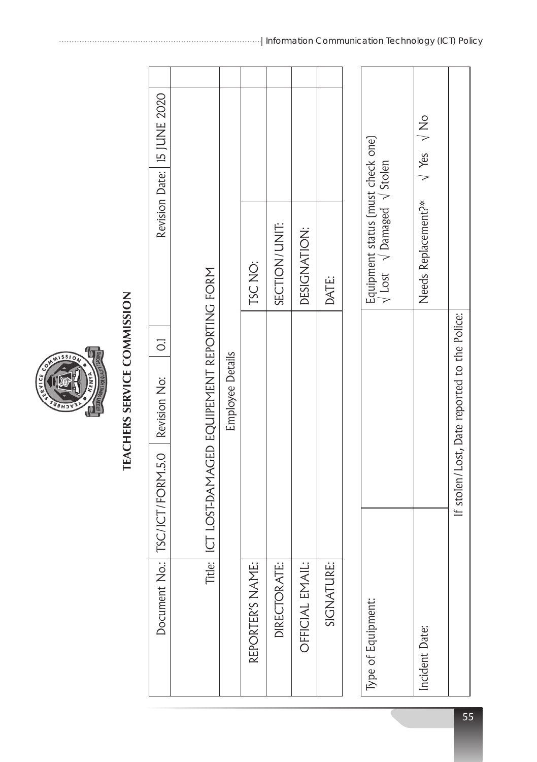# TEACHERS SERVICE COMMISSION

| Document No.: | TSC/ICT/FORM.5.0 | Revision No: | 0.1 | Revision Date: | 15 JUNE 2020 |
|---|---|---|---|---|---|
| Title: | ICT LOST-DAMAGED EQUIPEMENT REPORTING FORM | | | | |
| | Employee Details | | | | |
| REPORTER'S NAME: | | TSC NO: | | | |
| DIRECTORATE: | | SECTION/UNIT: | | | |
| OFFICIAL EMAIL: | | DESIGNATION: | | | |
| SIGNATURE: | | DATE: | | | |

| Type of Equipment: | | Equipment status (must check one) √ Lost √ Damaged √ Stolen |
|---|---|---|
| Incident Date: | | Needs Replacement?* √ Yes √ No |
| | If stolen/Lost, Date reported to the Police: | |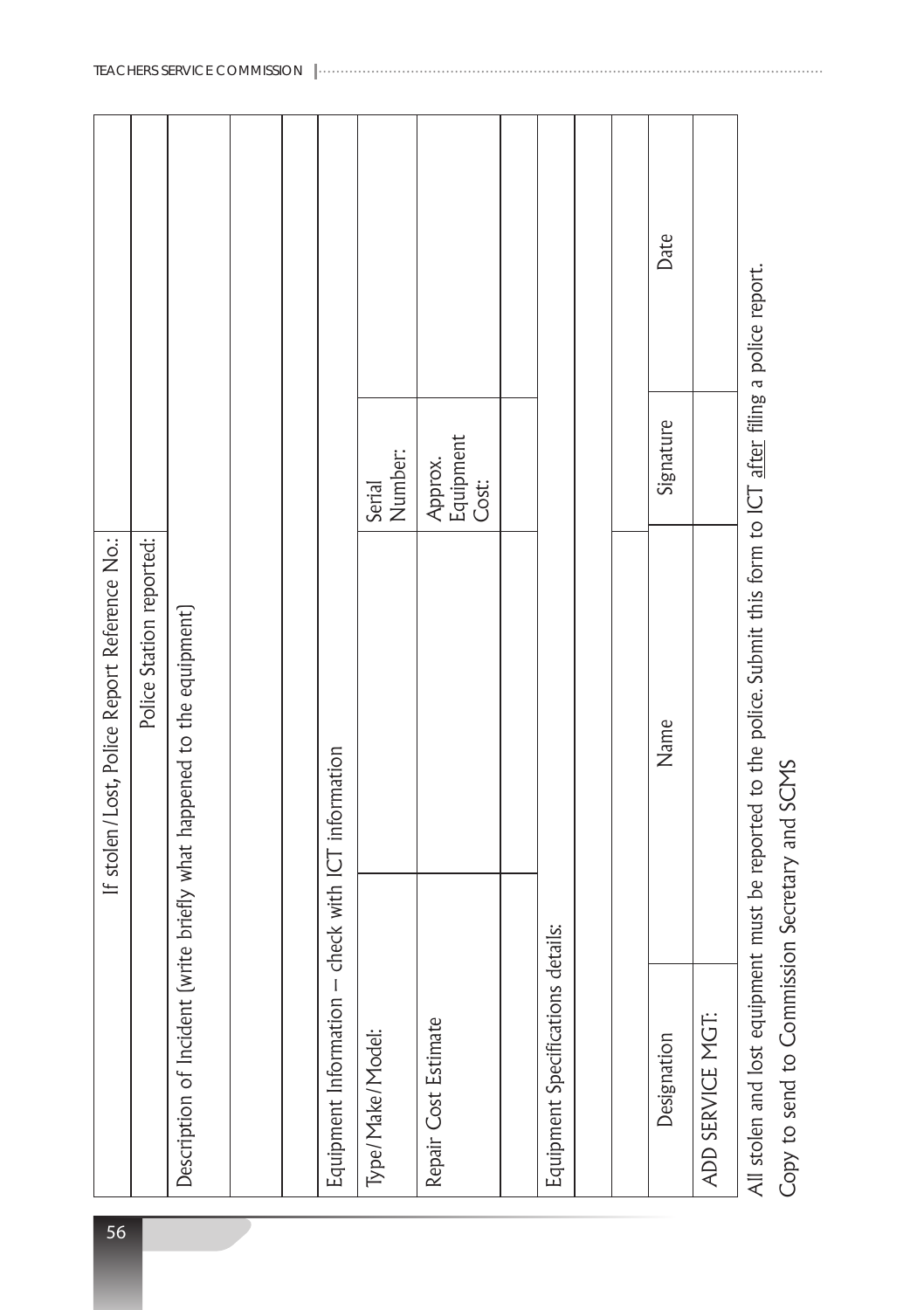| If stolen/Lost, Police Report Reference No.: | | | |
|---|---|---|---|
| Police Station reported: | | | |
| Description of Incident (write briefly what happened to the equipment) | | | |
| | | | |
| | | | |
| Equipment Information – check with ICT information | | | |
| Type/Make/Model: | | Serial Number: | |
| Repair Cost Estimate | | Approx. Equipment Cost: | |
| | | | |
| Equipment Specifications details: | | | |
| | | | |
| | | | |
| Designation | Name | Signature | Date |
| ADD SERVICE MGT: | | | |

All stolen and lost equipment must be reported to the police. Submit this form to ICT after filing a police report.

Copy to send to Commission Secretary and SCMS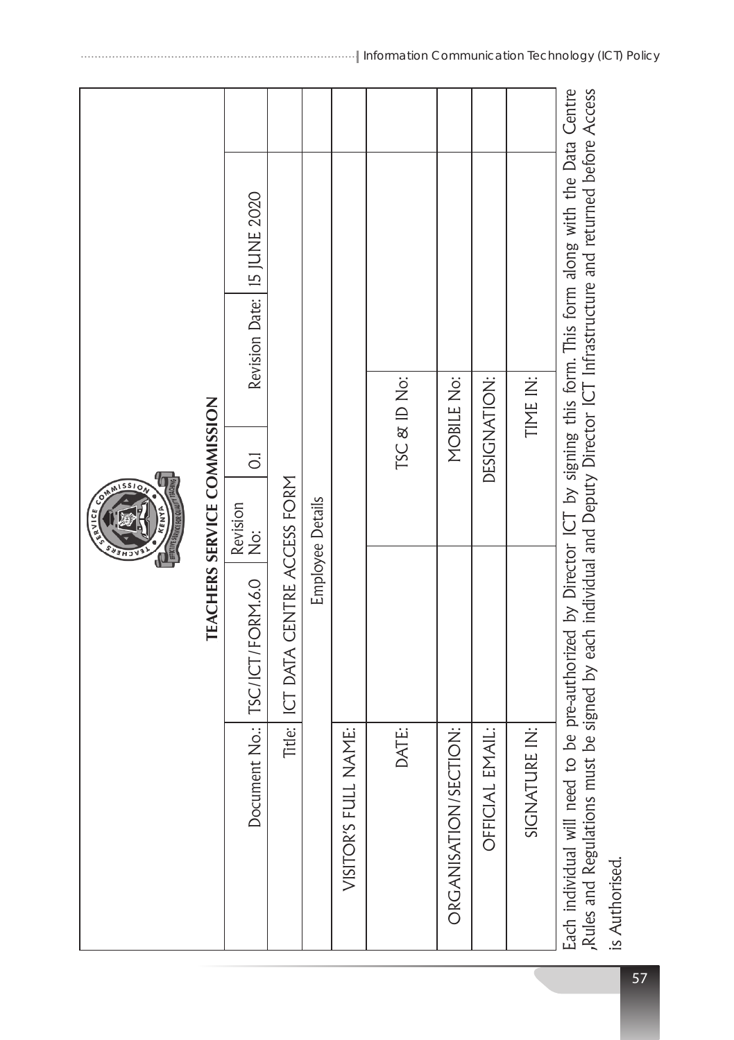## TEACHERS SERVICE COMMISSION

| Document No.: | TSC/ICT/FORM.6.0 | Revision No: | 0.1 | Revision Date: | 15 JUNE 2020 |
|---|---|---|---|---|---|
| Title: | ICT DATA CENTRE ACCESS FORM | | | | |
| | Employee Details | | | | |
| VISITOR'S FULL NAME: | | | | | |
| DATE: | | TSC & ID No: | | | |
| ORGANISATION/SECTION: | | MOBILE No: | | | |
| OFFICIAL EMAIL: | | DESIGNATION: | | | |
| SIGNATURE IN: | | TIME IN: | | | |

Each individual will need to be pre-authorized by Director ICT by signing this form. This form along with the Data Centre ,Rules and Regulations must be signed by each individual and Deputy Director ICT Infrastructure and returned before Access is Authorised.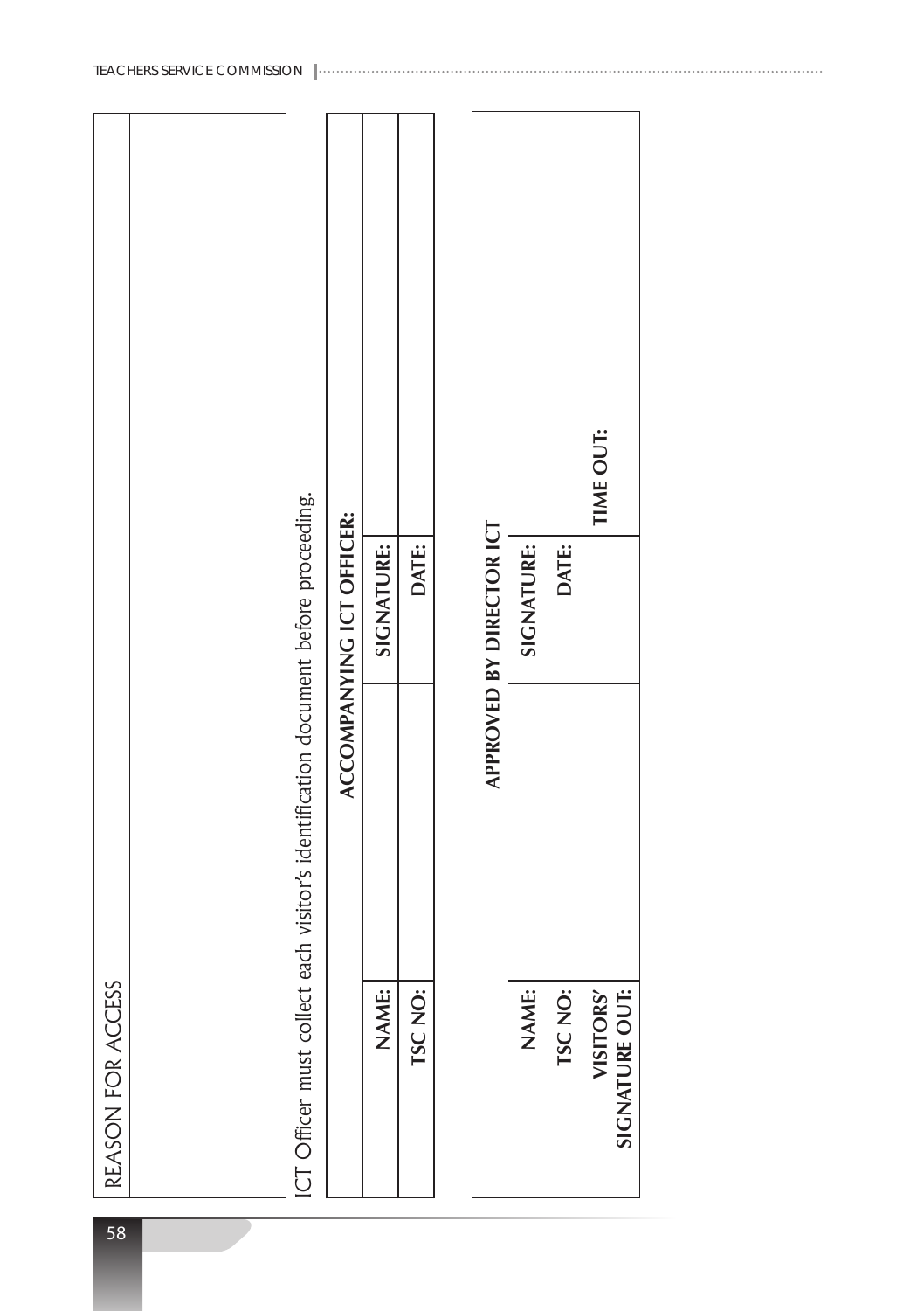| REASON FOR ACCESS |
|---|
| |

ICT Officer must collect each visitor's identification document before proceeding.

| ACCOMPANYING ICT OFFICER: | | | |
|---|---|---|---|
| **NAME:** | | **SIGNATURE:** | |
| **TSC NO:** | | **DATE:** | |

| APPROVED BY DIRECTOR ICT | | | |
|---|---|---|---|
| **NAME:** | | **SIGNATURE:** | |
| **TSC NO:** | | **DATE:** | |
| **VISITORS' SIGNATURE OUT:** | | | **TIME OUT:** |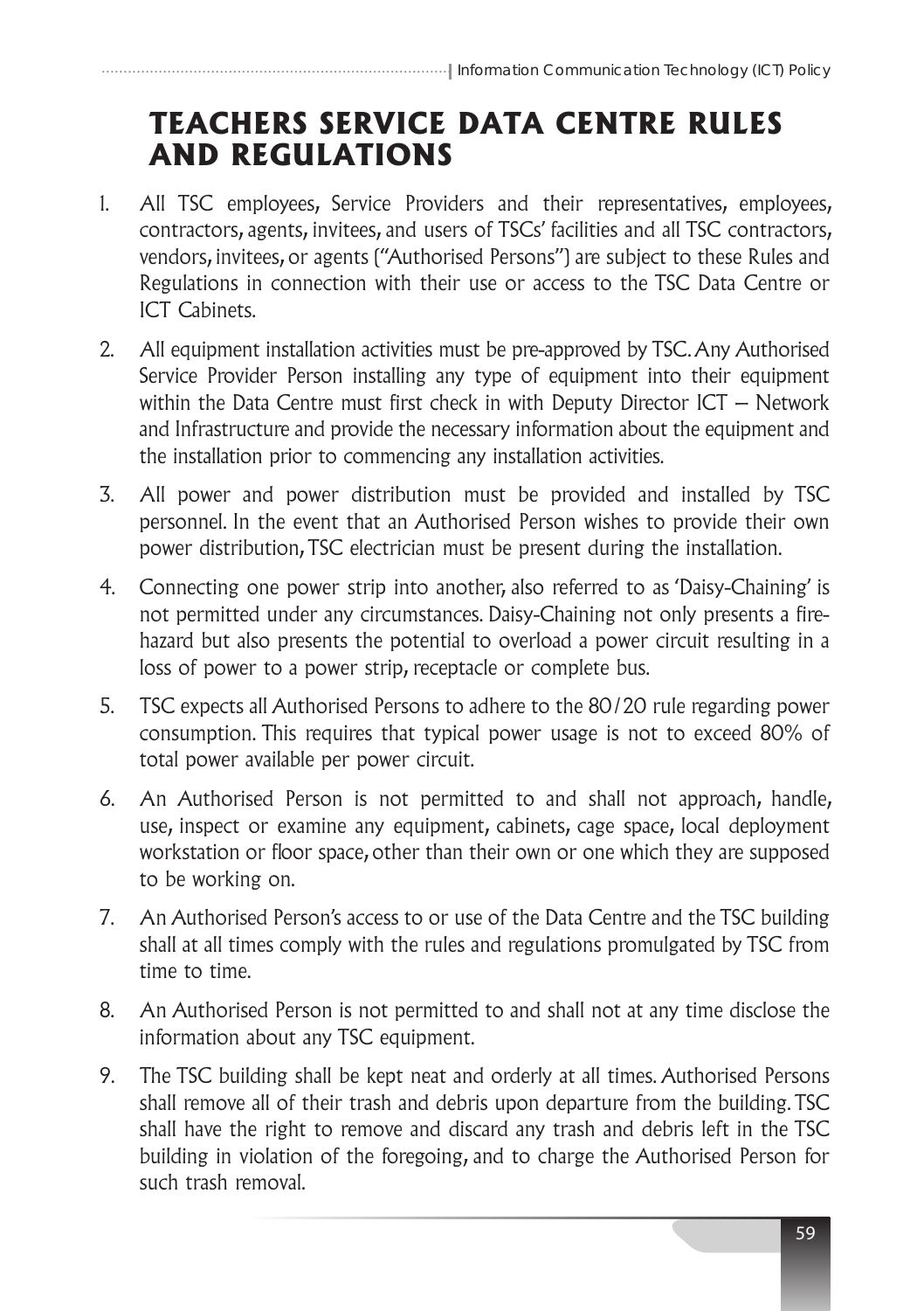# TEACHERS SERVICE DATA CENTRE RULES AND REGULATIONS

1. All TSC employees, Service Providers and their representatives, employees, contractors, agents, invitees, and users of TSCs' facilities and all TSC contractors, vendors, invitees, or agents ("Authorised Persons") are subject to these Rules and Regulations in connection with their use or access to the TSC Data Centre or ICT Cabinets.
2. All equipment installation activities must be pre-approved by TSC. Any Authorised Service Provider Person installing any type of equipment into their equipment within the Data Centre must first check in with Deputy Director ICT – Network and Infrastructure and provide the necessary information about the equipment and the installation prior to commencing any installation activities.
3. All power and power distribution must be provided and installed by TSC personnel. In the event that an Authorised Person wishes to provide their own power distribution, TSC electrician must be present during the installation.
4. Connecting one power strip into another, also referred to as 'Daisy-Chaining' is not permitted under any circumstances. Daisy-Chaining not only presents a fire-hazard but also presents the potential to overload a power circuit resulting in a loss of power to a power strip, receptacle or complete bus.
5. TSC expects all Authorised Persons to adhere to the 80/20 rule regarding power consumption. This requires that typical power usage is not to exceed 80% of total power available per power circuit.
6. An Authorised Person is not permitted to and shall not approach, handle, use, inspect or examine any equipment, cabinets, cage space, local deployment workstation or floor space, other than their own or one which they are supposed to be working on.
7. An Authorised Person's access to or use of the Data Centre and the TSC building shall at all times comply with the rules and regulations promulgated by TSC from time to time.
8. An Authorised Person is not permitted to and shall not at any time disclose the information about any TSC equipment.
9. The TSC building shall be kept neat and orderly at all times. Authorised Persons shall remove all of their trash and debris upon departure from the building. TSC shall have the right to remove and discard any trash and debris left in the TSC building in violation of the foregoing, and to charge the Authorised Person for such trash removal.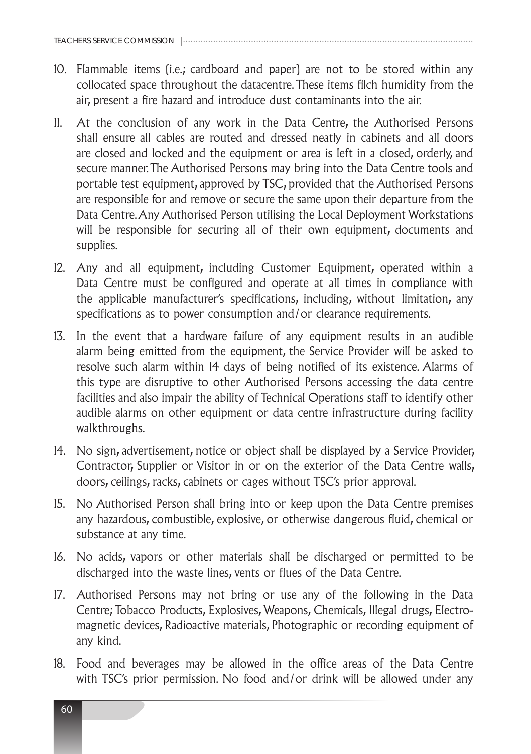10. Flammable items (i.e.; cardboard and paper) are not to be stored within any collocated space throughout the datacentre. These items filch humidity from the air, present a fire hazard and introduce dust contaminants into the air.

11. At the conclusion of any work in the Data Centre, the Authorised Persons shall ensure all cables are routed and dressed neatly in cabinets and all doors are closed and locked and the equipment or area is left in a closed, orderly, and secure manner. The Authorised Persons may bring into the Data Centre tools and portable test equipment, approved by TSC, provided that the Authorised Persons are responsible for and remove or secure the same upon their departure from the Data Centre. Any Authorised Person utilising the Local Deployment Workstations will be responsible for securing all of their own equipment, documents and supplies.

12. Any and all equipment, including Customer Equipment, operated within a Data Centre must be configured and operate at all times in compliance with the applicable manufacturer's specifications, including, without limitation, any specifications as to power consumption and/or clearance requirements.

13. In the event that a hardware failure of any equipment results in an audible alarm being emitted from the equipment, the Service Provider will be asked to resolve such alarm within 14 days of being notified of its existence. Alarms of this type are disruptive to other Authorised Persons accessing the data centre facilities and also impair the ability of Technical Operations staff to identify other audible alarms on other equipment or data centre infrastructure during facility walkthroughs.

14. No sign, advertisement, notice or object shall be displayed by a Service Provider, Contractor, Supplier or Visitor in or on the exterior of the Data Centre walls, doors, ceilings, racks, cabinets or cages without TSC's prior approval.

15. No Authorised Person shall bring into or keep upon the Data Centre premises any hazardous, combustible, explosive, or otherwise dangerous fluid, chemical or substance at any time.

16. No acids, vapors or other materials shall be discharged or permitted to be discharged into the waste lines, vents or flues of the Data Centre.

17. Authorised Persons may not bring or use any of the following in the Data Centre; Tobacco Products, Explosives, Weapons, Chemicals, Illegal drugs, Electro-magnetic devices, Radioactive materials, Photographic or recording equipment of any kind.

18. Food and beverages may be allowed in the office areas of the Data Centre with TSC's prior permission. No food and/or drink will be allowed under any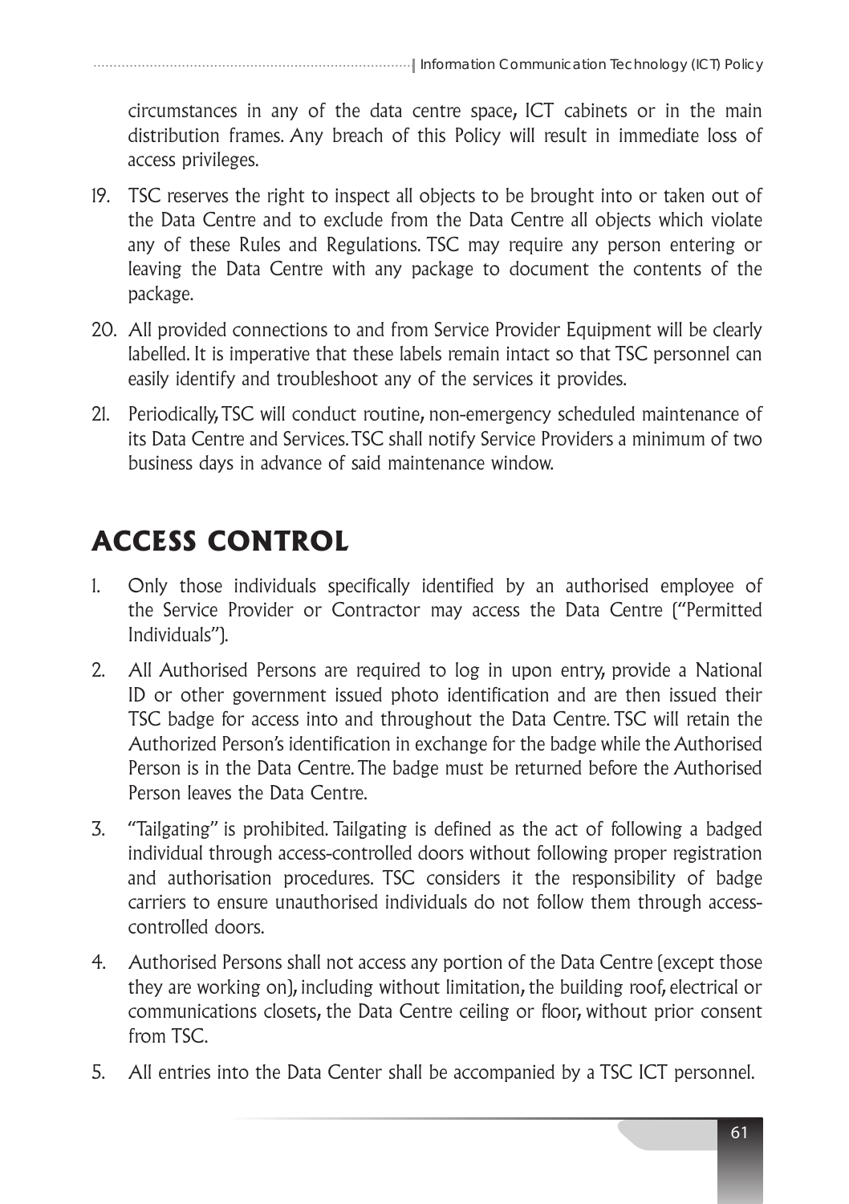circumstances in any of the data centre space, ICT cabinets or in the main distribution frames. Any breach of this Policy will result in immediate loss of access privileges.

19. TSC reserves the right to inspect all objects to be brought into or taken out of the Data Centre and to exclude from the Data Centre all objects which violate any of these Rules and Regulations. TSC may require any person entering or leaving the Data Centre with any package to document the contents of the package.

20. All provided connections to and from Service Provider Equipment will be clearly labelled. It is imperative that these labels remain intact so that TSC personnel can easily identify and troubleshoot any of the services it provides.

21. Periodically, TSC will conduct routine, non-emergency scheduled maintenance of its Data Centre and Services. TSC shall notify Service Providers a minimum of two business days in advance of said maintenance window.

## ACCESS CONTROL

1. Only those individuals specifically identified by an authorised employee of the Service Provider or Contractor may access the Data Centre ("Permitted Individuals").

2. All Authorised Persons are required to log in upon entry, provide a National ID or other government issued photo identification and are then issued their TSC badge for access into and throughout the Data Centre. TSC will retain the Authorized Person's identification in exchange for the badge while the Authorised Person is in the Data Centre. The badge must be returned before the Authorised Person leaves the Data Centre.

3. "Tailgating" is prohibited. Tailgating is defined as the act of following a badged individual through access-controlled doors without following proper registration and authorisation procedures. TSC considers it the responsibility of badge carriers to ensure unauthorised individuals do not follow them through access-controlled doors.

4. Authorised Persons shall not access any portion of the Data Centre (except those they are working on), including without limitation, the building roof, electrical or communications closets, the Data Centre ceiling or floor, without prior consent from TSC.

5. All entries into the Data Center shall be accompanied by a TSC ICT personnel.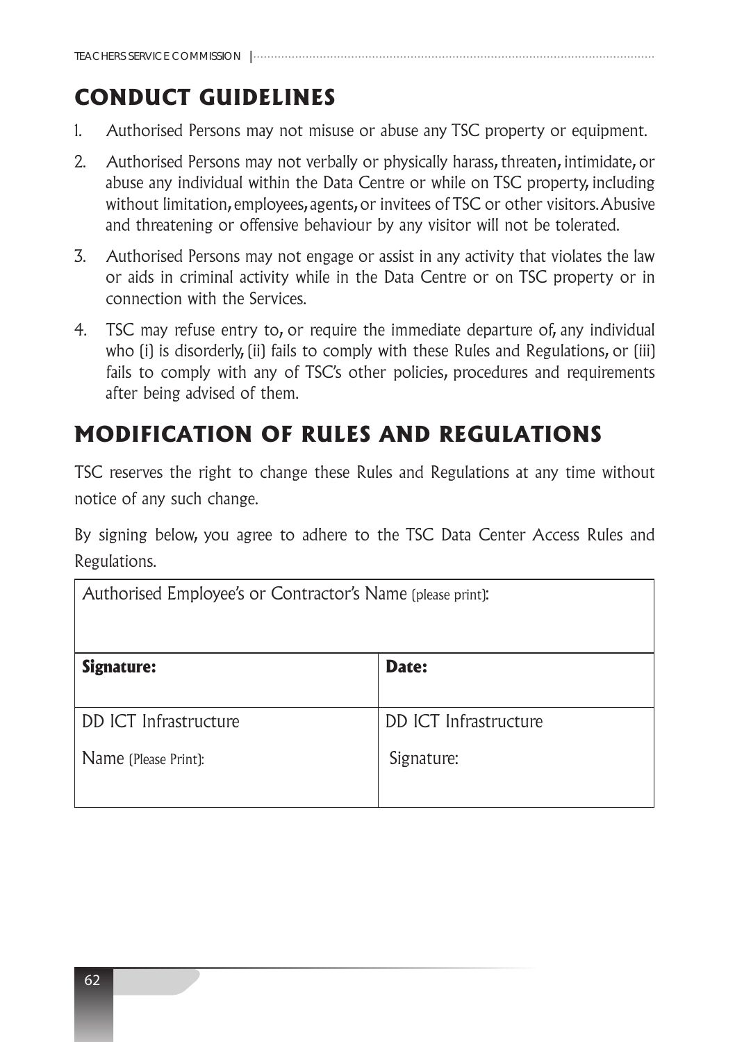## CONDUCT GUIDELINES

1. Authorised Persons may not misuse or abuse any TSC property or equipment.
2. Authorised Persons may not verbally or physically harass, threaten, intimidate, or abuse any individual within the Data Centre or while on TSC property, including without limitation, employees, agents, or invitees of TSC or other visitors. Abusive and threatening or offensive behaviour by any visitor will not be tolerated.
3. Authorised Persons may not engage or assist in any activity that violates the law or aids in criminal activity while in the Data Centre or on TSC property or in connection with the Services.
4. TSC may refuse entry to, or require the immediate departure of, any individual who (i) is disorderly, (ii) fails to comply with these Rules and Regulations, or (iii) fails to comply with any of TSC's other policies, procedures and requirements after being advised of them.

## MODIFICATION OF RULES AND REGULATIONS

TSC reserves the right to change these Rules and Regulations at any time without notice of any such change.

By signing below, you agree to adhere to the TSC Data Center Access Rules and Regulations.

| | |
|---|---|
| Authorised Employee's or Contractor's Name (please print): | |
| **Signature:** | **Date:** |
| DD ICT Infrastructure<br>Name (Please Print): | DD ICT Infrastructure<br>Signature: |